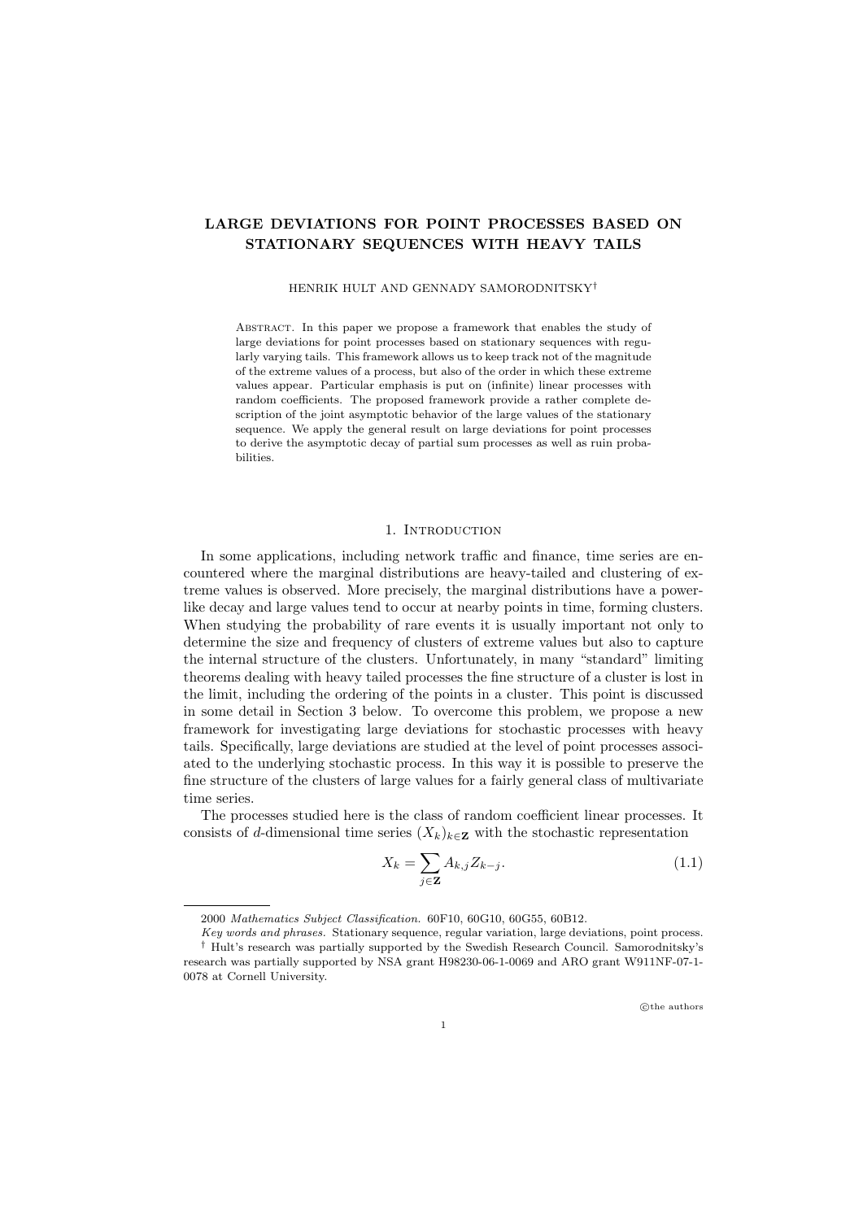# LARGE DEVIATIONS FOR POINT PROCESSES BASED ON STATIONARY SEQUENCES WITH HEAVY TAILS

HENRIK HULT AND GENNADY SAMORODNITSKY†

ABSTRACT. In this paper we propose a framework that enables the study of large deviations for point processes based on stationary sequences with regularly varying tails. This framework allows us to keep track not of the magnitude of the extreme values of a process, but also of the order in which these extreme values appear. Particular emphasis is put on (infinite) linear processes with random coefficients. The proposed framework provide a rather complete description of the joint asymptotic behavior of the large values of the stationary sequence. We apply the general result on large deviations for point processes to derive the asymptotic decay of partial sum processes as well as ruin probabilities.

## 1. Introduction

In some applications, including network traffic and finance, time series are encountered where the marginal distributions are heavy-tailed and clustering of extreme values is observed. More precisely, the marginal distributions have a power-like decay and large values tend to occur at nearby points in time, forming clusters. When studying the probability of rare events it is usually important not only to determine the size and frequency of clusters of extreme values but also to capture the internal structure of the clusters. Unfortunately, in many "standard" limiting theorems dealing with heavy tailed processes the fine structure of a cluster is lost in the limit, including the ordering of the points in a cluster. This point is discussed in some detail in Section 3 below. To overcome this problem, we propose a new framework for investigating large deviations for stochastic processes with heavy tails. Specifically, large deviations are studied at the level of point processes associated to the underlying stochastic process. In this way it is possible to preserve the fine structure of the clusters of large values for a fairly general class of multivariate time series.

The processes studied here is the class of random coefficient linear processes. It consists of $d$-dimensional time series $(X_k)_{k\in\mathbf{Z}}$ with the stochastic representation

$$X_k = \sum_{j\in\mathbf{Z}} A_{k,j} Z_{k-j}. \tag{1.1}$$

---

2000 *Mathematics Subject Classification.* 60F10, 60G10, 60G55, 60B12.

*Key words and phrases.* Stationary sequence, regular variation, large deviations, point process.

† Hult's research was partially supported by the Swedish Research Council. Samorodnitsky's research was partially supported by NSA grant H98230-06-1-0069 and ARO grant W911NF-07-1-0078 at Cornell University.

©the authors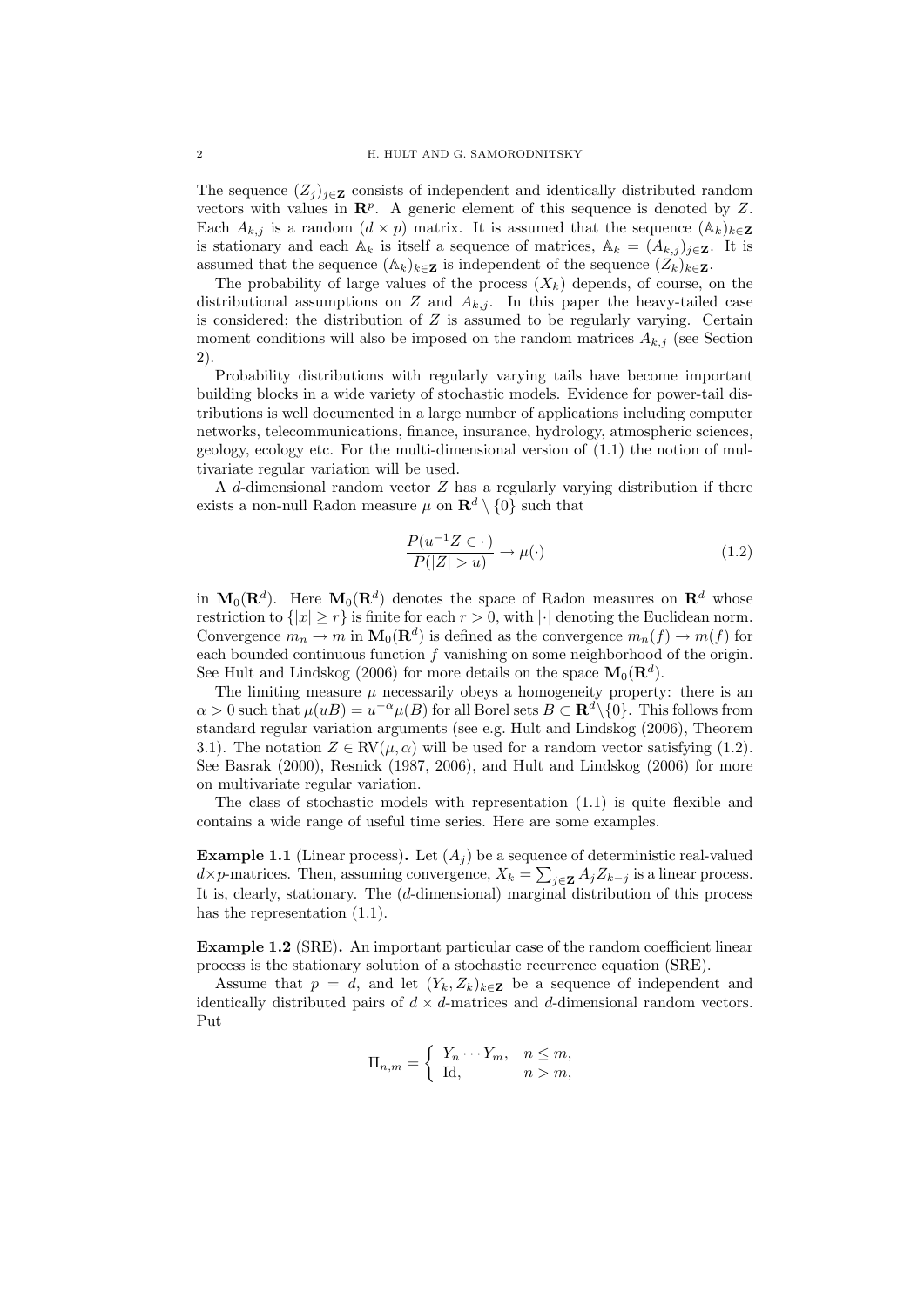The sequence $(Z_j)_{j\in\mathbf{Z}}$ consists of independent and identically distributed random vectors with values in $\mathbf{R}^p$. A generic element of this sequence is denoted by $Z$. Each $A_{k,j}$ is a random $(d \times p)$ matrix. It is assumed that the sequence $(\mathbb{A}_k)_{k\in\mathbf{Z}}$ is stationary and each $\mathbb{A}_k$ is itself a sequence of matrices, $\mathbb{A}_k = (A_{k,j})_{j\in\mathbf{Z}}$. It is assumed that the sequence $(\mathbb{A}_k)_{k\in\mathbf{Z}}$ is independent of the sequence $(Z_k)_{k\in\mathbf{Z}}$.

The probability of large values of the process $(X_k)$ depends, of course, on the distributional assumptions on $Z$ and $A_{k,j}$. In this paper the heavy-tailed case is considered; the distribution of $Z$ is assumed to be regularly varying. Certain moment conditions will also be imposed on the random matrices $A_{k,j}$ (see Section 2).

Probability distributions with regularly varying tails have become important building blocks in a wide variety of stochastic models. Evidence for power-tail distributions is well documented in a large number of applications including computer networks, telecommunications, finance, insurance, hydrology, atmospheric sciences, geology, ecology etc. For the multi-dimensional version of (1.1) the notion of multivariate regular variation will be used.

A $d$-dimensional random vector $Z$ has a regularly varying distribution if there exists a non-null Radon measure $\mu$ on $\mathbf{R}^d \setminus \{0\}$ such that

$$\frac{P(u^{-1}Z \in \cdot)}{P(|Z| > u)} \to \mu(\cdot) \tag{1.2}$$

in $\mathbf{M}_0(\mathbf{R}^d)$. Here $\mathbf{M}_0(\mathbf{R}^d)$ denotes the space of Radon measures on $\mathbf{R}^d$ whose restriction to $\{|x| \geq r\}$ is finite for each $r > 0$, with $|\cdot|$ denoting the Euclidean norm. Convergence $m_n \to m$ in $\mathbf{M}_0(\mathbf{R}^d)$ is defined as the convergence $m_n(f) \to m(f)$ for each bounded continuous function $f$ vanishing on some neighborhood of the origin. See Hult and Lindskog (2006) for more details on the space $\mathbf{M}_0(\mathbf{R}^d)$.

The limiting measure $\mu$ necessarily obeys a homogeneity property: there is an $\alpha > 0$ such that $\mu(uB) = u^{-\alpha}\mu(B)$ for all Borel sets $B \subset \mathbf{R}^d \setminus \{0\}$. This follows from standard regular variation arguments (see e.g. Hult and Lindskog (2006), Theorem 3.1). The notation $Z \in \mathrm{RV}(\mu, \alpha)$ will be used for a random vector satisfying (1.2). See Basrak (2000), Resnick (1987, 2006), and Hult and Lindskog (2006) for more on multivariate regular variation.

The class of stochastic models with representation (1.1) is quite flexible and contains a wide range of useful time series. Here are some examples.

**Example 1.1** (Linear process)**.** Let $(A_j)$ be a sequence of deterministic real-valued $d\times p$-matrices. Then, assuming convergence, $X_k = \sum_{j\in\mathbf{Z}} A_j Z_{k-j}$ is a linear process. It is, clearly, stationary. The ($d$-dimensional) marginal distribution of this process has the representation (1.1).

**Example 1.2** (SRE)**.** An important particular case of the random coefficient linear process is the stationary solution of a stochastic recurrence equation (SRE).

Assume that $p = d$, and let $(Y_k, Z_k)_{k\in\mathbf{Z}}$ be a sequence of independent and identically distributed pairs of $d \times d$-matrices and $d$-dimensional random vectors. Put

$$\Pi_{n,m} = \begin{cases} Y_n \cdots Y_m, & n \leq m, \\ \mathrm{Id}, & n > m, \end{cases}$$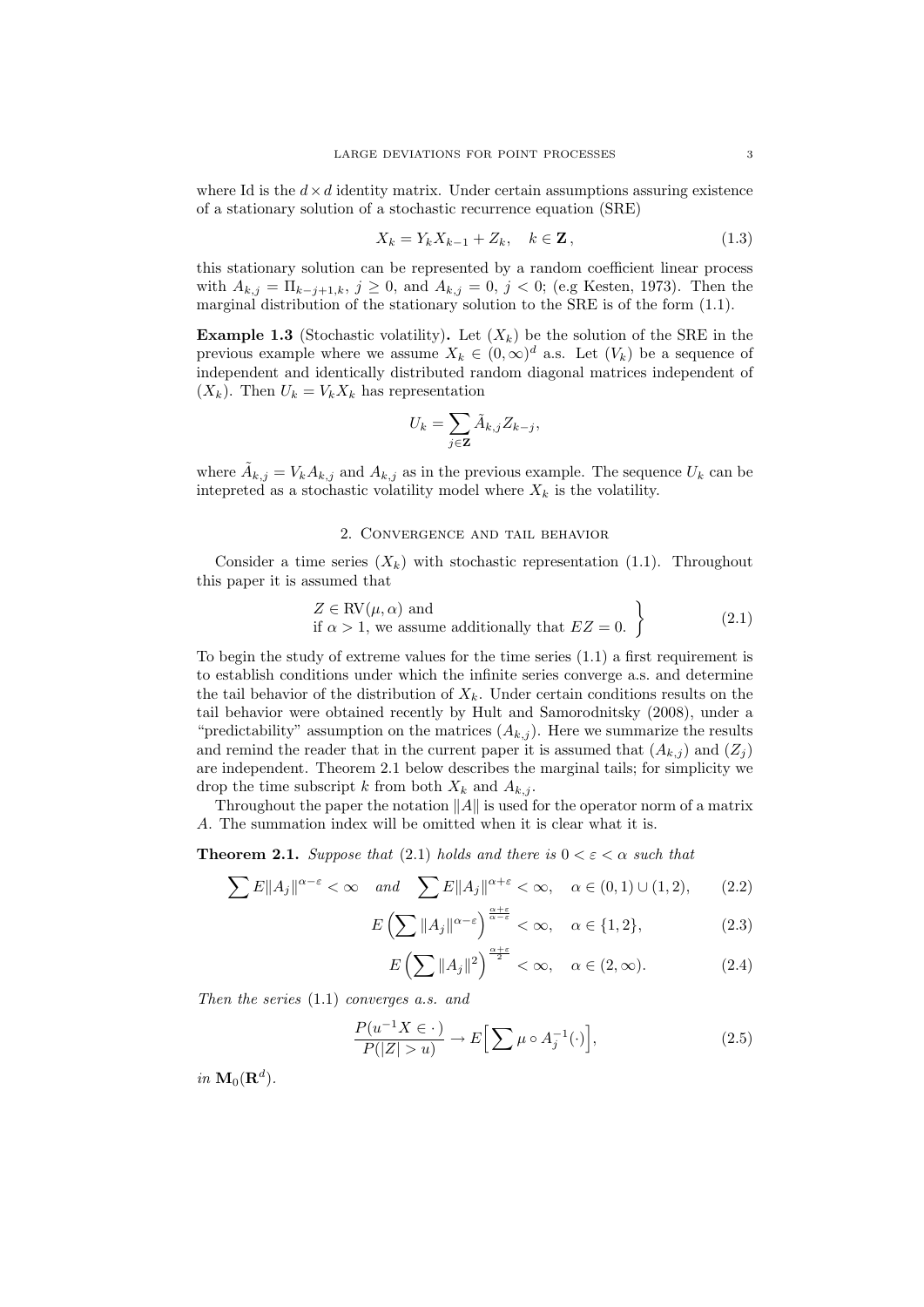where Id is the $d \times d$ identity matrix. Under certain assumptions assuring existence of a stationary solution of a stochastic recurrence equation (SRE)

$$X_k = Y_k X_{k-1} + Z_k, \quad k \in \mathbf{Z}\,, \tag{1.3}$$

this stationary solution can be represented by a random coefficient linear process with $A_{k,j} = \Pi_{k-j+1,k}$, $j \geq 0$, and $A_{k,j} = 0$, $j < 0$; (e.g Kesten, 1973). Then the marginal distribution of the stationary solution to the SRE is of the form (1.1).

**Example 1.3** (Stochastic volatility)**.** Let $(X_k)$ be the solution of the SRE in the previous example where we assume $X_k \in (0, \infty)^d$ a.s. Let $(V_k)$ be a sequence of independent and identically distributed random diagonal matrices independent of $(X_k)$. Then $U_k = V_k X_k$ has representation

$$U_k = \sum_{j \in \mathbf{Z}} \tilde{A}_{k,j} Z_{k-j},$$

where $\tilde{A}_{k,j} = V_k A_{k,j}$ and $A_{k,j}$ as in the previous example. The sequence $U_k$ can be intepreted as a stochastic volatility model where $X_k$ is the volatility.

## 2. Convergence and tail behavior

Consider a time series $(X_k)$ with stochastic representation (1.1). Throughout this paper it is assumed that

$$\left.\begin{array}{l} Z \in \mathrm{RV}(\mu, \alpha) \text{ and} \\ \text{if } \alpha > 1, \text{ we assume additionally that } EZ = 0. \end{array}\right\} \tag{2.1}$$

To begin the study of extreme values for the time series (1.1) a first requirement is to establish conditions under which the infinite series converge a.s. and determine the tail behavior of the distribution of $X_k$. Under certain conditions results on the tail behavior were obtained recently by Hult and Samorodnitsky (2008), under a "predictability" assumption on the matrices $(A_{k,j})$. Here we summarize the results and remind the reader that in the current paper it is assumed that $(A_{k,j})$ and $(Z_j)$ are independent. Theorem 2.1 below describes the marginal tails; for simplicity we drop the time subscript $k$ from both $X_k$ and $A_{k,j}$.

Throughout the paper the notation $\|A\|$ is used for the operator norm of a matrix $A$. The summation index will be omitted when it is clear what it is.

**Theorem 2.1.** *Suppose that* (2.1) *holds and there is* $0 < \varepsilon < \alpha$ *such that*

$$\sum E\|A_j\|^{\alpha-\varepsilon} < \infty \quad \text{and} \quad \sum E\|A_j\|^{\alpha+\varepsilon} < \infty, \quad \alpha \in (0,1) \cup (1,2), \tag{2.2}$$

$$E\Big(\sum \|A_j\|^{\alpha-\varepsilon}\Big)^{\frac{\alpha+\varepsilon}{\alpha-\varepsilon}} < \infty, \quad \alpha \in \{1,2\}, \tag{2.3}$$

$$E\Big(\sum \|A_j\|^{2}\Big)^{\frac{\alpha+\varepsilon}{2}} < \infty, \quad \alpha \in (2,\infty). \tag{2.4}$$

*Then the series* (1.1) *converges a.s. and*

$$\frac{P(u^{-1}X \in \cdot)}{P(|Z| > u)} \to E\Big[\sum \mu \circ A_j^{-1}(\cdot)\Big], \tag{2.5}$$

*in* $\mathbf{M}_0(\mathbf{R}^d)$.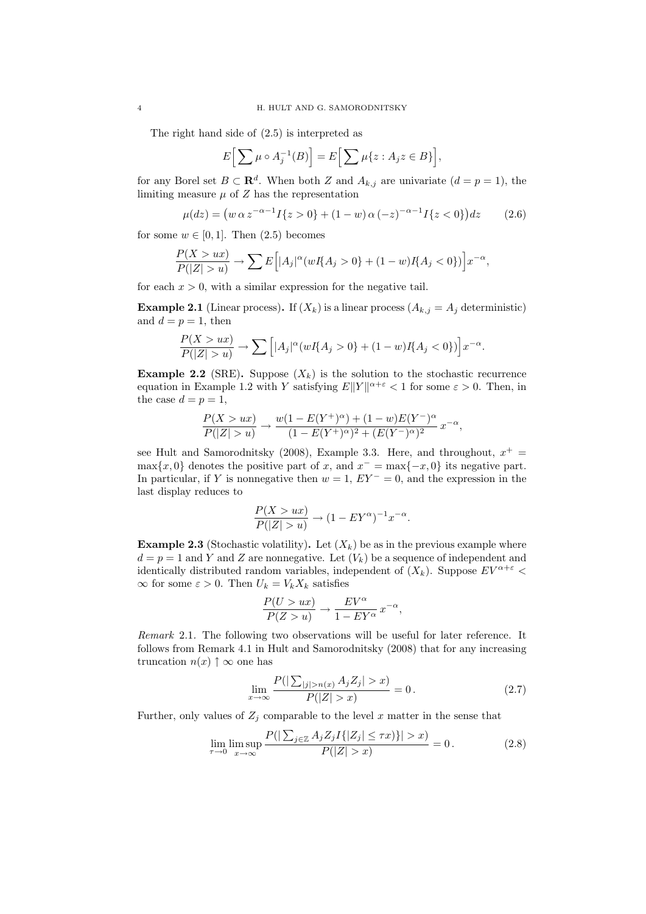The right hand side of (2.5) is interpreted as

$$E\Big[\sum \mu \circ A_j^{-1}(B)\Big] = E\Big[\sum \mu\{z : A_j z \in B\}\Big],$$

for any Borel set $B \subset \mathbf{R}^d$. When both $Z$ and $A_{k,j}$ are univariate ($d = p = 1$), the limiting measure $\mu$ of $Z$ has the representation

$$\mu(dz) = \big(w\,\alpha\, z^{-\alpha-1} I\{z > 0\} + (1-w)\,\alpha\,(-z)^{-\alpha-1} I\{z < 0\}\big)dz \tag{2.6}$$

for some $w \in [0, 1]$. Then (2.5) becomes

$$\frac{P(X > ux)}{P(|Z| > u)} \to \sum E\Big[|A_j|^\alpha (wI\{A_j > 0\} + (1-w)I\{A_j < 0\})\Big] x^{-\alpha},$$

for each $x > 0$, with a similar expression for the negative tail.

**Example 2.1** (Linear process)**.** If $(X_k)$ is a linear process ($A_{k,j} = A_j$ deterministic) and $d = p = 1$, then

$$\frac{P(X > ux)}{P(|Z| > u)} \to \sum \Big[|A_j|^\alpha (wI\{A_j > 0\} + (1-w)I\{A_j < 0\})\Big] x^{-\alpha}.$$

**Example 2.2** (SRE)**.** Suppose $(X_k)$ is the solution to the stochastic recurrence equation in Example 1.2 with $Y$ satisfying $E\|Y\|^{\alpha+\varepsilon} < 1$ for some $\varepsilon > 0$. Then, in the case $d = p = 1$,

$$\frac{P(X > ux)}{P(|Z| > u)} \to \frac{w(1 - E(Y^+)^\alpha) + (1-w)E(Y^-)^\alpha}{(1 - E(Y^+)^\alpha)^2 + (E(Y^-)^\alpha)^2}\, x^{-\alpha},$$

see Hult and Samorodnitsky (2008), Example 3.3. Here, and throughout, $x^+ = \max\{x, 0\}$ denotes the positive part of $x$, and $x^- = \max\{-x, 0\}$ its negative part. In particular, if $Y$ is nonnegative then $w = 1$, $EY^- = 0$, and the expression in the last display reduces to

$$\frac{P(X > ux)}{P(|Z| > u)} \to (1 - EY^\alpha)^{-1} x^{-\alpha}.$$

**Example 2.3** (Stochastic volatility)**.** Let $(X_k)$ be as in the previous example where $d = p = 1$ and $Y$ and $Z$ are nonnegative. Let $(V_k)$ be a sequence of independent and identically distributed random variables, independent of $(X_k)$. Suppose $EV^{\alpha+\varepsilon} < \infty$ for some $\varepsilon > 0$. Then $U_k = V_k X_k$ satisfies

$$\frac{P(U > ux)}{P(Z > u)} \to \frac{EV^\alpha}{1 - EY^\alpha}\, x^{-\alpha},$$

*Remark* 2.1. The following two observations will be useful for later reference. It follows from Remark 4.1 in Hult and Samorodnitsky (2008) that for any increasing truncation $n(x) \uparrow \infty$ one has

$$\lim_{x\to\infty} \frac{P(|\sum_{|j|>n(x)} A_j Z_j| > x)}{P(|Z| > x)} = 0\,. \tag{2.7}$$

Further, only values of $Z_j$ comparable to the level $x$ matter in the sense that

$$\lim_{\tau\to 0}\limsup_{x\to\infty} \frac{P(|\sum_{j\in\mathbb{Z}} A_j Z_j I\{|Z_j| \le \tau x)\}| > x)}{P(|Z| > x)} = 0\,. \tag{2.8}$$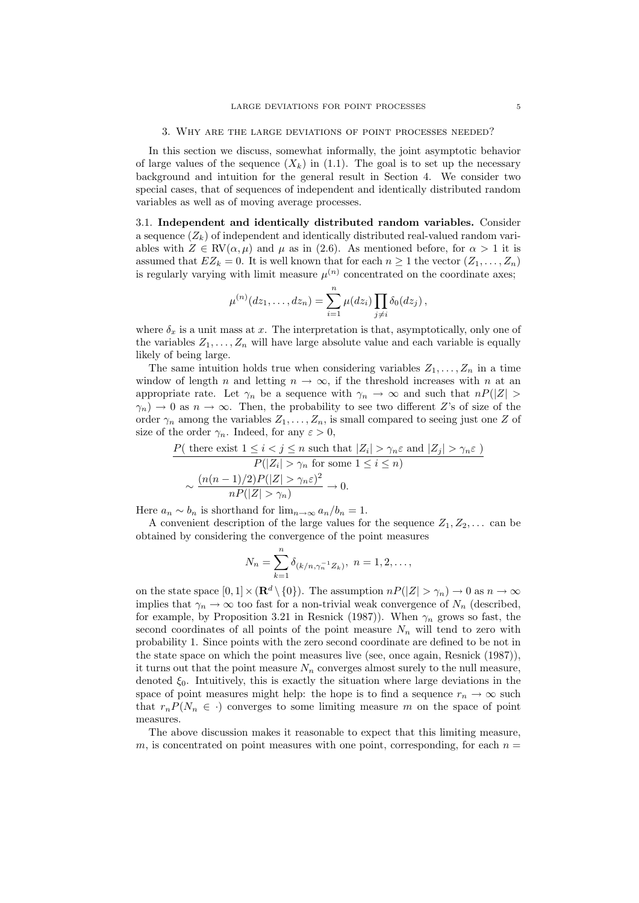## 3. Why are the large deviations of point processes needed?

In this section we discuss, somewhat informally, the joint asymptotic behavior of large values of the sequence $(X_k)$ in (1.1). The goal is to set up the necessary background and intuition for the general result in Section 4. We consider two special cases, that of sequences of independent and identically distributed random variables as well as of moving average processes.

### 3.1. Independent and identically distributed random variables.

Consider a sequence $(Z_k)$ of independent and identically distributed real-valued random variables with $Z \in \mathrm{RV}(\alpha, \mu)$ and $\mu$ as in (2.6). As mentioned before, for $\alpha > 1$ it is assumed that $EZ_k = 0$. It is well known that for each $n \geq 1$ the vector $(Z_1, \ldots, Z_n)$ is regularly varying with limit measure $\mu^{(n)}$ concentrated on the coordinate axes;

$$\mu^{(n)}(dz_1, \ldots, dz_n) = \sum_{i=1}^{n} \mu(dz_i) \prod_{j \neq i} \delta_0(dz_j)\,,$$

where $\delta_x$ is a unit mass at $x$. The interpretation is that, asymptotically, only one of the variables $Z_1, \ldots, Z_n$ will have large absolute value and each variable is equally likely of being large.

The same intuition holds true when considering variables $Z_1, \ldots, Z_n$ in a time window of length $n$ and letting $n \to \infty$, if the threshold increases with $n$ at an appropriate rate. Let $\gamma_n$ be a sequence with $\gamma_n \to \infty$ and such that $nP(|Z| > \gamma_n) \to 0$ as $n \to \infty$. Then, the probability to see two different $Z$'s of size of the order $\gamma_n$ among the variables $Z_1, \ldots, Z_n$, is small compared to seeing just one $Z$ of size of the order $\gamma_n$. Indeed, for any $\varepsilon > 0$,

$$\frac{P(\text{ there exist } 1 \leq i < j \leq n \text{ such that } |Z_i| > \gamma_n \varepsilon \text{ and } |Z_j| > \gamma_n \varepsilon\ )}{P(|Z_i| > \gamma_n \text{ for some } 1 \leq i \leq n)}$$
$$\sim \frac{(n(n-1)/2)P(|Z| > \gamma_n \varepsilon)^2}{nP(|Z| > \gamma_n)} \to 0.$$

Here $a_n \sim b_n$ is shorthand for $\lim_{n\to\infty} a_n/b_n = 1$.

A convenient description of the large values for the sequence $Z_1, Z_2, \ldots$ can be obtained by considering the convergence of the point measures

$$N_n = \sum_{k=1}^{n} \delta_{(k/n, \gamma_n^{-1} Z_k)},\ n = 1, 2, \ldots,$$

on the state space $[0,1] \times (\mathbf{R}^d \setminus \{0\})$. The assumption $nP(|Z| > \gamma_n) \to 0$ as $n \to \infty$ implies that $\gamma_n \to \infty$ too fast for a non-trivial weak convergence of $N_n$ (described, for example, by Proposition 3.21 in Resnick (1987)). When $\gamma_n$ grows so fast, the second coordinates of all points of the point measure $N_n$ will tend to zero with probability 1. Since points with the zero second coordinate are defined to be not in the state space on which the point measures live (see, once again, Resnick (1987)), it turns out that the point measure $N_n$ converges almost surely to the null measure, denoted $\xi_0$. Intuitively, this is exactly the situation where large deviations in the space of point measures might help: the hope is to find a sequence $r_n \to \infty$ such that $r_n P(N_n \in \cdot)$ converges to some limiting measure $m$ on the space of point measures.

The above discussion makes it reasonable to expect that this limiting measure, $m$, is concentrated on point measures with one point, corresponding, for each $n =$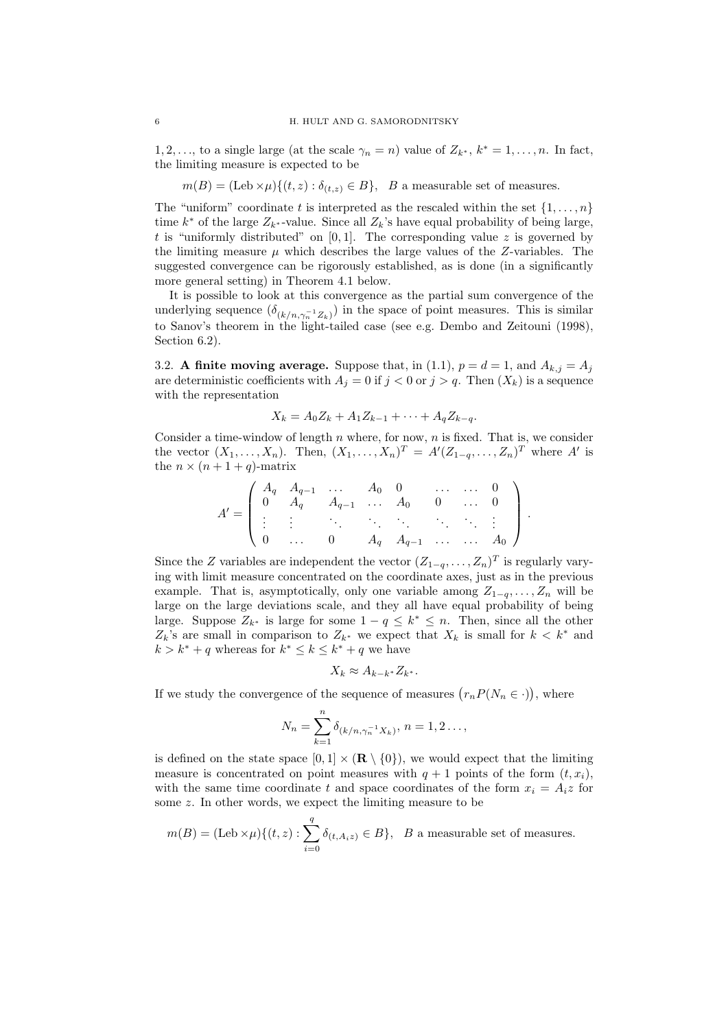$1, 2, \ldots$, to a single large (at the scale $\gamma_n = n$) value of $Z_{k^*}$, $k^* = 1, \ldots, n$. In fact, the limiting measure is expected to be

$$m(B) = (\text{Leb} \times \mu)\{(t, z) : \delta_{(t,z)} \in B\}, \quad B \text{ a measurable set of measures.}$$

The "uniform" coordinate $t$ is interpreted as the rescaled within the set $\{1, \ldots, n\}$ time $k^*$ of the large $Z_{k^*}$-value. Since all $Z_k$'s have equal probability of being large, $t$ is "uniformly distributed" on $[0, 1]$. The corresponding value $z$ is governed by the limiting measure $\mu$ which describes the large values of the $Z$-variables. The suggested convergence can be rigorously established, as is done (in a significantly more general setting) in Theorem 4.1 below.

It is possible to look at this convergence as the partial sum convergence of the underlying sequence $(\delta_{(k/n, \gamma_n^{-1} Z_k)})$ in the space of point measures. This is similar to Sanov's theorem in the light-tailed case (see e.g. Dembo and Zeitouni (1998), Section 6.2).

3.2. **A finite moving average.** Suppose that, in (1.1), $p = d = 1$, and $A_{k,j} = A_j$ are deterministic coefficients with $A_j = 0$ if $j < 0$ or $j > q$. Then $(X_k)$ is a sequence with the representation

$$X_k = A_0 Z_k + A_1 Z_{k-1} + \cdots + A_q Z_{k-q}.$$

Consider a time-window of length $n$ where, for now, $n$ is fixed. That is, we consider the vector $(X_1, \ldots, X_n)$. Then, $(X_1, \ldots, X_n)^T = A'(Z_{1-q}, \ldots, Z_n)^T$ where $A'$ is the $n \times (n + 1 + q)$-matrix

$$A' = \begin{pmatrix} A_q & A_{q-1} & \ldots & A_0 & 0 & \ldots & \ldots & 0 \\ 0 & A_q & A_{q-1} & \ldots & A_0 & 0 & \ldots & 0 \\ \vdots & \vdots & \ddots & \ddots & \ddots & \ddots & \ddots & \vdots \\ 0 & \ldots & 0 & A_q & A_{q-1} & \ldots & \ldots & A_0 \end{pmatrix}.$$

Since the $Z$ variables are independent the vector $(Z_{1-q}, \ldots, Z_n)^T$ is regularly varying with limit measure concentrated on the coordinate axes, just as in the previous example. That is, asymptotically, only one variable among $Z_{1-q}, \ldots, Z_n$ will be large on the large deviations scale, and they all have equal probability of being large. Suppose $Z_{k^*}$ is large for some $1 - q \leq k^* \leq n$. Then, since all the other $Z_k$'s are small in comparison to $Z_{k^*}$ we expect that $X_k$ is small for $k < k^*$ and $k > k^* + q$ whereas for $k^* \leq k \leq k^* + q$ we have

$$X_k \approx A_{k-k^*} Z_{k^*}.$$

If we study the convergence of the sequence of measures $\big(r_n P(N_n \in \cdot)\big)$, where

$$N_n = \sum_{k=1}^{n} \delta_{(k/n, \gamma_n^{-1} X_k)}, \; n = 1, 2 \ldots,$$

is defined on the state space $[0, 1] \times (\mathbf{R} \setminus \{0\})$, we would expect that the limiting measure is concentrated on point measures with $q + 1$ points of the form $(t, x_i)$, with the same time coordinate $t$ and space coordinates of the form $x_i = A_i z$ for some $z$. In other words, we expect the limiting measure to be

$$m(B) = (\text{Leb} \times \mu)\{(t, z) : \sum_{i=0}^{q} \delta_{(t, A_i z)} \in B\}, \quad B \text{ a measurable set of measures.}$$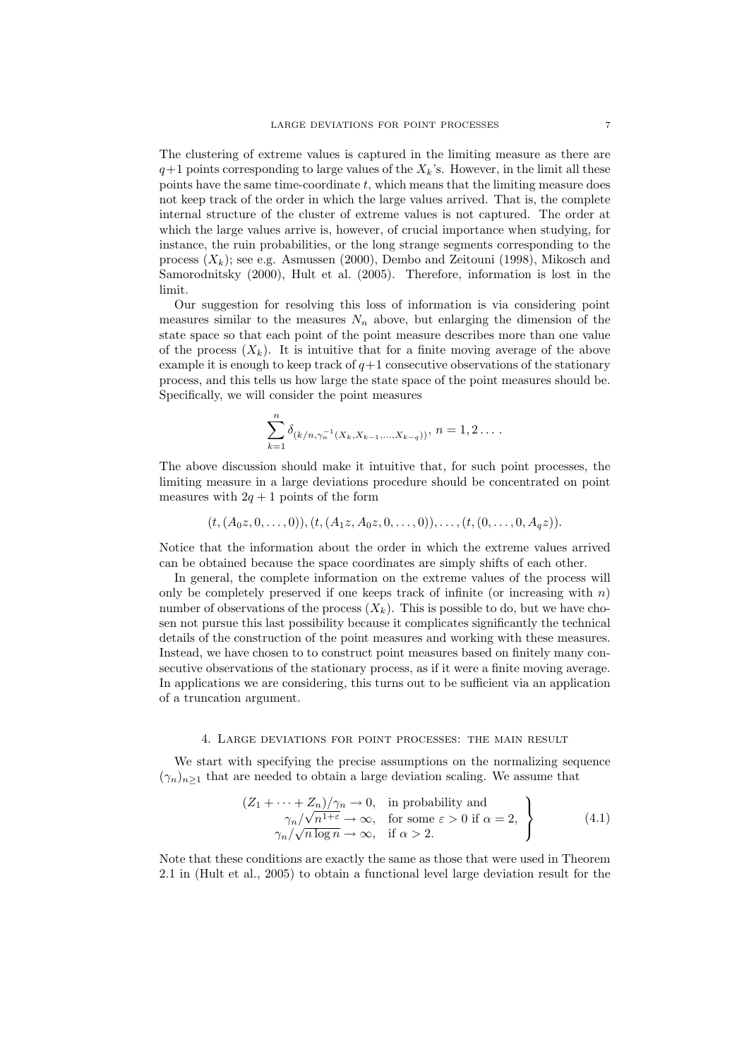The clustering of extreme values is captured in the limiting measure as there are $q+1$ points corresponding to large values of the $X_k$'s. However, in the limit all these points have the same time-coordinate $t$, which means that the limiting measure does not keep track of the order in which the large values arrived. That is, the complete internal structure of the cluster of extreme values is not captured. The order at which the large values arrive is, however, of crucial importance when studying, for instance, the ruin probabilities, or the long strange segments corresponding to the process $(X_k)$; see e.g. Asmussen (2000), Dembo and Zeitouni (1998), Mikosch and Samorodnitsky (2000), Hult et al. (2005). Therefore, information is lost in the limit.

Our suggestion for resolving this loss of information is via considering point measures similar to the measures $N_n$ above, but enlarging the dimension of the state space so that each point of the point measure describes more than one value of the process $(X_k)$. It is intuitive that for a finite moving average of the above example it is enough to keep track of $q+1$ consecutive observations of the stationary process, and this tells us how large the state space of the point measures should be. Specifically, we will consider the point measures

$$\sum_{k=1}^{n} \delta_{(k/n, \gamma_n^{-1}(X_k, X_{k-1}, \dots, X_{k-q}))}, \; n = 1, 2 \dots .$$

The above discussion should make it intuitive that, for such point processes, the limiting measure in a large deviations procedure should be concentrated on point measures with $2q+1$ points of the form

$$(t, (A_0 z, 0, \dots, 0)), (t, (A_1 z, A_0 z, 0, \dots, 0)), \dots, (t, (0, \dots, 0, A_q z)).$$

Notice that the information about the order in which the extreme values arrived can be obtained because the space coordinates are simply shifts of each other.

In general, the complete information on the extreme values of the process will only be completely preserved if one keeps track of infinite (or increasing with $n$) number of observations of the process $(X_k)$. This is possible to do, but we have chosen not pursue this last possibility because it complicates significantly the technical details of the construction of the point measures and working with these measures. Instead, we have chosen to to construct point measures based on finitely many consecutive observations of the stationary process, as if it were a finite moving average. In applications we are considering, this turns out to be sufficient via an application of a truncation argument.

## 4. Large deviations for point processes: the main result

We start with specifying the precise assumptions on the normalizing sequence $(\gamma_n)_{n\geq 1}$ that are needed to obtain a large deviation scaling. We assume that

$$\left.\begin{aligned} (Z_1 + \cdots + Z_n)/\gamma_n &\to 0, && \text{in probability and} \\ \gamma_n/\sqrt{n^{1+\varepsilon}} &\to \infty, && \text{for some } \varepsilon > 0 \text{ if } \alpha = 2, \\ \gamma_n/\sqrt{n \log n} &\to \infty, && \text{if } \alpha > 2. \end{aligned}\right\} \tag{4.1}$$

Note that these conditions are exactly the same as those that were used in Theorem 2.1 in (Hult et al., 2005) to obtain a functional level large deviation result for the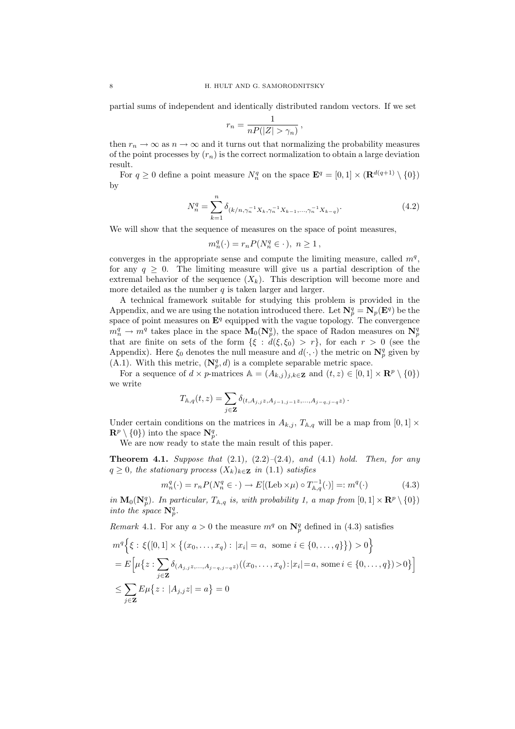partial sums of independent and identically distributed random vectors. If we set

$$r_n = \frac{1}{nP(|Z| > \gamma_n)} \,,$$

then $r_n \to \infty$ as $n \to \infty$ and it turns out that normalizing the probability measures of the point processes by $(r_n)$ is the correct normalization to obtain a large deviation result.

For $q \geq 0$ define a point measure $N_n^q$ on the space $\mathbf{E}^q = [0,1] \times (\mathbf{R}^{d(q+1)} \setminus \{0\})$ by

$$N_n^q = \sum_{k=1}^n \delta_{(k/n, \gamma_n^{-1} X_k, \gamma_n^{-1} X_{k-1}, \ldots, \gamma_n^{-1} X_{k-q})}. \tag{4.2}$$

We will show that the sequence of measures on the space of point measures,

$$m_n^q(\cdot) = r_n P(N_n^q \in \cdot), \; n \geq 1 \,,$$

converges in the appropriate sense and compute the limiting measure, called $m^q$, for any $q \geq 0$. The limiting measure will give us a partial description of the extremal behavior of the sequence $(X_k)$. This description will become more and more detailed as the number $q$ is taken larger and larger.

A technical framework suitable for studying this problem is provided in the Appendix, and we are using the notation introduced there. Let $\mathbf{N}_p^q = \mathbf{N}_p(\mathbf{E}^q)$ be the space of point measures on $\mathbf{E}^q$ equipped with the vague topology. The convergence $m_n^q \to m^q$ takes place in the space $\mathbf{M}_0(\mathbf{N}_p^q)$, the space of Radon measures on $\mathbf{N}_p^q$ that are finite on sets of the form $\{\xi : d(\xi, \xi_0) > r\}$, for each $r > 0$ (see the Appendix). Here $\xi_0$ denotes the null measure and $d(\cdot,\cdot)$ the metric on $\mathbf{N}_p^q$ given by (A.1). With this metric, $(\mathbf{N}_p^q, d)$ is a complete separable metric space.

For a sequence of $d \times p$-matrices $\mathbb{A} = (A_{k,j})_{j,k \in \mathbf{Z}}$ and $(t,z) \in [0,1] \times \mathbf{R}^p \setminus \{0\})$ we write

$$T_{\mathbb{A},q}(t,z) = \sum_{j \in \mathbf{Z}} \delta_{(t, A_{j,j} z, A_{j-1,j-1} z, \ldots, A_{j-q,j-q} z)} \,.$$

Under certain conditions on the matrices in $A_{k,j}$, $T_{\mathbb{A},q}$ will be a map from $[0,1] \times \mathbf{R}^p \setminus \{0\})$ into the space $\mathbf{N}_p^q$.

We are now ready to state the main result of this paper.

**Theorem 4.1.** *Suppose that* (2.1), (2.2)–(2.4), *and* (4.1) *hold. Then, for any* $q \geq 0$*, the stationary process* $(X_k)_{k \in \mathbf{Z}}$ *in* (1.1) *satisfies*

$$m_n^q(\cdot) = r_n P(N_n^q \in \cdot) \to E[(\text{Leb} \times \mu) \circ T_{\mathbb{A},q}^{-1}(\cdot)] =: m^q(\cdot) \tag{4.3}$$

*in* $\mathbf{M}_0(\mathbf{N}_p^q)$*. In particular,* $T_{\mathbb{A},q}$ *is, with probability 1, a map from* $[0,1] \times \mathbf{R}^p \setminus \{0\})$ *into the space* $\mathbf{N}_p^q$*.*

*Remark* 4.1. For any $a > 0$ the measure $m^q$ on $\mathbf{N}_p^q$ defined in (4.3) satisfies

$$\begin{aligned}
& m^q\Big\{\xi : \xi\big([0,1] \times \big\{(x_0, \ldots, x_q) : |x_i| = a, \text{ some } i \in \{0, \ldots, q\}\big\}\big) > 0\Big\} \\
& = E\Big[\mu\big\{z : \sum_{j \in \mathbf{Z}} \delta_{(A_{j,j}z, \ldots, A_{j-q,j-q}z)}((x_0, \ldots, x_q) : |x_i| = a, \text{ some } i \in \{0, \ldots, q\}) > 0\big\}\Big] \\
& \leq \sum_{j \in \mathbf{Z}} E\mu\big\{z : |A_{j,j}z| = a\big\} = 0
\end{aligned}$$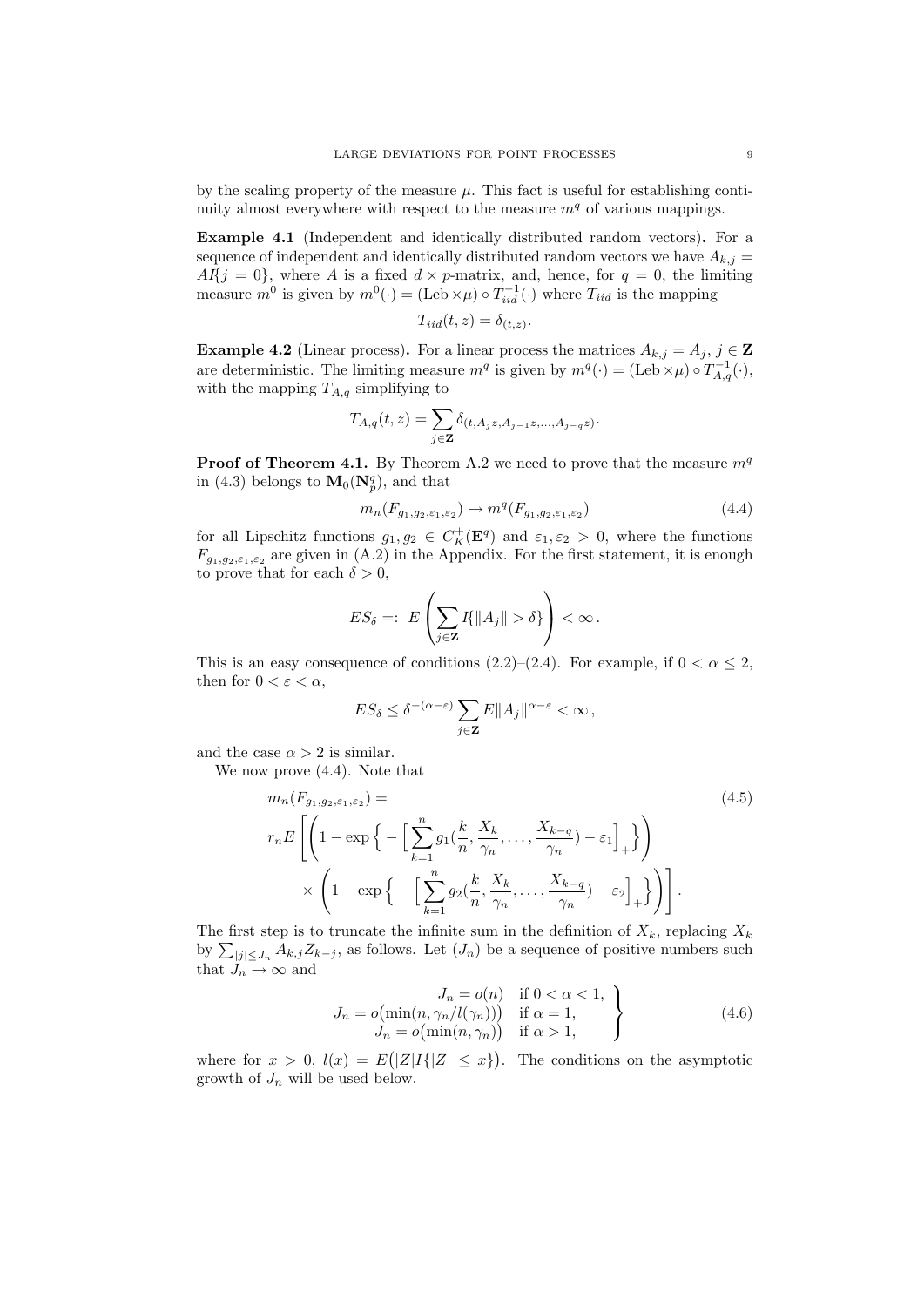by the scaling property of the measure $\mu$. This fact is useful for establishing continuity almost everywhere with respect to the measure $m^q$ of various mappings.

**Example 4.1** (Independent and identically distributed random vectors)**.** For a sequence of independent and identically distributed random vectors we have $A_{k,j} = AI\{j = 0\}$, where $A$ is a fixed $d \times p$-matrix, and, hence, for $q = 0$, the limiting measure $m^0$ is given by $m^0(\cdot) = (\text{Leb} \times \mu) \circ T_{iid}^{-1}(\cdot)$ where $T_{iid}$ is the mapping

$$T_{iid}(t, z) = \delta_{(t,z)}.$$

**Example 4.2** (Linear process)**.** For a linear process the matrices $A_{k,j} = A_j$, $j \in \mathbf{Z}$ are deterministic. The limiting measure $m^q$ is given by $m^q(\cdot) = (\text{Leb} \times \mu) \circ T_{A,q}^{-1}(\cdot)$, with the mapping $T_{A,q}$ simplifying to

$$T_{A,q}(t, z) = \sum_{j \in \mathbf{Z}} \delta_{(t, A_j z, A_{j-1} z, \ldots, A_{j-q} z)}.$$

**Proof of Theorem 4.1.** By Theorem A.2 we need to prove that the measure $m^q$ in (4.3) belongs to $\mathbf{M}_0(\mathbf{N}_p^q)$, and that

$$m_n(F_{g_1, g_2, \varepsilon_1, \varepsilon_2}) \to m^q(F_{g_1, g_2, \varepsilon_1, \varepsilon_2}) \tag{4.4}$$

for all Lipschitz functions $g_1, g_2 \in C_K^+(\mathbf{E}^q)$ and $\varepsilon_1, \varepsilon_2 > 0$, where the functions $F_{g_1, g_2, \varepsilon_1, \varepsilon_2}$ are given in (A.2) in the Appendix. For the first statement, it is enough to prove that for each $\delta > 0$,

$$ES_\delta =: \; E\left(\sum_{j \in \mathbf{Z}} I\{\|A_j\| > \delta\}\right) < \infty\,.$$

This is an easy consequence of conditions (2.2)–(2.4). For example, if $0 < \alpha \le 2$, then for $0 < \varepsilon < \alpha$,

$$ES_\delta \le \delta^{-(\alpha - \varepsilon)} \sum_{j \in \mathbf{Z}} E\|A_j\|^{\alpha - \varepsilon} < \infty\,,$$

and the case $\alpha > 2$ is similar.

We now prove (4.4). Note that

$$\begin{aligned} &m_n(F_{g_1, g_2, \varepsilon_1, \varepsilon_2}) = \\ &r_n E\left[\left(1 - \exp\Big\{ -\Big[\sum_{k=1}^n g_1\big(\frac{k}{n}, \frac{X_k}{\gamma_n}, \ldots, \frac{X_{k-q}}{\gamma_n}\big) - \varepsilon_1\Big]_+ \Big\}\right)\right. \\ &\qquad \left. \times \left(1 - \exp\Big\{ -\Big[\sum_{k=1}^n g_2\big(\frac{k}{n}, \frac{X_k}{\gamma_n}, \ldots, \frac{X_{k-q}}{\gamma_n}\big) - \varepsilon_2\Big]_+ \Big\}\right)\right]. \end{aligned} \tag{4.5}$$

The first step is to truncate the infinite sum in the definition of $X_k$, replacing $X_k$ by $\sum_{|j| \le J_n} A_{k,j} Z_{k-j}$, as follows. Let $(J_n)$ be a sequence of positive numbers such that $J_n \to \infty$ and

$$\left.\begin{aligned} J_n &= o(n) && \text{if } 0 < \alpha < 1, \\ J_n &= o\big(\min(n, \gamma_n / l(\gamma_n))\big) && \text{if } \alpha = 1, \\ J_n &= o\big(\min(n, \gamma_n)\big) && \text{if } \alpha > 1, \end{aligned}\right\} \tag{4.6}$$

where for $x > 0$, $l(x) = E\big(|Z| I\{|Z| \le x\}\big)$. The conditions on the asymptotic growth of $J_n$ will be used below.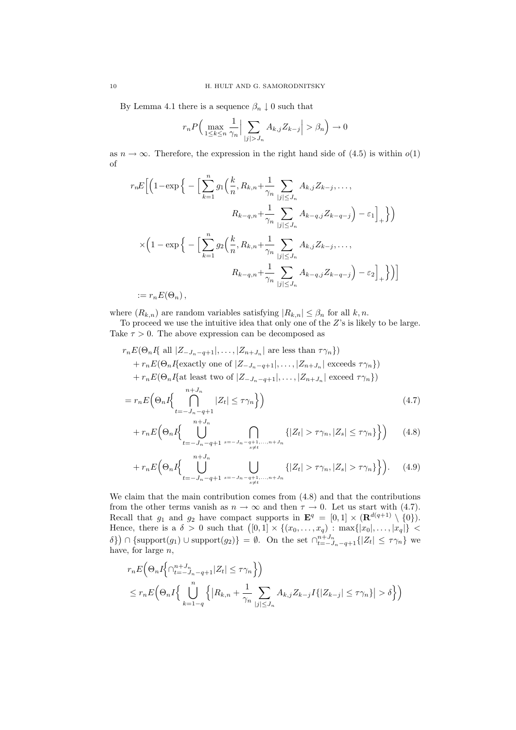By Lemma 4.1 there is a sequence $\beta_n \downarrow 0$ such that

$$
r_n P\Big( \max_{1\le k\le n} \frac{1}{\gamma_n}\Big| \sum_{|j|>J_n} A_{k,j} Z_{k-j}\Big| > \beta_n\Big) \to 0
$$

as $n\to\infty$. Therefore, the expression in the right hand side of (4.5) is within $o(1)$ of

$$
\begin{aligned}
r_n E\Big[ \Big( 1 - \exp\Big\{ - \Big[ \sum_{k=1}^n g_1\Big(\frac{k}{n}, R_{k,n} + \frac{1}{\gamma_n}\sum_{|j|\le J_n} A_{k,j}Z_{k-j}, \dots, \\
R_{k-q,n} + \frac{1}{\gamma_n}\sum_{|j|\le J_n} A_{k-q,j}Z_{k-q-j}\Big) - \varepsilon_1\Big]_+ \Big\}\Big) \\
\times \Big( 1 - \exp\Big\{ - \Big[ \sum_{k=1}^n g_2\Big(\frac{k}{n}, R_{k,n} + \frac{1}{\gamma_n}\sum_{|j|\le J_n} A_{k,j}Z_{k-j}, \dots, \\
R_{k-q,n} + \frac{1}{\gamma_n}\sum_{|j|\le J_n} A_{k-q,j}Z_{k-q-j}\Big) - \varepsilon_2\Big]_+ \Big\}\Big) \Big] \\
:= r_n E(\Theta_n)\,,
\end{aligned}
$$

where $(R_{k,n})$ are random variables satisfying $|R_{k,n}|\le \beta_n$ for all $k,n$.

To proceed we use the intuitive idea that only one of the $Z$'s is likely to be large. Take $\tau>0$. The above expression can be decomposed as

$$
\begin{aligned}
& r_n E(\Theta_n I\{ \text{ all } |Z_{-J_n-q+1}|,\dots,|Z_{n+J_n}| \text{ are less than } \tau\gamma_n\}) \\
& \quad + r_n E(\Theta_n I\{\text{exactly one of } |Z_{-J_n-q+1}|,\dots,|Z_{n+J_n}| \text{ exceeds } \tau\gamma_n\}) \\
& \quad + r_n E(\Theta_n I\{\text{at least two of } |Z_{-J_n-q+1}|,\dots,|Z_{n+J_n}| \text{ exceed } \tau\gamma_n\}) \\
& = r_n E\Big(\Theta_n I\Big\{ \bigcap_{t=-J_n-q+1}^{n+J_n} |Z_t| \le \tau\gamma_n\Big\}\Big) \qquad (4.7)\\
& \quad + r_n E\Big(\Theta_n I\Big\{ \bigcup_{t=-J_n-q+1}^{n+J_n} \bigcap_{\substack{s=-J_n-q+1,\dots,n+J_n\\ s\ne t}} \{|Z_t|>\tau\gamma_n, |Z_s|\le\tau\gamma_n\}\Big\}\Big) \qquad (4.8)\\
& \quad + r_n E\Big(\Theta_n I\Big\{ \bigcup_{t=-J_n-q+1}^{n+J_n} \bigcup_{\substack{s=-J_n-q+1,\dots,n+J_n\\ s\ne t}} \{|Z_t|>\tau\gamma_n, |Z_s|>\tau\gamma_n\}\Big\}\Big). \qquad (4.9)
\end{aligned}
$$

We claim that the main contribution comes from (4.8) and that the contributions from the other terms vanish as $n\to\infty$ and then $\tau\to 0$. Let us start with (4.7). Recall that $g_1$ and $g_2$ have compact supports in $\mathbf{E}^q = [0,1]\times(\mathbf{R}^{d(q+1)}\setminus\{0\})$. Hence, there is a $\delta>0$ such that $\big([0,1]\times\{(x_0,\dots,x_q) : \max\{|x_0|,\dots,|x_q|\}<\delta\}\big)\cap\{\text{support}(g_1)\cup\text{support}(g_2)\} = \emptyset$. On the set $\cap_{t=-J_n-q+1}^{n+J_n}\{|Z_t|\le\tau\gamma_n\}$ we have, for large $n$,

$$
\begin{aligned}
& r_n E\Big(\Theta_n I\Big\{ \cap_{t=-J_n-q+1}^{n+J_n} |Z_t| \le \tau\gamma_n\Big\}\Big) \\
& \le r_n E\Big(\Theta_n I\Big\{ \bigcup_{k=1-q}^{n} \Big\{ \Big|R_{k,n} + \frac{1}{\gamma_n}\sum_{|j|\le J_n} A_{k,j}Z_{k-j} I\{|Z_{k-j}|\le\tau\gamma_n\}\Big| > \delta\Big\}\Big)
\end{aligned}
$$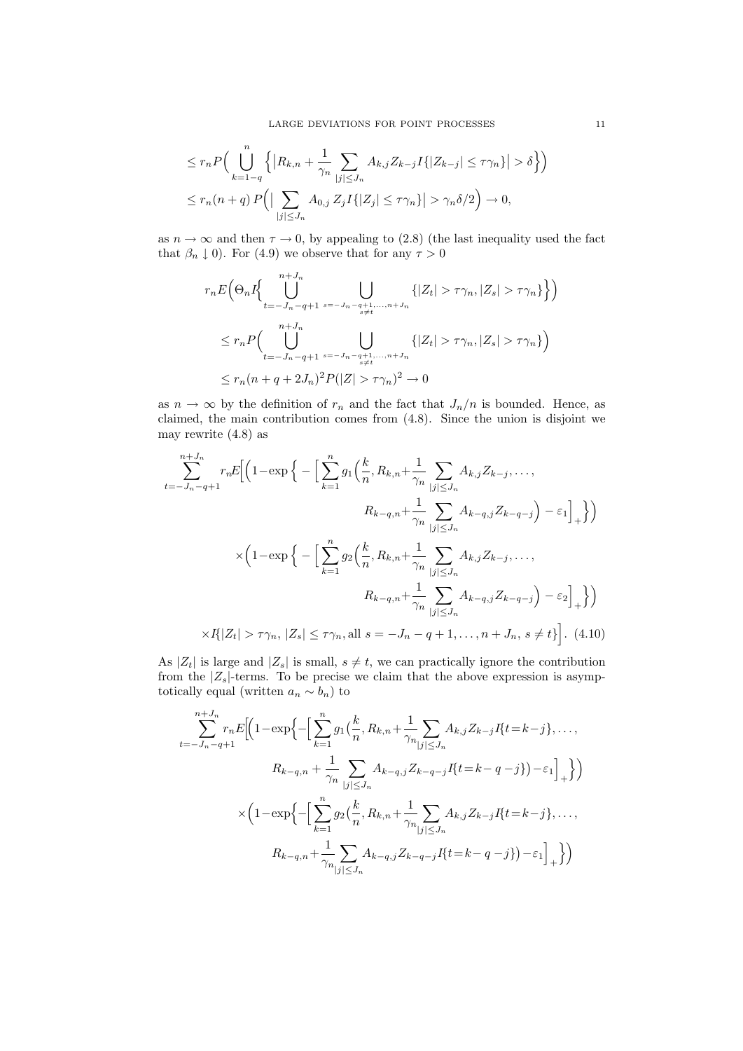$$
\begin{aligned}
&\leq r_n P\Big( \bigcup_{k=1-q}^{n} \Big\{ \big| R_{k,n} + \frac{1}{\gamma_n} \sum_{|j|\leq J_n} A_{k,j} Z_{k-j} I\{|Z_{k-j}| \leq \tau\gamma_n\} \big| > \delta \Big\} \Big) \\
&\leq r_n (n+q)\, P\Big( \big| \sum_{|j|\leq J_n} A_{0,j}\, Z_j I\{|Z_j| \leq \tau\gamma_n\} \big| > \gamma_n \delta/2 \Big) \to 0,
\end{aligned}
$$

as $n \to \infty$ and then $\tau \to 0$, by appealing to (2.8) (the last inequality used the fact that $\beta_n \downarrow 0$). For (4.9) we observe that for any $\tau > 0$

$$
\begin{aligned}
& r_n E\Big( \Theta_n I\Big\{ \bigcup_{t=-J_n-q+1}^{n+J_n} \bigcup_{\substack{s=-J_n-q+1,\ldots,n+J_n \\ s\neq t}} \{|Z_t| > \tau\gamma_n, |Z_s| > \tau\gamma_n\} \Big\} \Big) \\
&\quad \leq r_n P\Big( \bigcup_{t=-J_n-q+1}^{n+J_n} \bigcup_{\substack{s=-J_n-q+1,\ldots,n+J_n \\ s\neq t}} \{|Z_t| > \tau\gamma_n, |Z_s| > \tau\gamma_n\} \Big) \\
&\quad \leq r_n (n+q+2J_n)^2 P(|Z| > \tau\gamma_n)^2 \to 0
\end{aligned}
$$

as $n \to \infty$ by the definition of $r_n$ and the fact that $J_n/n$ is bounded. Hence, as claimed, the main contribution comes from (4.8). Since the union is disjoint we may rewrite (4.8) as

$$
\begin{aligned}
\sum_{t=-J_n-q+1}^{n+J_n} r_n E\Big[ & \Big( 1 - \exp\Big\{ - \Big[ \sum_{k=1}^{n} g_1\Big( \frac{k}{n}, R_{k,n} + \frac{1}{\gamma_n} \sum_{|j|\leq J_n} A_{k,j} Z_{k-j}, \ldots, \\
& \qquad R_{k-q,n} + \frac{1}{\gamma_n} \sum_{|j|\leq J_n} A_{k-q,j} Z_{k-q-j} \Big) - \varepsilon_1 \Big]_+ \Big\} \Big) \\
& \times \Big( 1 - \exp\Big\{ - \Big[ \sum_{k=1}^{n} g_2\Big( \frac{k}{n}, R_{k,n} + \frac{1}{\gamma_n} \sum_{|j|\leq J_n} A_{k,j} Z_{k-j}, \ldots, \\
& \qquad R_{k-q,n} + \frac{1}{\gamma_n} \sum_{|j|\leq J_n} A_{k-q,j} Z_{k-q-j} \Big) - \varepsilon_2 \Big]_+ \Big\} \Big) \\
& \times I\{|Z_t| > \tau\gamma_n,\, |Z_s| \leq \tau\gamma_n, \text{all } s = -J_n-q+1, \ldots, n+J_n,\, s \neq t\} \Big]. \quad (4.10)
\end{aligned}
$$

As $|Z_t|$ is large and $|Z_s|$ is small, $s \neq t$, we can practically ignore the contribution from the $|Z_s|$-terms. To be precise we claim that the above expression is asymptotically equal (written $a_n \sim b_n$) to

$$
\begin{aligned}
\sum_{t=-J_n-q+1}^{n+J_n} r_n E\Big[ & \Big( 1 - \exp\Big\{ - \Big[ \sum_{k=1}^{n} g_1\big( \frac{k}{n}, R_{k,n} + \frac{1}{\gamma_n} \sum_{|j|\leq J_n} A_{k,j} Z_{k-j} I\{t = k-j\}, \ldots, \\
& \qquad R_{k-q,n} + \frac{1}{\gamma_n} \sum_{|j|\leq J_n} A_{k-q,j} Z_{k-q-j} I\{t = k-q-j\} \big) - \varepsilon_1 \Big]_+ \Big\} \Big) \\
& \times \Big( 1 - \exp\Big\{ - \Big[ \sum_{k=1}^{n} g_2\big( \frac{k}{n}, R_{k,n} + \frac{1}{\gamma_n} \sum_{|j|\leq J_n} A_{k,j} Z_{k-j} I\{t = k-j\}, \ldots, \\
& \qquad R_{k-q,n} + \frac{1}{\gamma_n} \sum_{|j|\leq J_n} A_{k-q,j} Z_{k-q-j} I\{t = k-q-j\} \big) - \varepsilon_1 \Big]_+ \Big\} \Big)
\end{aligned}
$$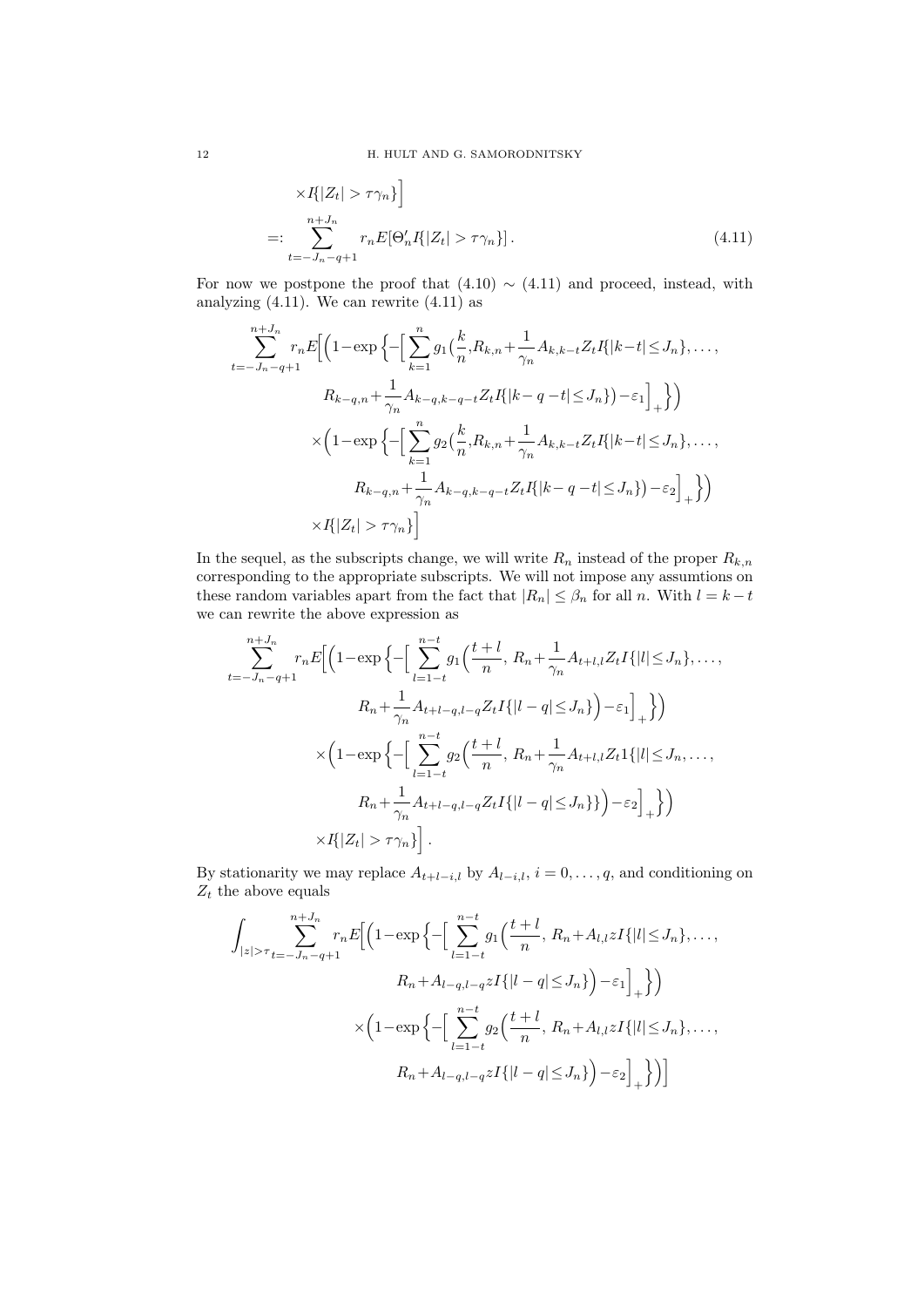$$
\begin{aligned}
&\quad \times I\{|Z_t| > \tau\gamma_n\}\Big] \\
&=: \sum_{t=-J_n-q+1}^{n+J_n} r_n E[\Theta_n' I\{|Z_t| > \tau\gamma_n\}] \,. 
\end{aligned} \tag{4.11}
$$

For now we postpone the proof that (4.10) $\sim$ (4.11) and proceed, instead, with analyzing (4.11). We can rewrite (4.11) as

$$
\begin{aligned}
\sum_{t=-J_n-q+1}^{n+J_n} r_n E\Big[&\Big(1-\exp\Big\{-\Big[\sum_{k=1}^{n} g_1\big(\frac{k}{n}, R_{k,n}+\frac{1}{\gamma_n}A_{k,k-t}Z_t I\{|k-t|\le J_n\},\ldots, \\
&\qquad R_{k-q,n}+\frac{1}{\gamma_n}A_{k-q,k-q-t}Z_t I\{|k-q-t|\le J_n\}\big)-\varepsilon_1\Big]_+\Big\}\Big) \\
&\times\Big(1-\exp\Big\{-\Big[\sum_{k=1}^{n} g_2\big(\frac{k}{n}, R_{k,n}+\frac{1}{\gamma_n}A_{k,k-t}Z_t I\{|k-t|\le J_n\},\ldots, \\
&\qquad R_{k-q,n}+\frac{1}{\gamma_n}A_{k-q,k-q-t}Z_t I\{|k-q-t|\le J_n\}\big)-\varepsilon_2\Big]_+\Big\}\Big) \\
&\times I\{|Z_t| > \tau\gamma_n\}\Big]
\end{aligned}
$$

In the sequel, as the subscripts change, we will write $R_n$ instead of the proper $R_{k,n}$ corresponding to the appropriate subscripts. We will not impose any assumtions on these random variables apart from the fact that $|R_n| \le \beta_n$ for all $n$. With $l = k - t$ we can rewrite the above expression as

$$
\begin{aligned}
\sum_{t=-J_n-q+1}^{n+J_n} r_n E\Big[&\Big(1-\exp\Big\{-\Big[\sum_{l=1-t}^{n-t} g_1\Big(\frac{t+l}{n},\, R_n+\frac{1}{\gamma_n}A_{t+l,l}Z_t I\{|l|\le J_n\},\ldots, \\
&\qquad R_n+\frac{1}{\gamma_n}A_{t+l-q,l-q}Z_t I\{|l-q|\le J_n\}\Big)-\varepsilon_1\Big]_+\Big\}\Big) \\
&\times\Big(1-\exp\Big\{-\Big[\sum_{l=1-t}^{n-t} g_2\Big(\frac{t+l}{n},\, R_n+\frac{1}{\gamma_n}A_{t+l,l}Z_t 1\{|l|\le J_n,\ldots, \\
&\qquad R_n+\frac{1}{\gamma_n}A_{t+l-q,l-q}Z_t I\{|l-q|\le J_n\}\}\Big)-\varepsilon_2\Big]_+\Big\}\Big) \\
&\times I\{|Z_t| > \tau\gamma_n\}\Big]\,.
\end{aligned}
$$

By stationarity we may replace $A_{t+l-i,l}$ by $A_{l-i,l}$, $i = 0,\ldots,q$, and conditioning on $Z_t$ the above equals

$$
\begin{aligned}
\int_{|z|>\tau}\sum_{t=-J_n-q+1}^{n+J_n} r_n E\Big[&\Big(1-\exp\Big\{-\Big[\sum_{l=1-t}^{n-t} g_1\Big(\frac{t+l}{n},\, R_n+A_{l,l}zI\{|l|\le J_n\},\ldots, \\
&\qquad R_n+A_{l-q,l-q}zI\{|l-q|\le J_n\}\Big)-\varepsilon_1\Big]_+\Big\}\Big) \\
&\times\Big(1-\exp\Big\{-\Big[\sum_{l=1-t}^{n-t} g_2\Big(\frac{t+l}{n},\, R_n+A_{l,l}zI\{|l|\le J_n\},\ldots, \\
&\qquad R_n+A_{l-q,l-q}zI\{|l-q|\le J_n\}\Big)-\varepsilon_2\Big]_+\Big\}\Big)\Big]
\end{aligned}
$$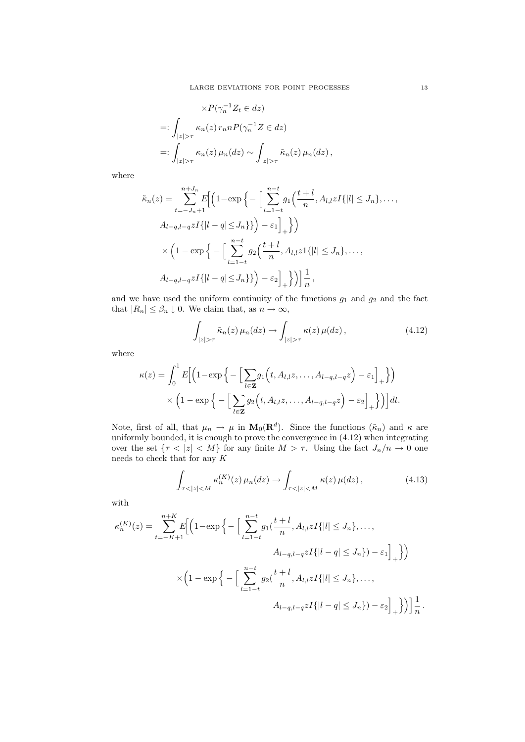$$
\begin{aligned}
&\times P(\gamma_n^{-1} Z_t \in dz) \\
&=: \int_{|z|>\tau} \kappa_n(z)\, r_n n P(\gamma_n^{-1} Z \in dz) \\
&=: \int_{|z|>\tau} \kappa_n(z)\, \mu_n(dz) \sim \int_{|z|>\tau} \tilde{\kappa}_n(z)\, \mu_n(dz)\,,
\end{aligned}
$$

where

$$
\begin{aligned}
\tilde{\kappa}_n(z) = \sum_{t=-J_n+1}^{n+J_n} E\Big[&\Big(1-\exp\Big\{-\Big[\sum_{l=1-t}^{n-t} g_1\Big(\frac{t+l}{n}, A_{l,l} z I\{|l|\le J_n\},\ldots, \\
&A_{l-q,l-q} z I\{|l-q|\le J_n\}\Big\}\Big) - \varepsilon_1\Big]_+\Big\}\Big) \\
&\times \Big(1-\exp\Big\{-\Big[\sum_{l=1-t}^{n-t} g_2\Big(\frac{t+l}{n}, A_{l,l} z 1\{|l|\le J_n\},\ldots, \\
&A_{l-q,l-q} z I\{|l-q|\le J_n\}\Big\}\Big) - \varepsilon_2\Big]_+\Big\}\Big)\Big]\frac{1}{n}\,,
\end{aligned}
$$

and we have used the uniform continuity of the functions $g_1$ and $g_2$ and the fact that $|R_n| \le \beta_n \downarrow 0$. We claim that, as $n\to\infty$,

$$
\int_{|z|>\tau} \tilde{\kappa}_n(z)\, \mu_n(dz) \to \int_{|z|>\tau} \kappa(z)\, \mu(dz)\,, \tag{4.12}
$$

where

$$
\begin{aligned}
\kappa(z) = \int_0^1 E\Big[&\Big(1-\exp\Big\{-\Big[\sum_{l\in\mathbf{Z}} g_1\Big(t, A_{l,l} z,\ldots, A_{l-q,l-q} z\Big) - \varepsilon_1\Big]_+\Big\}\Big) \\
&\times \Big(1-\exp\Big\{-\Big[\sum_{l\in\mathbf{Z}} g_2\Big(t, A_{l,l} z,\ldots, A_{l-q,l-q} z\Big) - \varepsilon_2\Big]_+\Big\}\Big)\Big]\,dt.
\end{aligned}
$$

Note, first of all, that $\mu_n \to \mu$ in $\mathbf{M}_0(\mathbf{R}^d)$. Since the functions $(\tilde{\kappa}_n)$ and $\kappa$ are uniformly bounded, it is enough to prove the convergence in (4.12) when integrating over the set $\{\tau < |z| < M\}$ for any finite $M > \tau$. Using the fact $J_n/n \to 0$ one needs to check that for any $K$

$$
\int_{\tau<|z|<M} \kappa_n^{(K)}(z)\, \mu_n(dz) \to \int_{\tau<|z|<M} \kappa(z)\, \mu(dz)\,, \tag{4.13}
$$

with

$$
\begin{aligned}
\kappa_n^{(K)}(z) = \sum_{t=-K+1}^{n+K} E\Big[&\Big(1-\exp\Big\{-\Big[\sum_{l=1-t}^{n-t} g_1\big(\frac{t+l}{n}, A_{l,l} z I\{|l|\le J_n\},\ldots, \\
&\qquad A_{l-q,l-q} z I\{|l-q|\le J_n\}\big) - \varepsilon_1\Big]_+\Big\}\Big) \\
&\times\Big(1-\exp\Big\{-\Big[\sum_{l=1-t}^{n-t} g_2\big(\frac{t+l}{n}, A_{l,l} z I\{|l|\le J_n\},\ldots, \\
&\qquad A_{l-q,l-q} z I\{|l-q|\le J_n\}\big) - \varepsilon_2\Big]_+\Big\}\Big)\Big]\frac{1}{n}\,.
\end{aligned}
$$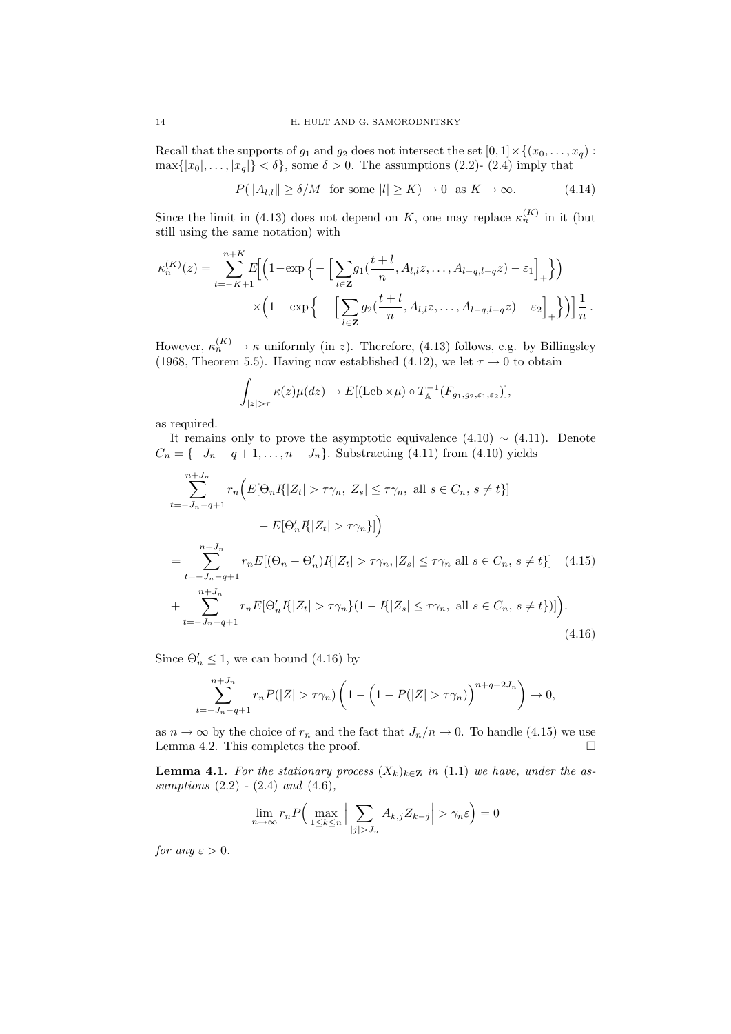Recall that the supports of $g_1$ and $g_2$ does not intersect the set $[0,1]\times\{(x_0,\dots,x_q) : \max\{|x_0|,\dots,|x_q|\}<\delta\}$, some $\delta>0$. The assumptions (2.2)- (2.4) imply that

$$P(\|A_{l,l}\|\geq \delta/M \text{ for some } |l|\geq K)\to 0 \text{ as } K\to\infty. \tag{4.14}$$

Since the limit in (4.13) does not depend on $K$, one may replace $\kappa_n^{(K)}$ in it (but still using the same notation) with

$$\kappa_n^{(K)}(z)=\sum_{t=-K+1}^{n+K}E\Big[\Big(1-\exp\Big\{-\Big[\sum_{l\in\mathbf{Z}}g_1(\frac{t+l}{n},A_{l,l}z,\dots,A_{l-q,l-q}z)-\varepsilon_1\Big]_+\Big\}\Big)$$
$$\times\Big(1-\exp\Big\{-\Big[\sum_{l\in\mathbf{Z}}g_2(\frac{t+l}{n},A_{l,l}z,\dots,A_{l-q,l-q}z)-\varepsilon_2\Big]_+\Big\}\Big)\Big]\frac{1}{n}.$$

However, $\kappa_n^{(K)}\to\kappa$ uniformly (in $z$). Therefore, (4.13) follows, e.g. by Billingsley (1968, Theorem 5.5). Having now established (4.12), we let $\tau\to 0$ to obtain

$$\int_{|z|>\tau}\kappa(z)\mu(dz)\to E[(\text{Leb}\times\mu)\circ T_{\mathbb{A}}^{-1}(F_{g_1,g_2,\varepsilon_1,\varepsilon_2})],$$

as required.

It remains only to prove the asymptotic equivalence (4.10) $\sim$ (4.11). Denote $C_n=\{-J_n-q+1,\dots,n+J_n\}$. Substracting (4.11) from (4.10) yields

$$\sum_{t=-J_n-q+1}^{n+J_n}r_n\Big(E[\Theta_n I\{|Z_t|>\tau\gamma_n,|Z_s|\leq\tau\gamma_n,\text{ all } s\in C_n,\ s\neq t\}]$$
$$-E[\Theta_n' I\{|Z_t|>\tau\gamma_n\}]\Big)$$
$$=\sum_{t=-J_n-q+1}^{n+J_n}r_nE[(\Theta_n-\Theta_n')I\{|Z_t|>\tau\gamma_n,|Z_s|\leq\tau\gamma_n \text{ all } s\in C_n,\ s\neq t\}] \tag{4.15}$$
$$+\sum_{t=-J_n-q+1}^{n+J_n}r_nE[\Theta_n' I\{|Z_t|>\tau\gamma_n\}(1-I\{|Z_s|\leq\tau\gamma_n,\text{ all } s\in C_n,\ s\neq t\})]\Big). \tag{4.16}$$

Since $\Theta_n'\leq 1$, we can bound (4.16) by

$$\sum_{t=-J_n-q+1}^{n+J_n}r_nP(|Z|>\tau\gamma_n)\left(1-\Big(1-P(|Z|>\tau\gamma_n)\Big)^{n+q+2J_n}\right)\to 0,$$

as $n\to\infty$ by the choice of $r_n$ and the fact that $J_n/n\to 0$. To handle (4.15) we use Lemma 4.2. This completes the proof. $\square$

**Lemma 4.1.** *For the stationary process $(X_k)_{k\in\mathbf{Z}}$ in (1.1) we have, under the assumptions (2.2) - (2.4) and (4.6),*

$$\lim_{n\to\infty}r_nP\Big(\max_{1\leq k\leq n}\Big|\sum_{|j|>J_n}A_{k,j}Z_{k-j}\Big|>\gamma_n\varepsilon\Big)=0$$

*for any $\varepsilon>0$.*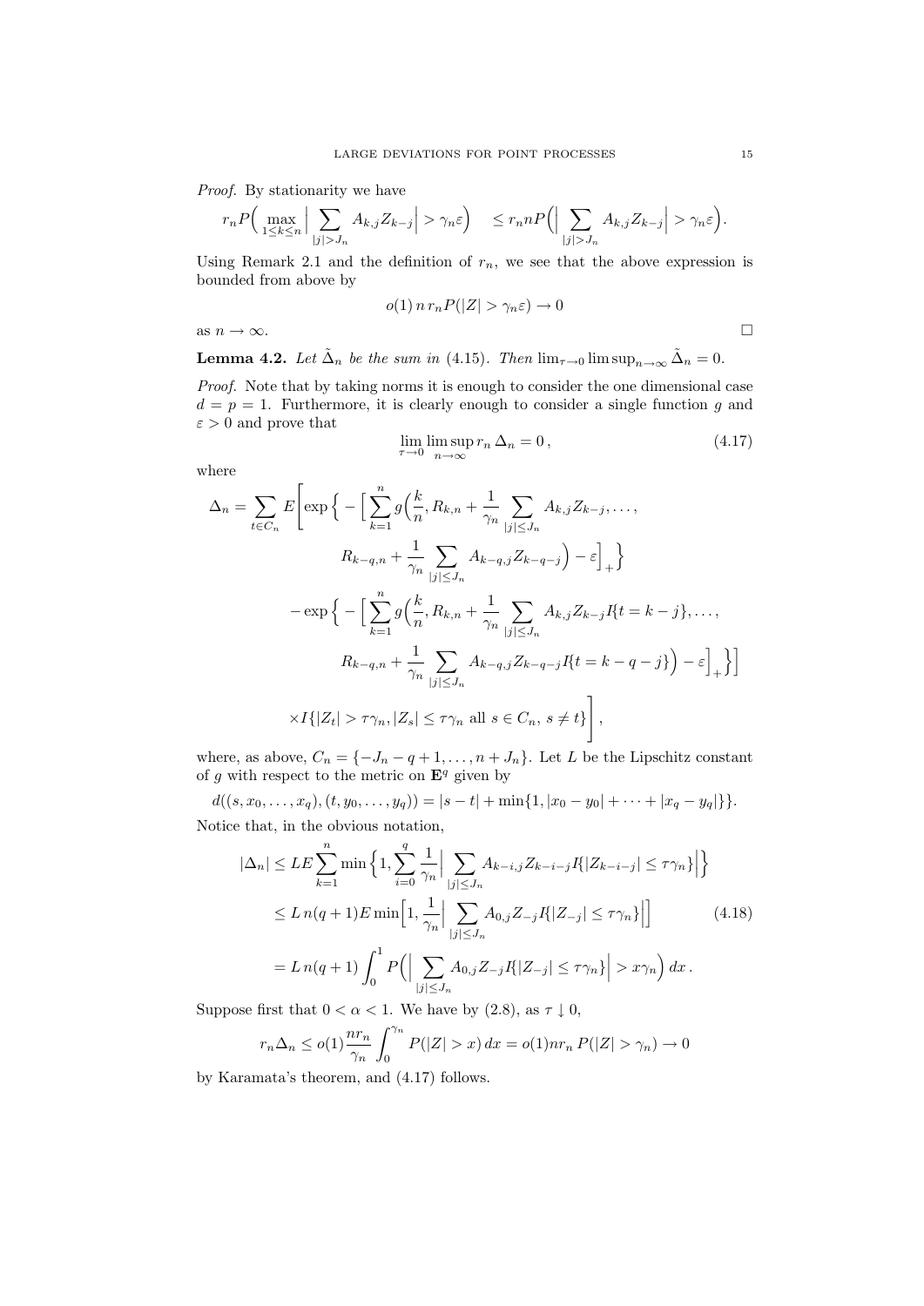*Proof.* By stationarity we have

$$r_n P\Big(\max_{1\le k\le n}\Big|\sum_{|j|>J_n} A_{k,j}Z_{k-j}\Big| > \gamma_n\varepsilon\Big) \quad \le r_n n P\Big(\Big|\sum_{|j|>J_n} A_{k,j}Z_{k-j}\Big| > \gamma_n\varepsilon\Big).$$

Using Remark 2.1 and the definition of $r_n$, we see that the above expression is bounded from above by

$$o(1)\, n\, r_n P(|Z| > \gamma_n \varepsilon) \to 0$$

as $n \to \infty$. □

**Lemma 4.2.** *Let $\tilde{\Delta}_n$ be the sum in (4.15). Then $\lim_{\tau\to 0}\limsup_{n\to\infty}\tilde{\Delta}_n = 0$.*

*Proof.* Note that by taking norms it is enough to consider the one dimensional case $d = p = 1$. Furthermore, it is clearly enough to consider a single function $g$ and $\varepsilon > 0$ and prove that

$$\lim_{\tau\to 0}\limsup_{n\to\infty} r_n\,\Delta_n = 0\,, \tag{4.17}$$

where

$$\begin{aligned}
\Delta_n = \sum_{t\in C_n} E\Bigg[ &\exp\Big\{-\Big[\sum_{k=1}^n g\Big(\frac{k}{n}, R_{k,n} + \frac{1}{\gamma_n}\sum_{|j|\le J_n} A_{k,j}Z_{k-j}, \dots, \\
&\qquad R_{k-q,n} + \frac{1}{\gamma_n}\sum_{|j|\le J_n} A_{k-q,j}Z_{k-q-j}\Big) - \varepsilon\Big]_+\Big\} \\
&- \exp\Big\{-\Big[\sum_{k=1}^n g\Big(\frac{k}{n}, R_{k,n} + \frac{1}{\gamma_n}\sum_{|j|\le J_n} A_{k,j}Z_{k-j} I\{t = k-j\}, \dots, \\
&\qquad R_{k-q,n} + \frac{1}{\gamma_n}\sum_{|j|\le J_n} A_{k-q,j}Z_{k-q-j} I\{t = k-q-j\}\Big) - \varepsilon\Big]_+\Big\}\Big] \\
&\times I\{|Z_t| > \tau\gamma_n, |Z_s| \le \tau\gamma_n \text{ all } s \in C_n,\ s \ne t\}\Bigg]\,,
\end{aligned}$$

where, as above, $C_n = \{-J_n - q + 1, \dots, n + J_n\}$. Let $L$ be the Lipschitz constant of $g$ with respect to the metric on $\mathbf{E}^q$ given by

$$d((s, x_0, \dots, x_q), (t, y_0, \dots, y_q)) = |s - t| + \min\{1, |x_0 - y_0| + \dots + |x_q - y_q|\}\}.$$

Notice that, in the obvious notation,

$$\begin{aligned}
|\Delta_n| &\le LE\sum_{k=1}^n \min\Big\{1, \sum_{i=0}^q \frac{1}{\gamma_n}\Big|\sum_{|j|\le J_n} A_{k-i,j}Z_{k-i-j} I\{|Z_{k-i-j}| \le \tau\gamma_n\}\Big|\Big\} \\
&\le L\, n(q+1) E \min\Big[1, \frac{1}{\gamma_n}\Big|\sum_{|j|\le J_n} A_{0,j}Z_{-j} I\{|Z_{-j}| \le \tau\gamma_n\}\Big|\Big] \qquad (4.18) \\
&= L\, n(q+1)\int_0^1 P\Big(\Big|\sum_{|j|\le J_n} A_{0,j}Z_{-j} I\{|Z_{-j}| \le \tau\gamma_n\}\Big| > x\gamma_n\Big)\, dx\,.
\end{aligned}$$

Suppose first that $0 < \alpha < 1$. We have by (2.8), as $\tau \downarrow 0$,

$$r_n \Delta_n \le o(1)\frac{n r_n}{\gamma_n}\int_0^{\gamma_n} P(|Z| > x)\, dx = o(1) n r_n\, P(|Z| > \gamma_n) \to 0$$

by Karamata's theorem, and (4.17) follows.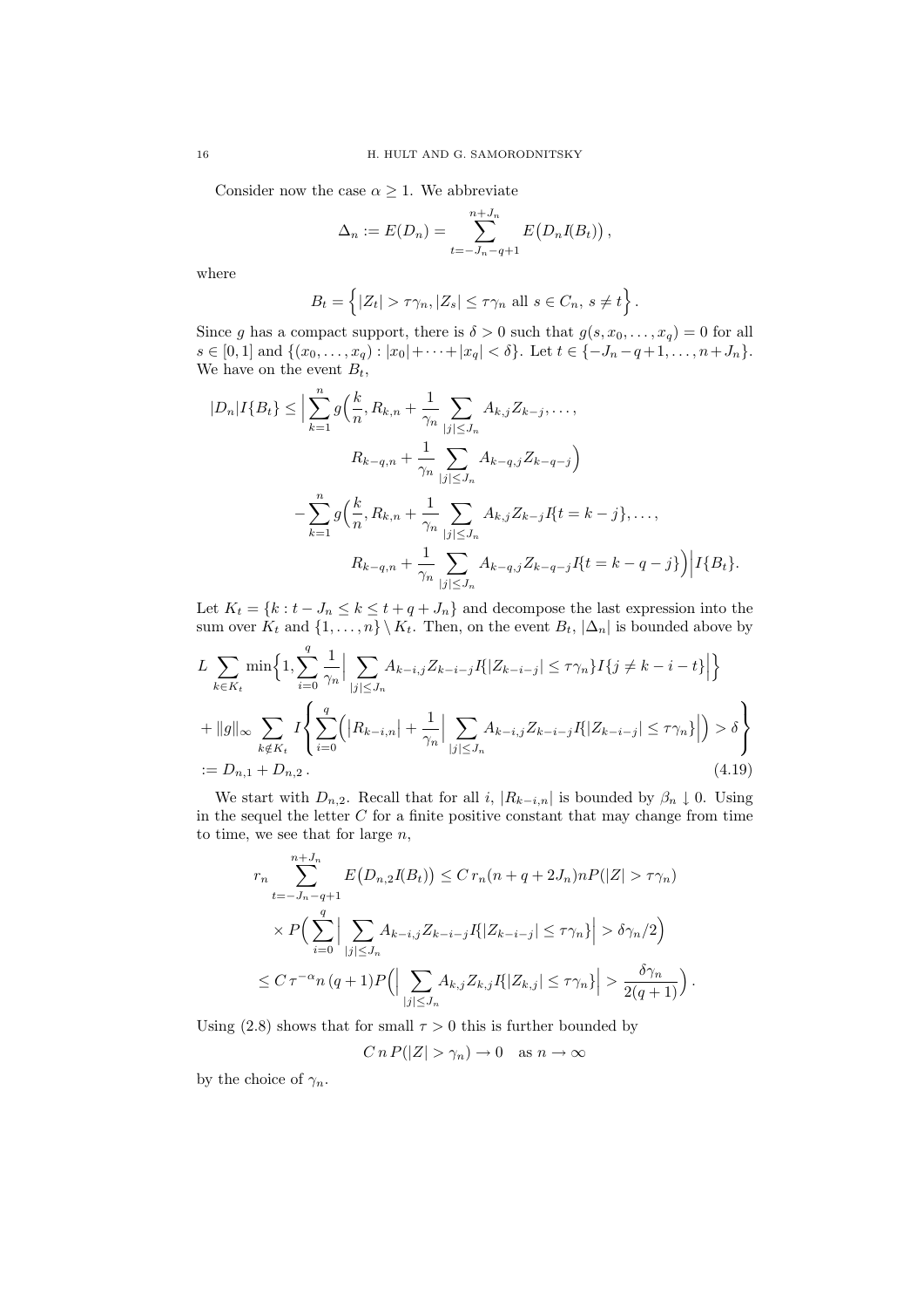Consider now the case $\alpha \geq 1$. We abbreviate

$$\Delta_n := E(D_n) = \sum_{t=-J_n-q+1}^{n+J_n} E\big(D_n I(B_t)\big)\,,$$

where

$$B_t = \Big\{|Z_t| > \tau\gamma_n, |Z_s| \leq \tau\gamma_n \text{ all } s \in C_n,\ s \neq t\Big\}\,.$$

Since $g$ has a compact support, there is $\delta > 0$ such that $g(s, x_0, \dots, x_q) = 0$ for all $s \in [0,1]$ and $\{(x_0, \dots, x_q) : |x_0| + \cdots + |x_q| < \delta\}$. Let $t \in \{-J_n - q + 1, \dots, n + J_n\}$. We have on the event $B_t$,

$$\begin{aligned}
|D_n| I\{B_t\} \leq \Big| &\sum_{k=1}^{n} g\Big(\frac{k}{n}, R_{k,n} + \frac{1}{\gamma_n}\sum_{|j|\leq J_n} A_{k,j} Z_{k-j}, \dots, \\
&\qquad R_{k-q,n} + \frac{1}{\gamma_n}\sum_{|j|\leq J_n} A_{k-q,j} Z_{k-q-j}\Big) \\
&- \sum_{k=1}^{n} g\Big(\frac{k}{n}, R_{k,n} + \frac{1}{\gamma_n}\sum_{|j|\leq J_n} A_{k,j} Z_{k-j} I\{t = k-j\}, \dots, \\
&\qquad R_{k-q,n} + \frac{1}{\gamma_n}\sum_{|j|\leq J_n} A_{k-q,j} Z_{k-q-j} I\{t = k-q-j\}\Big)\Big| I\{B_t\}.
\end{aligned}$$

Let $K_t = \{k : t - J_n \leq k \leq t + q + J_n\}$ and decompose the last expression into the sum over $K_t$ and $\{1, \dots, n\} \setminus K_t$. Then, on the event $B_t$, $|\Delta_n|$ is bounded above by

$$\begin{aligned}
&L \sum_{k \in K_t} \min\Big\{1, \sum_{i=0}^{q} \frac{1}{\gamma_n}\Big| \sum_{|j|\leq J_n} A_{k-i,j} Z_{k-i-j} I\{|Z_{k-i-j}| \leq \tau\gamma_n\} I\{j \neq k-i-t\}\Big|\Big\} \\
&+ \|g\|_\infty \sum_{k \notin K_t} I\left\{\sum_{i=0}^{q}\Big(\big|R_{k-i,n}\big| + \frac{1}{\gamma_n}\Big|\sum_{|j|\leq J_n} A_{k-i,j} Z_{k-i-j} I\{|Z_{k-i-j}| \leq \tau\gamma_n\}\Big|\Big) > \delta\right\} \\
&:= D_{n,1} + D_{n,2}\,. \qquad (4.19)
\end{aligned}$$

We start with $D_{n,2}$. Recall that for all $i$, $|R_{k-i,n}|$ is bounded by $\beta_n \downarrow 0$. Using in the sequel the letter $C$ for a finite positive constant that may change from time to time, we see that for large $n$,

$$\begin{aligned}
r_n &\sum_{t=-J_n-q+1}^{n+J_n} E\big(D_{n,2} I(B_t)\big) \leq C\, r_n (n + q + 2J_n) n P(|Z| > \tau\gamma_n) \\
&\times P\Big(\sum_{i=0}^{q}\Big|\sum_{|j|\leq J_n} A_{k-i,j} Z_{k-i-j} I\{|Z_{k-i-j}| \leq \tau\gamma_n\}\Big| > \delta\gamma_n/2\Big) \\
&\leq C\,\tau^{-\alpha} n\,(q+1) P\Big(\Big|\sum_{|j|\leq J_n} A_{k,j} Z_{k,j} I\{|Z_{k,j}| \leq \tau\gamma_n\}\Big| > \frac{\delta\gamma_n}{2(q+1)}\Big)\,.
\end{aligned}$$

Using (2.8) shows that for small $\tau > 0$ this is further bounded by

$$C\, n\, P(|Z| > \gamma_n) \to 0 \quad \text{as } n \to \infty$$

by the choice of $\gamma_n$.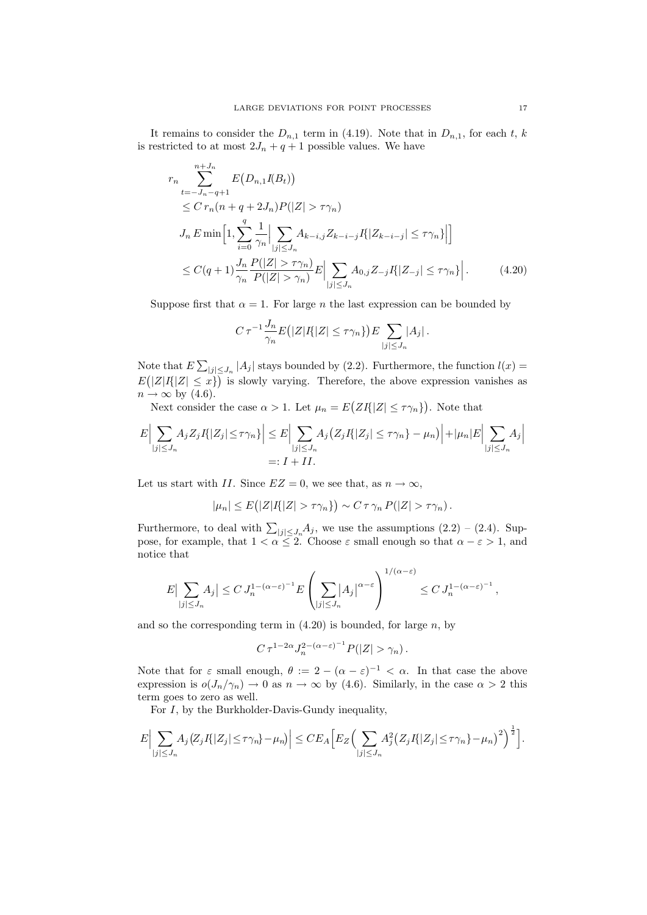It remains to consider the $D_{n,1}$ term in (4.19). Note that in $D_{n,1}$, for each $t$, $k$ is restricted to at most $2J_n + q + 1$ possible values. We have

$$
\begin{aligned}
& r_n \sum_{t=-J_n-q+1}^{n+J_n} E\big(D_{n,1} I(B_t)\big) \\
& \le C\, r_n (n + q + 2J_n) P(|Z| > \tau\gamma_n) \\
& J_n\, E \min\Big[1, \sum_{i=0}^{q} \frac{1}{\gamma_n}\Big| \sum_{|j|\le J_n} A_{k-i,j} Z_{k-i-j} I\{|Z_{k-i-j}| \le \tau\gamma_n\}\Big|\Big] \\
& \le C(q+1) \frac{J_n}{\gamma_n} \frac{P(|Z| > \tau\gamma_n)}{P(|Z| > \gamma_n)} E\Big| \sum_{|j|\le J_n} A_{0,j} Z_{-j} I\{|Z_{-j}| \le \tau\gamma_n\}\Big|. \qquad (4.20)
\end{aligned}
$$

Suppose first that $\alpha = 1$. For large $n$ the last expression can be bounded by

$$
C\,\tau^{-1} \frac{J_n}{\gamma_n} E\big(|Z| I\{|Z| \le \tau\gamma_n\}\big) E \sum_{|j|\le J_n} |A_j|\,.
$$

Note that $E\sum_{|j|\le J_n} |A_j|$ stays bounded by (2.2). Furthermore, the function $l(x) = E\big(|Z| I\{|Z| \le x\}\big)$ is slowly varying. Therefore, the above expression vanishes as $n \to \infty$ by (4.6).

Next consider the case $\alpha > 1$. Let $\mu_n = E\big(Z I\{|Z| \le \tau\gamma_n\}\big)$. Note that

$$
\begin{aligned}
E\Big| \sum_{|j|\le J_n} A_j Z_j I\{|Z_j| \le \tau\gamma_n\}\Big| &\le E\Big| \sum_{|j|\le J_n} A_j \big(Z_j I\{|Z_j| \le \tau\gamma_n\} - \mu_n\big)\Big| + |\mu_n| E\Big|\sum_{|j|\le J_n} A_j\Big| \\
&=: I + II.
\end{aligned}
$$

Let us start with $II$. Since $EZ = 0$, we see that, as $n \to \infty$,

$$
|\mu_n| \le E\big(|Z| I\{|Z| > \tau\gamma_n\}\big) \sim C\,\tau\,\gamma_n\, P(|Z| > \tau\gamma_n)\,.
$$

Furthermore, to deal with $\sum_{|j|\le J_n} A_j$, we use the assumptions (2.2) – (2.4). Suppose, for example, that $1 < \alpha \le 2$. Choose $\varepsilon$ small enough so that $\alpha - \varepsilon > 1$, and notice that

$$
E\big|\sum_{|j|\le J_n} A_j\big| \le C\, J_n^{1-(\alpha-\varepsilon)^{-1}} E\left(\sum_{|j|\le J_n} \big|A_j\big|^{\alpha-\varepsilon}\right)^{1/(\alpha-\varepsilon)} \le C\, J_n^{1-(\alpha-\varepsilon)^{-1}}\,,
$$

and so the corresponding term in (4.20) is bounded, for large $n$, by

$$
C\,\tau^{1-2\alpha} J_n^{2-(\alpha-\varepsilon)^{-1}} P(|Z| > \gamma_n)\,.
$$

Note that for $\varepsilon$ small enough, $\theta := 2 - (\alpha-\varepsilon)^{-1} < \alpha$. In that case the above expression is $o(J_n/\gamma_n) \to 0$ as $n \to \infty$ by (4.6). Similarly, in the case $\alpha > 2$ this term goes to zero as well.

For $I$, by the Burkholder-Davis-Gundy inequality,

$$
E\Big|\sum_{|j|\le J_n} A_j \big(Z_j I\{|Z_j| \le \tau\gamma_n\} - \mu_n\big)\Big| \le C E_A\Big[E_Z\Big(\sum_{|j|\le J_n} A_j^2 \big(Z_j I\{|Z_j| \le \tau\gamma_n\} - \mu_n\big)^2\Big)^{\frac{1}{2}}\Big].
$$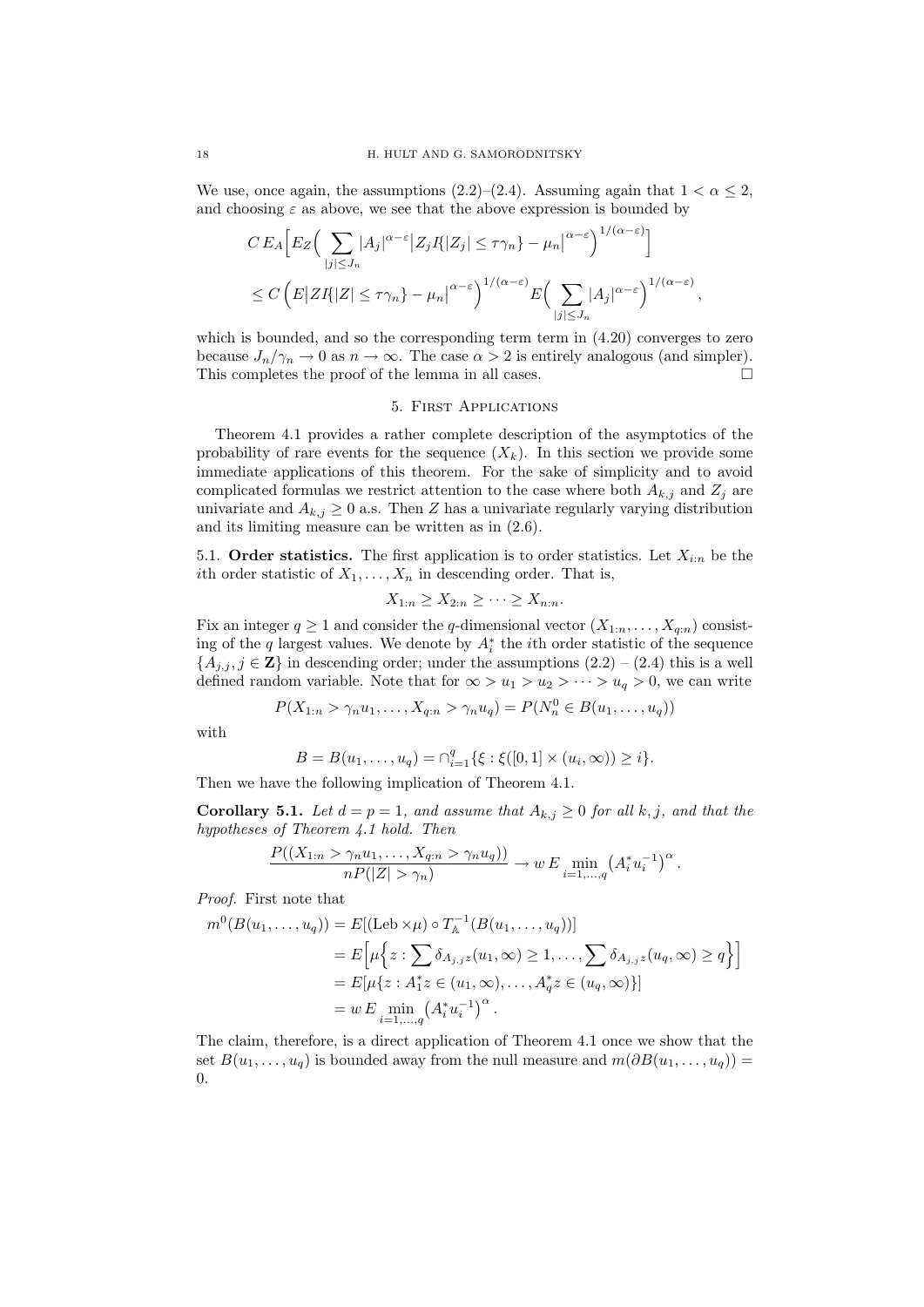We use, once again, the assumptions (2.2)–(2.4). Assuming again that $1 < \alpha \leq 2$, and choosing $\varepsilon$ as above, we see that the above expression is bounded by

$$
\begin{aligned}
& C\, E_A \Big[ E_Z \Big( \sum_{|j| \leq J_n} |A_j|^{\alpha-\varepsilon} \big| Z_j I\{|Z_j| \leq \tau\gamma_n\} - \mu_n \big|^{\alpha-\varepsilon} \Big)^{1/(\alpha-\varepsilon)} \Big] \\
& \leq C \Big( E \big| Z I\{|Z| \leq \tau\gamma_n\} - \mu_n \big|^{\alpha-\varepsilon} \Big)^{1/(\alpha-\varepsilon)} E \Big( \sum_{|j| \leq J_n} |A_j|^{\alpha-\varepsilon} \Big)^{1/(\alpha-\varepsilon)},
\end{aligned}
$$

which is bounded, and so the corresponding term term in (4.20) converges to zero because $J_n/\gamma_n \to 0$ as $n \to \infty$. The case $\alpha > 2$ is entirely analogous (and simpler). This completes the proof of the lemma in all cases. □

## 5. First Applications

Theorem 4.1 provides a rather complete description of the asymptotics of the probability of rare events for the sequence $(X_k)$. In this section we provide some immediate applications of this theorem. For the sake of simplicity and to avoid complicated formulas we restrict attention to the case where both $A_{k,j}$ and $Z_j$ are univariate and $A_{k,j} \geq 0$ a.s. Then $Z$ has a univariate regularly varying distribution and its limiting measure can be written as in (2.6).

5.1. **Order statistics.** The first application is to order statistics. Let $X_{i:n}$ be the $i$th order statistic of $X_1, \dots, X_n$ in descending order. That is,

$$X_{1:n} \geq X_{2:n} \geq \cdots \geq X_{n:n}.$$

Fix an integer $q \geq 1$ and consider the $q$-dimensional vector $(X_{1:n}, \dots, X_{q:n})$ consisting of the $q$ largest values. We denote by $A_i^*$ the $i$th order statistic of the sequence $\{A_{j,j}, j \in \mathbf{Z}\}$ in descending order; under the assumptions (2.2) – (2.4) this is a well defined random variable. Note that for $\infty > u_1 > u_2 > \cdots > u_q > 0$, we can write

$$P(X_{1:n} > \gamma_n u_1, \dots, X_{q:n} > \gamma_n u_q) = P(N_n^0 \in B(u_1, \dots, u_q))$$

with

$$B = B(u_1, \dots, u_q) = \cap_{i=1}^q \{\xi : \xi([0,1] \times (u_i, \infty)) \geq i\}.$$

Then we have the following implication of Theorem 4.1.

**Corollary 5.1.** *Let $d = p = 1$, and assume that $A_{k,j} \geq 0$ for all $k, j$, and that the hypotheses of Theorem 4.1 hold. Then*

$$\frac{P((X_{1:n} > \gamma_n u_1, \dots, X_{q:n} > \gamma_n u_q))}{nP(|Z| > \gamma_n)} \to w\, E \min_{i=1,\dots,q} \big( A_i^* u_i^{-1} \big)^\alpha.$$

*Proof.* First note that

$$
\begin{aligned}
m^0(B(u_1, \dots, u_q)) &= E[(\text{Leb} \times \mu) \circ T_{\mathbb{A}}^{-1}(B(u_1, \dots, u_q))] \\
&= E\Big[ \mu\Big\{ z : \sum \delta_{A_{j,j}z}(u_1, \infty) \geq 1, \dots, \sum \delta_{A_{j,j}z}(u_q, \infty) \geq q \Big\} \Big] \\
&= E[\mu\{z : A_1^* z \in (u_1, \infty), \dots, A_q^* z \in (u_q, \infty)\}] \\
&= w\, E \min_{i=1,\dots,q} \big( A_i^* u_i^{-1} \big)^\alpha.
\end{aligned}
$$

The claim, therefore, is a direct application of Theorem 4.1 once we show that the set $B(u_1, \dots, u_q)$ is bounded away from the null measure and $m(\partial B(u_1, \dots, u_q)) = 0$.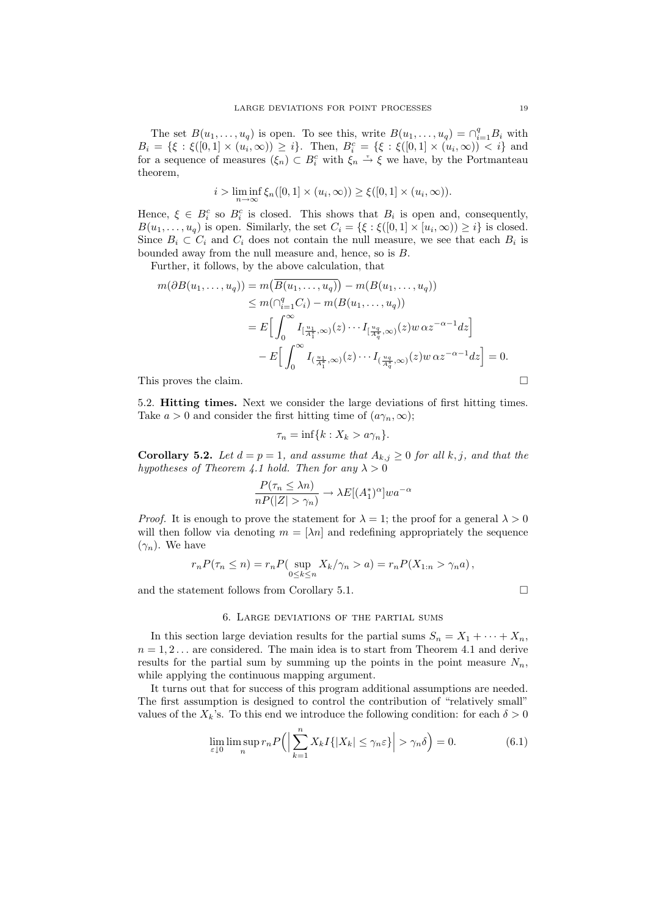The set $B(u_1, \dots, u_q)$ is open. To see this, write $B(u_1, \dots, u_q) = \cap_{i=1}^q B_i$ with $B_i = \{\xi : \xi([0,1] \times (u_i, \infty)) \geq i\}$. Then, $B_i^c = \{\xi : \xi([0,1] \times (u_i, \infty)) < i\}$ and for a sequence of measures $(\xi_n) \subset B_i^c$ with $\xi_n \xrightarrow{v} \xi$ we have, by the Portmanteau theorem,

$$i > \liminf_{n\to\infty} \xi_n([0,1] \times (u_i, \infty)) \geq \xi([0,1] \times (u_i, \infty)).$$

Hence, $\xi \in B_i^c$ so $B_i^c$ is closed. This shows that $B_i$ is open and, consequently, $B(u_1, \dots, u_q)$ is open. Similarly, the set $C_i = \{\xi : \xi([0,1] \times [u_i, \infty)) \geq i\}$ is closed. Since $B_i \subset C_i$ and $C_i$ does not contain the null measure, we see that each $B_i$ is bounded away from the null measure and, hence, so is $B$.

Further, it follows, by the above calculation, that

$$\begin{aligned}
m(\partial B(u_1, \dots, u_q)) &= m\big(\overline{B(u_1, \dots, u_q)}\big) - m(B(u_1, \dots, u_q)) \\
&\leq m(\cap_{i=1}^q C_i) - m(B(u_1, \dots, u_q)) \\
&= E\Big[\int_0^\infty I_{[\frac{u_1}{A_1^*}, \infty)}(z) \cdots I_{[\frac{u_q}{A_q^*}, \infty)}(z) w\, \alpha z^{-\alpha-1} dz\Big] \\
&\quad - E\Big[\int_0^\infty I_{(\frac{u_1}{A_1^*}, \infty)}(z) \cdots I_{(\frac{u_q}{A_q^*}, \infty)}(z) w\, \alpha z^{-\alpha-1} dz\Big] = 0.
\end{aligned}$$

This proves the claim. □

5.2. **Hitting times.** Next we consider the large deviations of first hitting times. Take $a > 0$ and consider the first hitting time of $(a\gamma_n, \infty)$;

$$\tau_n = \inf\{k : X_k > a\gamma_n\}.$$

**Corollary 5.2.** *Let $d = p = 1$, and assume that $A_{k,j} \geq 0$ for all $k, j$, and that the hypotheses of Theorem 4.1 hold. Then for any $\lambda > 0$*

$$\frac{P(\tau_n \leq \lambda n)}{nP(|Z| > \gamma_n)} \to \lambda E[(A_1^*)^\alpha] w a^{-\alpha}$$

*Proof.* It is enough to prove the statement for $\lambda = 1$; the proof for a general $\lambda > 0$ will then follow via denoting $m = [\lambda n]$ and redefining appropriately the sequence $(\gamma_n)$. We have

$$r_n P(\tau_n \leq n) = r_n P(\sup_{0 \leq k \leq n} X_k/\gamma_n > a) = r_n P(X_{1:n} > \gamma_n a)\,,$$

and the statement follows from Corollary 5.1. □

## 6. Large deviations of the partial sums

In this section large deviation results for the partial sums $S_n = X_1 + \cdots + X_n$, $n = 1, 2 \dots$ are considered. The main idea is to start from Theorem 4.1 and derive results for the partial sum by summing up the points in the point measure $N_n$, while applying the continuous mapping argument.

It turns out that for success of this program additional assumptions are needed. The first assumption is designed to control the contribution of "relatively small" values of the $X_k$'s. To this end we introduce the following condition: for each $\delta > 0$

$$\lim_{\varepsilon \downarrow 0} \limsup_n r_n P\Big(\Big|\sum_{k=1}^n X_k I\{|X_k| \leq \gamma_n \varepsilon\}\Big| > \gamma_n \delta\Big) = 0. \tag{6.1}$$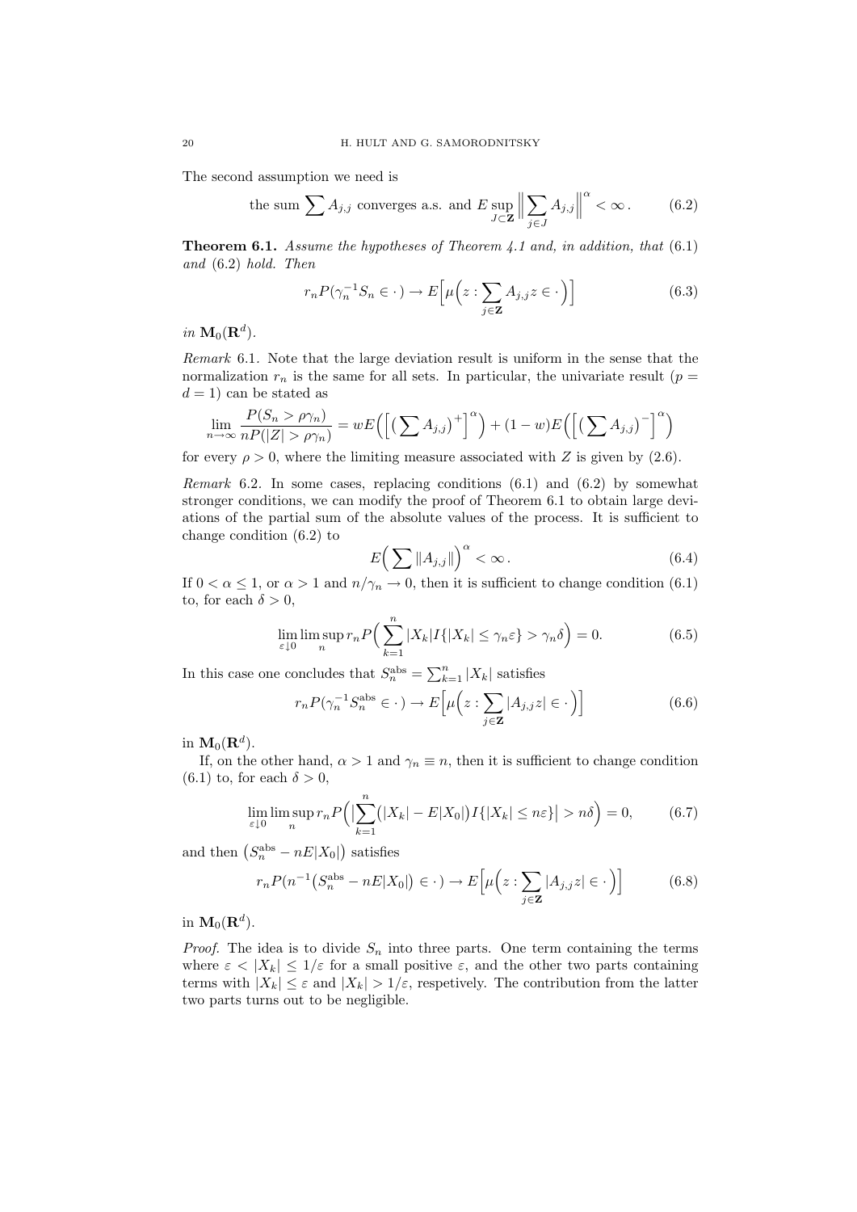The second assumption we need is

$$\text{the sum } \sum A_{j,j} \text{ converges a.s. and } E \sup_{J \subset \mathbf{Z}} \Big\| \sum_{j \in J} A_{j,j} \Big\|^{\alpha} < \infty . \tag{6.2}$$

**Theorem 6.1.** *Assume the hypotheses of Theorem 4.1 and, in addition, that* (6.1) *and* (6.2) *hold. Then*

$$r_n P(\gamma_n^{-1} S_n \in \cdot\,) \to E\Big[\mu\Big(z : \sum_{j \in \mathbf{Z}} A_{j,j} z \in \cdot\,\Big)\Big] \tag{6.3}$$

*in* $\mathbf{M}_0(\mathbf{R}^d)$.

*Remark* 6.1. Note that the large deviation result is uniform in the sense that the normalization $r_n$ is the same for all sets. In particular, the univariate result ($p = d = 1$) can be stated as

$$\lim_{n\to\infty} \frac{P(S_n > \rho\gamma_n)}{nP(|Z| > \rho\gamma_n)} = wE\Big(\Big[\big(\sum A_{j,j}\big)^+\Big]^{\alpha}\Big) + (1-w)E\Big(\Big[\big(\sum A_{j,j}\big)^-\Big]^{\alpha}\Big)$$

for every $\rho > 0$, where the limiting measure associated with $Z$ is given by (2.6).

*Remark* 6.2. In some cases, replacing conditions (6.1) and (6.2) by somewhat stronger conditions, we can modify the proof of Theorem 6.1 to obtain large deviations of the partial sum of the absolute values of the process. It is sufficient to change condition (6.2) to

$$E\Big(\sum \|A_{j,j}\|\Big)^{\alpha} < \infty . \tag{6.4}$$

If $0 < \alpha \le 1$, or $\alpha > 1$ and $n/\gamma_n \to 0$, then it is sufficient to change condition (6.1) to, for each $\delta > 0$,

$$\lim_{\varepsilon \downarrow 0} \limsup_{n} r_n P\Big(\sum_{k=1}^{n} |X_k| I\{|X_k| \le \gamma_n \varepsilon\} > \gamma_n \delta\Big) = 0. \tag{6.5}$$

In this case one concludes that $S_n^{\text{abs}} = \sum_{k=1}^{n} |X_k|$ satisfies

$$r_n P(\gamma_n^{-1} S_n^{\text{abs}} \in \cdot\,) \to E\Big[\mu\Big(z : \sum_{j \in \mathbf{Z}} |A_{j,j} z| \in \cdot\,\Big)\Big] \tag{6.6}$$

in $\mathbf{M}_0(\mathbf{R}^d)$.

If, on the other hand, $\alpha > 1$ and $\gamma_n \equiv n$, then it is sufficient to change condition (6.1) to, for each $\delta > 0$,

$$\lim_{\varepsilon \downarrow 0} \limsup_{n} r_n P\Big(\Big|\sum_{k=1}^{n} \big(|X_k| - E|X_0|\big) I\{|X_k| \le n\varepsilon\}\Big| > n\delta\Big) = 0, \tag{6.7}$$

and then $\big(S_n^{\text{abs}} - nE|X_0|\big)$ satisfies

$$r_n P\big(n^{-1}\big(S_n^{\text{abs}} - nE|X_0|\big) \in \cdot\,\big) \to E\Big[\mu\Big(z : \sum_{j \in \mathbf{Z}} |A_{j,j} z| \in \cdot\,\Big)\Big] \tag{6.8}$$

in $\mathbf{M}_0(\mathbf{R}^d)$.

*Proof.* The idea is to divide $S_n$ into three parts. One term containing the terms where $\varepsilon < |X_k| \le 1/\varepsilon$ for a small positive $\varepsilon$, and the other two parts containing terms with $|X_k| \le \varepsilon$ and $|X_k| > 1/\varepsilon$, respetively. The contribution from the latter two parts turns out to be negligible.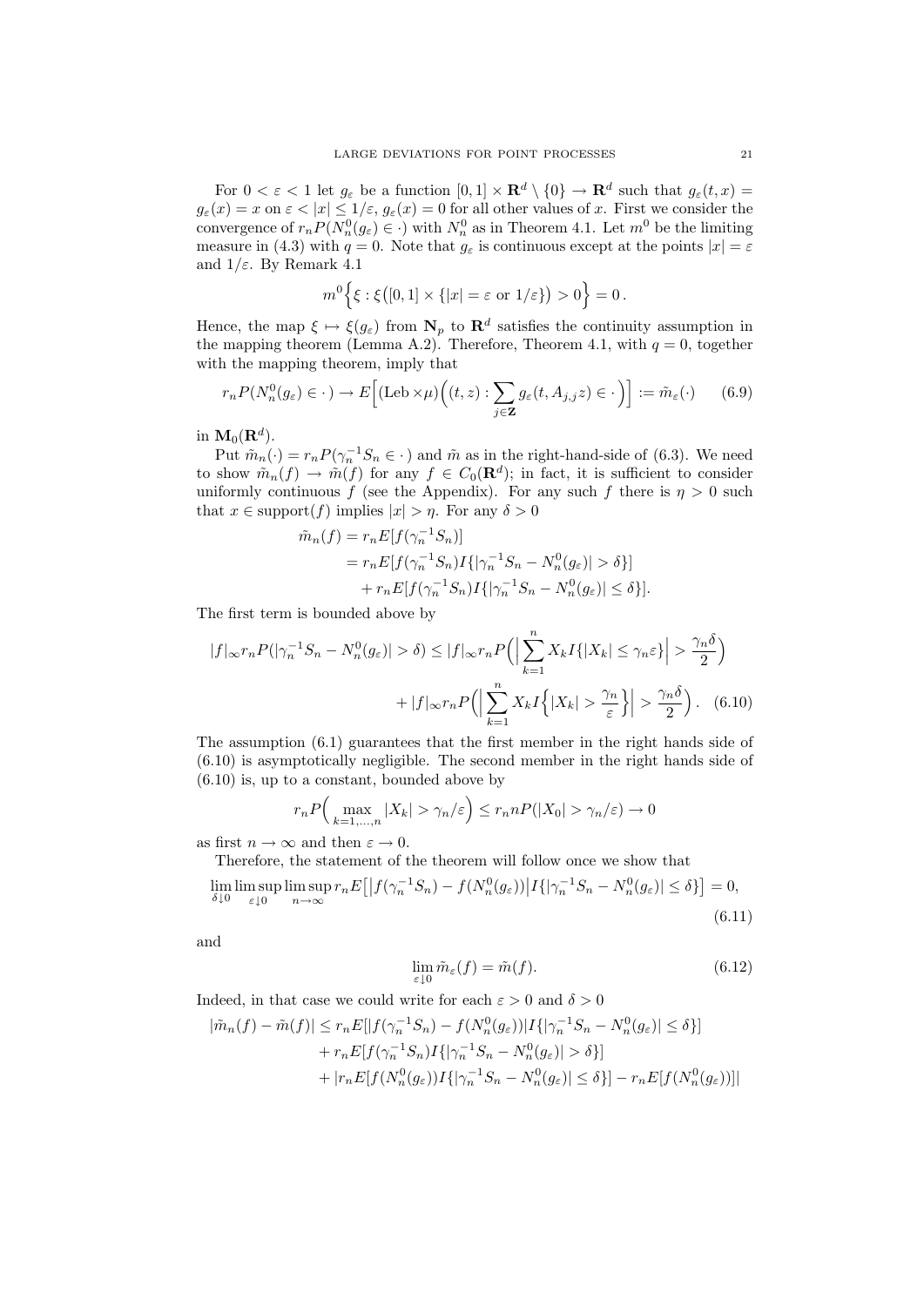For $0 < \varepsilon < 1$ let $g_\varepsilon$ be a function $[0,1] \times \mathbf{R}^d \setminus \{0\} \to \mathbf{R}^d$ such that $g_\varepsilon(t,x) = g_\varepsilon(x) = x$ on $\varepsilon < |x| \le 1/\varepsilon$, $g_\varepsilon(x) = 0$ for all other values of $x$. First we consider the convergence of $r_n P(N_n^0(g_\varepsilon) \in \cdot)$ with $N_n^0$ as in Theorem 4.1. Let $m^0$ be the limiting measure in (4.3) with $q = 0$. Note that $g_\varepsilon$ is continuous except at the points $|x| = \varepsilon$ and $1/\varepsilon$. By Remark 4.1

$$m^0\Big\{\xi : \xi\big([0,1] \times \{|x| = \varepsilon \text{ or } 1/\varepsilon\}\big) > 0\Big\} = 0\,.$$

Hence, the map $\xi \mapsto \xi(g_\varepsilon)$ from $\mathbf{N}_p$ to $\mathbf{R}^d$ satisfies the continuity assumption in the mapping theorem (Lemma A.2). Therefore, Theorem 4.1, with $q = 0$, together with the mapping theorem, imply that

$$r_n P(N_n^0(g_\varepsilon) \in \cdot\,) \to E\Big[(\text{Leb} \times \mu)\Big((t,z) : \sum_{j \in \mathbf{Z}} g_\varepsilon(t, A_{j,j} z) \in \cdot\,\Big)\Big] := \tilde{m}_\varepsilon(\cdot) \qquad (6.9)$$

in $\mathbf{M}_0(\mathbf{R}^d)$.

Put $\tilde{m}_n(\cdot) = r_n P(\gamma_n^{-1} S_n \in \cdot\,)$ and $\tilde{m}$ as in the right-hand-side of (6.3). We need to show $\tilde{m}_n(f) \to \tilde{m}(f)$ for any $f \in C_0(\mathbf{R}^d)$; in fact, it is sufficient to consider uniformly continuous $f$ (see the Appendix). For any such $f$ there is $\eta > 0$ such that $x \in \text{support}(f)$ implies $|x| > \eta$. For any $\delta > 0$

$$\begin{aligned}
\tilde{m}_n(f) &= r_n E[f(\gamma_n^{-1} S_n)] \\
&= r_n E[f(\gamma_n^{-1} S_n) I\{|\gamma_n^{-1} S_n - N_n^0(g_\varepsilon)| > \delta\}] \\
&\quad + r_n E[f(\gamma_n^{-1} S_n) I\{|\gamma_n^{-1} S_n - N_n^0(g_\varepsilon)| \le \delta\}].
\end{aligned}$$

The first term is bounded above by

$$\begin{aligned}
|f|_\infty r_n P(|\gamma_n^{-1} S_n - N_n^0(g_\varepsilon)| > \delta) &\le |f|_\infty r_n P\Big(\Big|\sum_{k=1}^n X_k I\{|X_k| \le \gamma_n \varepsilon\}\Big| > \frac{\gamma_n \delta}{2}\Big) \\
&\quad + |f|_\infty r_n P\Big(\Big|\sum_{k=1}^n X_k I\Big\{|X_k| > \frac{\gamma_n}{\varepsilon}\Big\}\Big| > \frac{\gamma_n \delta}{2}\Big)\,. \qquad (6.10)
\end{aligned}$$

The assumption (6.1) guarantees that the first member in the right hands side of (6.10) is asymptotically negligible. The second member in the right hands side of (6.10) is, up to a constant, bounded above by

$$r_n P\Big(\max_{k=1,\dots,n} |X_k| > \gamma_n/\varepsilon\Big) \le r_n n P(|X_0| > \gamma_n/\varepsilon) \to 0$$

as first $n \to \infty$ and then $\varepsilon \to 0$.

Therefore, the statement of the theorem will follow once we show that

$$\lim_{\delta \downarrow 0} \limsup_{\varepsilon \downarrow 0} \limsup_{n \to \infty} r_n E\big[\big|f(\gamma_n^{-1} S_n) - f(N_n^0(g_\varepsilon))\big| I\{|\gamma_n^{-1} S_n - N_n^0(g_\varepsilon)| \le \delta\}\big] = 0, \qquad (6.11)$$

and

$$\lim_{\varepsilon \downarrow 0} \tilde{m}_\varepsilon(f) = \tilde{m}(f). \qquad (6.12)$$

Indeed, in that case we could write for each $\varepsilon > 0$ and $\delta > 0$

$$\begin{aligned}
|\tilde{m}_n(f) - \tilde{m}(f)| &\le r_n E[|f(\gamma_n^{-1} S_n) - f(N_n^0(g_\varepsilon))| I\{|\gamma_n^{-1} S_n - N_n^0(g_\varepsilon)| \le \delta\}] \\
&\quad + r_n E[f(\gamma_n^{-1} S_n) I\{|\gamma_n^{-1} S_n - N_n^0(g_\varepsilon)| > \delta\}] \\
&\quad + |r_n E[f(N_n^0(g_\varepsilon)) I\{|\gamma_n^{-1} S_n - N_n^0(g_\varepsilon)| \le \delta\}] - r_n E[f(N_n^0(g_\varepsilon))]|
\end{aligned}$$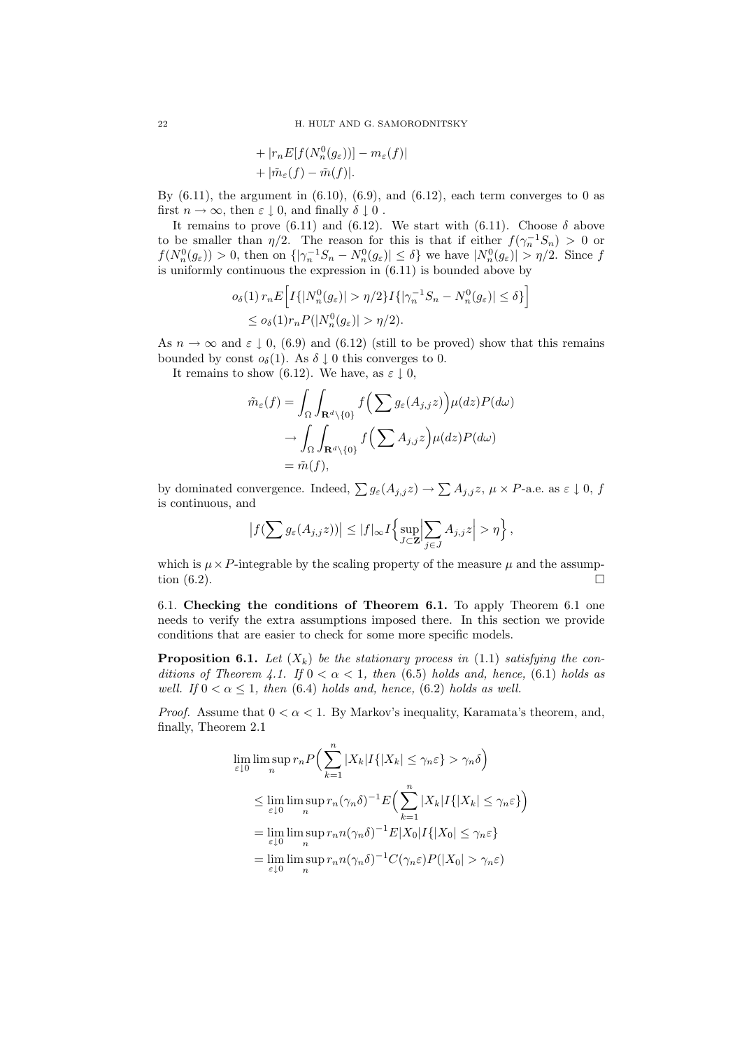$$
\begin{aligned}
&+ |r_n E[f(N_n^0(g_\varepsilon))] - m_\varepsilon(f)| \\
&+ |\tilde{m}_\varepsilon(f) - \tilde{m}(f)|.
\end{aligned}
$$

By (6.11), the argument in (6.10), (6.9), and (6.12), each term converges to 0 as first $n \to \infty$, then $\varepsilon \downarrow 0$, and finally $\delta \downarrow 0$ .

It remains to prove (6.11) and (6.12). We start with (6.11). Choose $\delta$ above to be smaller than $\eta/2$. The reason for this is that if either $f(\gamma_n^{-1} S_n) > 0$ or $f(N_n^0(g_\varepsilon)) > 0$, then on $\{|\gamma_n^{-1} S_n - N_n^0(g_\varepsilon)| \le \delta\}$ we have $|N_n^0(g_\varepsilon)| > \eta/2$. Since $f$ is uniformly continuous the expression in (6.11) is bounded above by

$$
\begin{aligned}
&o_\delta(1)\, r_n E\Big[I\{|N_n^0(g_\varepsilon)| > \eta/2\} I\{|\gamma_n^{-1} S_n - N_n^0(g_\varepsilon)| \le \delta\}\Big] \\
&\le o_\delta(1) r_n P(|N_n^0(g_\varepsilon)| > \eta/2).
\end{aligned}
$$

As $n \to \infty$ and $\varepsilon \downarrow 0$, (6.9) and (6.12) (still to be proved) show that this remains bounded by const $o_\delta(1)$. As $\delta \downarrow 0$ this converges to 0.

It remains to show (6.12). We have, as $\varepsilon \downarrow 0$,

$$
\begin{aligned}
\tilde{m}_\varepsilon(f) &= \int_\Omega \int_{\mathbf{R}^d \setminus \{0\}} f\Big(\sum g_\varepsilon(A_{j,j} z)\Big) \mu(dz) P(d\omega) \\
&\to \int_\Omega \int_{\mathbf{R}^d \setminus \{0\}} f\Big(\sum A_{j,j} z\Big) \mu(dz) P(d\omega) \\
&= \tilde{m}(f),
\end{aligned}
$$

by dominated convergence. Indeed, $\sum g_\varepsilon(A_{j,j} z) \to \sum A_{j,j} z$, $\mu \times P$-a.e. as $\varepsilon \downarrow 0$, $f$ is continuous, and

$$
\big|f(\sum g_\varepsilon(A_{j,j} z))\big| \le |f|_\infty I\Big\{\sup_{J \subset \mathbf{Z}} \Big|\sum_{j \in J} A_{j,j} z\Big| > \eta\Big\},
$$

which is $\mu \times P$-integrable by the scaling property of the measure $\mu$ and the assumption (6.2). $\square$

## 6.1. Checking the conditions of Theorem 6.1.

To apply Theorem 6.1 one needs to verify the extra assumptions imposed there. In this section we provide conditions that are easier to check for some more specific models.

**Proposition 6.1.** *Let $(X_k)$ be the stationary process in (1.1) satisfying the conditions of Theorem 4.1. If $0 < \alpha < 1$, then (6.5) holds and, hence, (6.1) holds as well. If $0 < \alpha \le 1$, then (6.4) holds and, hence, (6.2) holds as well.*

*Proof.* Assume that $0 < \alpha < 1$. By Markov's inequality, Karamata's theorem, and, finally, Theorem 2.1

$$
\begin{aligned}
&\lim_{\varepsilon \downarrow 0} \limsup_n r_n P\Big(\sum_{k=1}^n |X_k| I\{|X_k| \le \gamma_n \varepsilon\} > \gamma_n \delta\Big) \\
&\le \lim_{\varepsilon \downarrow 0} \limsup_n r_n (\gamma_n \delta)^{-1} E\Big(\sum_{k=1}^n |X_k| I\{|X_k| \le \gamma_n \varepsilon\}\Big) \\
&= \lim_{\varepsilon \downarrow 0} \limsup_n r_n n (\gamma_n \delta)^{-1} E|X_0| I\{|X_0| \le \gamma_n \varepsilon\} \\
&= \lim_{\varepsilon \downarrow 0} \limsup_n r_n n (\gamma_n \delta)^{-1} C(\gamma_n \varepsilon) P(|X_0| > \gamma_n \varepsilon)
\end{aligned}
$$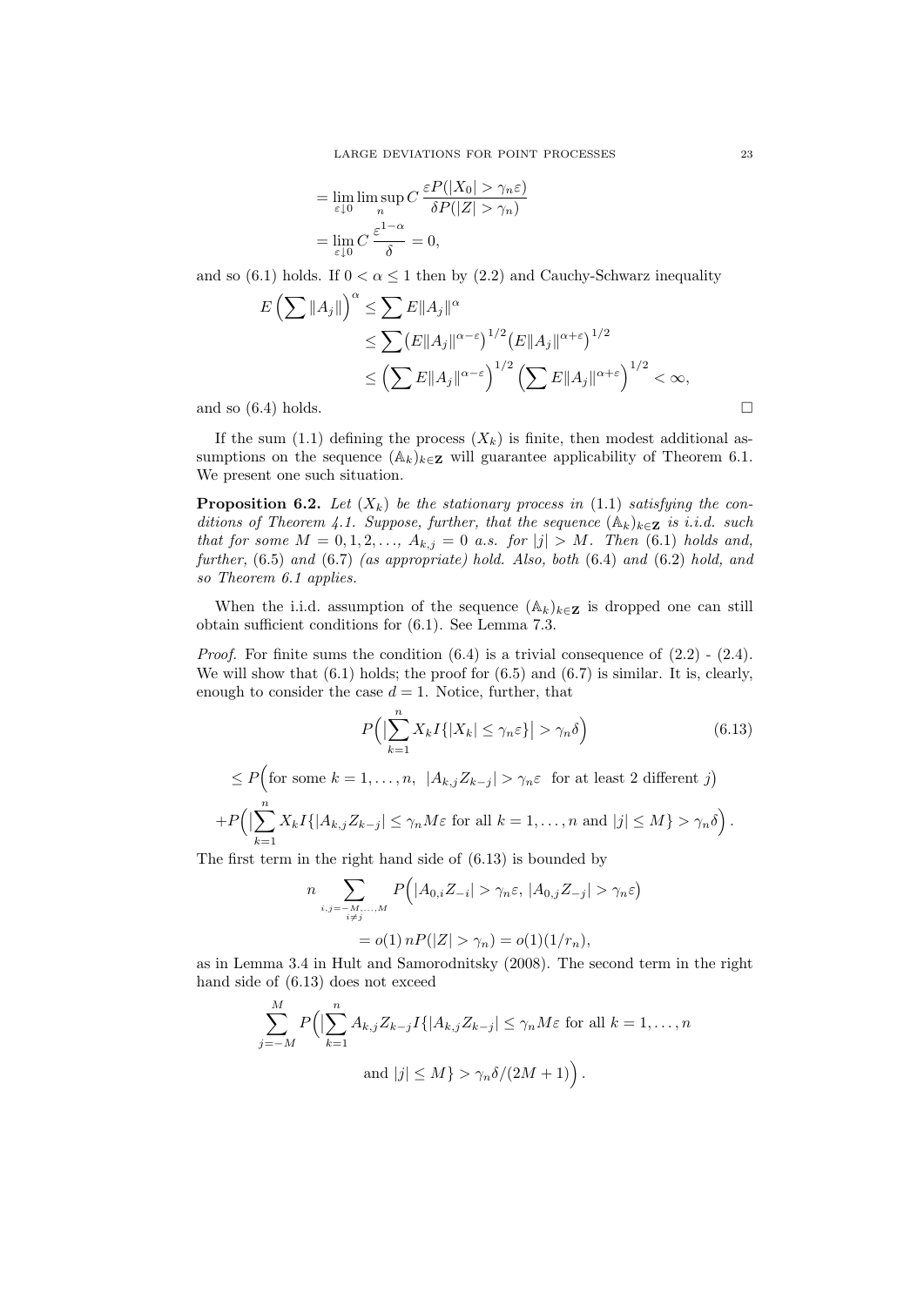$$
\begin{aligned}
&= \lim_{\varepsilon \downarrow 0} \limsup_n C \frac{\varepsilon P(|X_0| > \gamma_n \varepsilon)}{\delta P(|Z| > \gamma_n)} \\
&= \lim_{\varepsilon \downarrow 0} C \frac{\varepsilon^{1-\alpha}}{\delta} = 0,
\end{aligned}
$$

and so (6.1) holds. If $0 < \alpha \le 1$ then by (2.2) and Cauchy-Schwarz inequality

$$
\begin{aligned}
E\Big(\sum \|A_j\|\Big)^\alpha &\le \sum E\|A_j\|^\alpha \\
&\le \sum \big(E\|A_j\|^{\alpha-\varepsilon}\big)^{1/2} \big(E\|A_j\|^{\alpha+\varepsilon}\big)^{1/2} \\
&\le \Big(\sum E\|A_j\|^{\alpha-\varepsilon}\Big)^{1/2} \Big(\sum E\|A_j\|^{\alpha+\varepsilon}\Big)^{1/2} < \infty,
\end{aligned}
$$

and so (6.4) holds. □

If the sum (1.1) defining the process $(X_k)$ is finite, then modest additional assumptions on the sequence $(\mathbb{A}_k)_{k\in\mathbf{Z}}$ will guarantee applicability of Theorem 6.1. We present one such situation.

**Proposition 6.2.** *Let $(X_k)$ be the stationary process in (1.1) satisfying the conditions of Theorem 4.1. Suppose, further, that the sequence $(\mathbb{A}_k)_{k\in\mathbf{Z}}$ is i.i.d. such that for some $M = 0, 1, 2, \ldots$, $A_{k,j} = 0$ a.s. for $|j| > M$. Then (6.1) holds and, further, (6.5) and (6.7) (as appropriate) hold. Also, both (6.4) and (6.2) hold, and so Theorem 6.1 applies.*

When the i.i.d. assumption of the sequence $(\mathbb{A}_k)_{k\in\mathbf{Z}}$ is dropped one can still obtain sufficient conditions for (6.1). See Lemma 7.3.

*Proof.* For finite sums the condition (6.4) is a trivial consequence of (2.2) - (2.4). We will show that (6.1) holds; the proof for (6.5) and (6.7) is similar. It is, clearly, enough to consider the case $d = 1$. Notice, further, that

$$
P\Big(\Big|\sum_{k=1}^n X_k I\{|X_k| \le \gamma_n \varepsilon\}\Big| > \gamma_n \delta\Big) \tag{6.13}
$$

$$
\le P\Big(\text{for some } k = 1, \ldots, n,\ |A_{k,j} Z_{k-j}| > \gamma_n \varepsilon \ \text{ for at least 2 different } j\Big)
$$

$$
+ P\Big(\Big|\sum_{k=1}^n X_k I\{|A_{k,j} Z_{k-j}| \le \gamma_n M\varepsilon \text{ for all } k = 1, \ldots, n \text{ and } |j| \le M\} > \gamma_n \delta\Big).
$$

The first term in the right hand side of (6.13) is bounded by

$$
\begin{aligned}
n \sum_{\substack{i,j=-M,\ldots,M \\ i \ne j}} & P\Big(|A_{0,i} Z_{-i}| > \gamma_n \varepsilon,\ |A_{0,j} Z_{-j}| > \gamma_n \varepsilon\Big) \\
&= o(1)\, nP(|Z| > \gamma_n) = o(1)(1/r_n),
\end{aligned}
$$

as in Lemma 3.4 in Hult and Samorodnitsky (2008). The second term in the right hand side of (6.13) does not exceed

$$
\sum_{j=-M}^M P\Big(\Big|\sum_{k=1}^n A_{k,j} Z_{k-j} I\{|A_{k,j} Z_{k-j}| \le \gamma_n M\varepsilon \text{ for all } k = 1, \ldots, n
$$

$$
\text{and } |j| \le M\} > \gamma_n \delta/(2M+1)\Big).
$$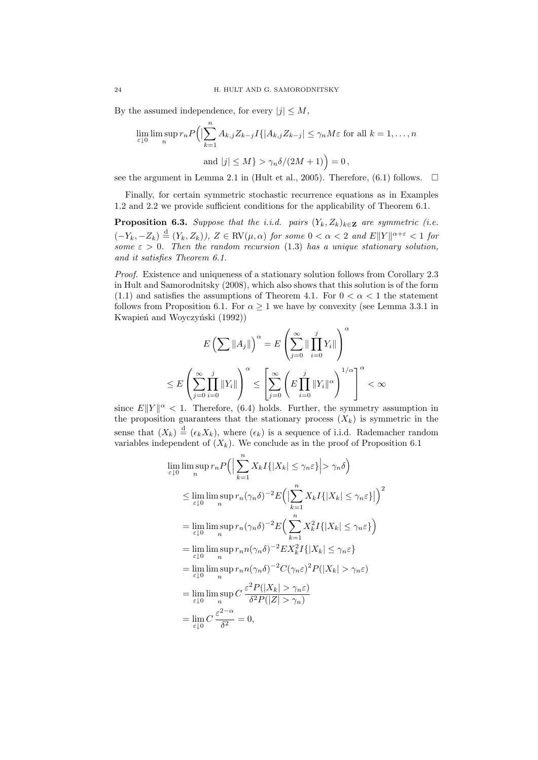By the assumed independence, for every $|j| \le M$,

$$\lim_{\varepsilon \downarrow 0} \limsup_n r_n P\Big( \Big|\sum_{k=1}^n A_{k,j} Z_{k-j} I\{|A_{k,j} Z_{k-j}| \le \gamma_n M \varepsilon \text{ for all } k = 1, \dots, n$$

$$\text{and } |j| \le M\} > \gamma_n \delta/(2M+1)\Big) = 0\,,$$

see the argument in Lemma 2.1 in (Hult et al., 2005). Therefore, (6.1) follows. $\square$

Finally, for certain symmetric stochastic recurrence equations as in Examples 1.2 and 2.2 we provide sufficient conditions for the applicability of Theorem 6.1.

**Proposition 6.3.** *Suppose that the i.i.d. pairs $(Y_k, Z_k)_{k \in \mathbf{Z}}$ are symmetric (i.e. $(-Y_k, -Z_k) \stackrel{\text{d}}{=} (Y_k, Z_k)$), $Z \in \text{RV}(\mu, \alpha)$ for some $0 < \alpha < 2$ and $E\|Y\|^{\alpha+\varepsilon} < 1$ for some $\varepsilon > 0$. Then the random recursion (1.3) has a unique stationary solution, and it satisfies Theorem 6.1.*

*Proof.* Existence and uniqueness of a stationary solution follows from Corollary 2.3 in Hult and Samorodnitsky (2008), which also shows that this solution is of the form (1.1) and satisfies the assumptions of Theorem 4.1. For $0 < \alpha < 1$ the statement follows from Proposition 6.1. For $\alpha \ge 1$ we have by convexity (see Lemma 3.3.1 in Kwapień and Woyczyński (1992))

$$E\Big(\sum \|A_j\|\Big)^\alpha = E\left(\sum_{j=0}^\infty \|\prod_{i=0}^j Y_i\|\right)^\alpha$$

$$\le E\left(\sum_{j=0}^\infty \prod_{i=0}^j \|Y_i\|\right)^\alpha \le \left[\sum_{j=0}^\infty \left(E\prod_{i=0}^j \|Y_i\|^\alpha\right)^{1/\alpha}\right]^\alpha < \infty$$

since $E\|Y\|^\alpha < 1$. Therefore, (6.4) holds. Further, the symmetry assumption in the proposition guarantees that the stationary process $(X_k)$ is symmetric in the sense that $(X_k) \stackrel{\text{d}}{=} (\epsilon_k X_k)$, where $(\epsilon_k)$ is a sequence of i.i.d. Rademacher random variables independent of $(X_k)$. We conclude as in the proof of Proposition 6.1

$$\begin{aligned}
&\lim_{\varepsilon \downarrow 0} \limsup_n r_n P\Big( \Big|\sum_{k=1}^n X_k I\{|X_k| \le \gamma_n \varepsilon\}\Big| > \gamma_n \delta\Big) \\
&\le \lim_{\varepsilon \downarrow 0} \limsup_n r_n (\gamma_n \delta)^{-2} E\Big(\Big|\sum_{k=1}^n X_k I\{|X_k| \le \gamma_n \varepsilon\}\Big|\Big)^2 \\
&= \lim_{\varepsilon \downarrow 0} \limsup_n r_n (\gamma_n \delta)^{-2} E\Big(\sum_{k=1}^n X_k^2 I\{|X_k| \le \gamma_n \varepsilon\}\Big) \\
&= \lim_{\varepsilon \downarrow 0} \limsup_n r_n n (\gamma_n \delta)^{-2} E X_k^2 I\{|X_k| \le \gamma_n \varepsilon\} \\
&= \lim_{\varepsilon \downarrow 0} \limsup_n r_n n (\gamma_n \delta)^{-2} C (\gamma_n \varepsilon)^2 P(|X_k| > \gamma_n \varepsilon) \\
&= \lim_{\varepsilon \downarrow 0} \limsup_n C\, \frac{\varepsilon^2 P(|X_k| > \gamma_n \varepsilon)}{\delta^2 P(|Z| > \gamma_n)} \\
&= \lim_{\varepsilon \downarrow 0} C\, \frac{\varepsilon^{2-\alpha}}{\delta^2} = 0,
\end{aligned}$$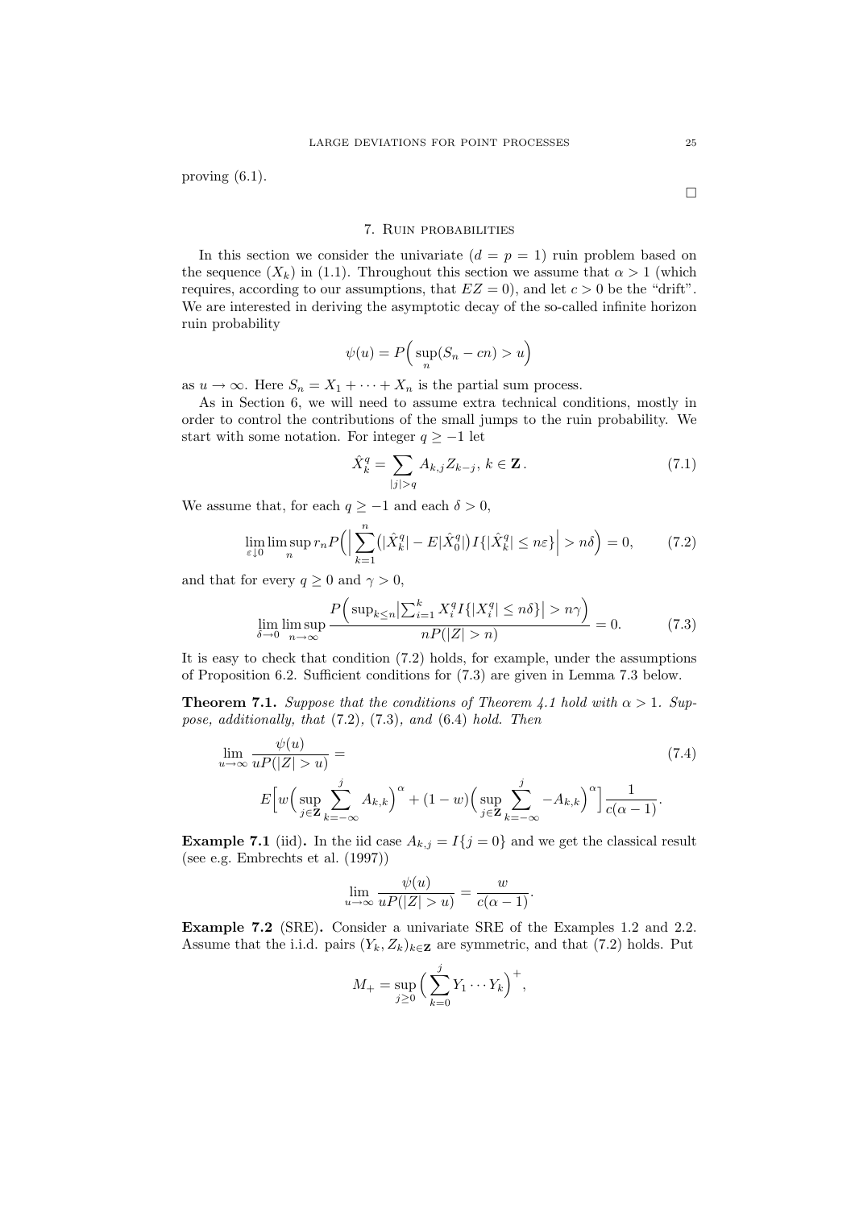proving (6.1).

□

## 7. Ruin probabilities

In this section we consider the univariate ($d = p = 1$) ruin problem based on the sequence $(X_k)$ in (1.1). Throughout this section we assume that $\alpha > 1$ (which requires, according to our assumptions, that $EZ = 0$), and let $c > 0$ be the "drift". We are interested in deriving the asymptotic decay of the so-called infinite horizon ruin probability

$$\psi(u) = P\Big(\sup_n (S_n - cn) > u\Big)$$

as $u \to \infty$. Here $S_n = X_1 + \cdots + X_n$ is the partial sum process.

As in Section 6, we will need to assume extra technical conditions, mostly in order to control the contributions of the small jumps to the ruin probability. We start with some notation. For integer $q \geq -1$ let

$$\hat{X}_k^q = \sum_{|j|>q} A_{k,j} Z_{k-j}, \; k \in \mathbf{Z}\,. \tag{7.1}$$

We assume that, for each $q \geq -1$ and each $\delta > 0$,

$$\lim_{\varepsilon \downarrow 0} \limsup_n r_n P\Big(\Big|\sum_{k=1}^n \big(|\hat{X}_k^q| - E|\hat{X}_0^q|\big) I\{|\hat{X}_k^q| \leq n\varepsilon\}\Big| > n\delta\Big) = 0, \tag{7.2}$$

and that for every $q \geq 0$ and $\gamma > 0$,

$$\lim_{\delta \to 0} \limsup_{n\to\infty} \frac{P\Big(\sup_{k\leq n} \big|\sum_{i=1}^k X_i^q I\{|X_i^q| \leq n\delta\}\big| > n\gamma\Big)}{nP(|Z| > n)} = 0. \tag{7.3}$$

It is easy to check that condition (7.2) holds, for example, under the assumptions of Proposition 6.2. Sufficient conditions for (7.3) are given in Lemma 7.3 below.

**Theorem 7.1.** *Suppose that the conditions of Theorem 4.1 hold with $\alpha > 1$. Suppose, additionally, that (7.2), (7.3), and (6.4) hold. Then*

$$\lim_{u\to\infty} \frac{\psi(u)}{uP(|Z| > u)} = \tag{7.4}$$
$$E\Big[w\Big(\sup_{j\in\mathbf{Z}} \sum_{k=-\infty}^{j} A_{k,k}\Big)^\alpha + (1-w)\Big(\sup_{j\in\mathbf{Z}} \sum_{k=-\infty}^{j} -A_{k,k}\Big)^\alpha\Big] \frac{1}{c(\alpha-1)}.$$

**Example 7.1** (iid)**.** In the iid case $A_{k,j} = I\{j = 0\}$ and we get the classical result (see e.g. Embrechts et al. (1997))

$$\lim_{u\to\infty} \frac{\psi(u)}{uP(|Z| > u)} = \frac{w}{c(\alpha-1)}.$$

**Example 7.2** (SRE)**.** Consider a univariate SRE of the Examples 1.2 and 2.2. Assume that the i.i.d. pairs $(Y_k, Z_k)_{k\in\mathbf{Z}}$ are symmetric, and that (7.2) holds. Put

$$M_+ = \sup_{j\geq 0} \Big(\sum_{k=0}^{j} Y_1 \cdots Y_k\Big)^+,$$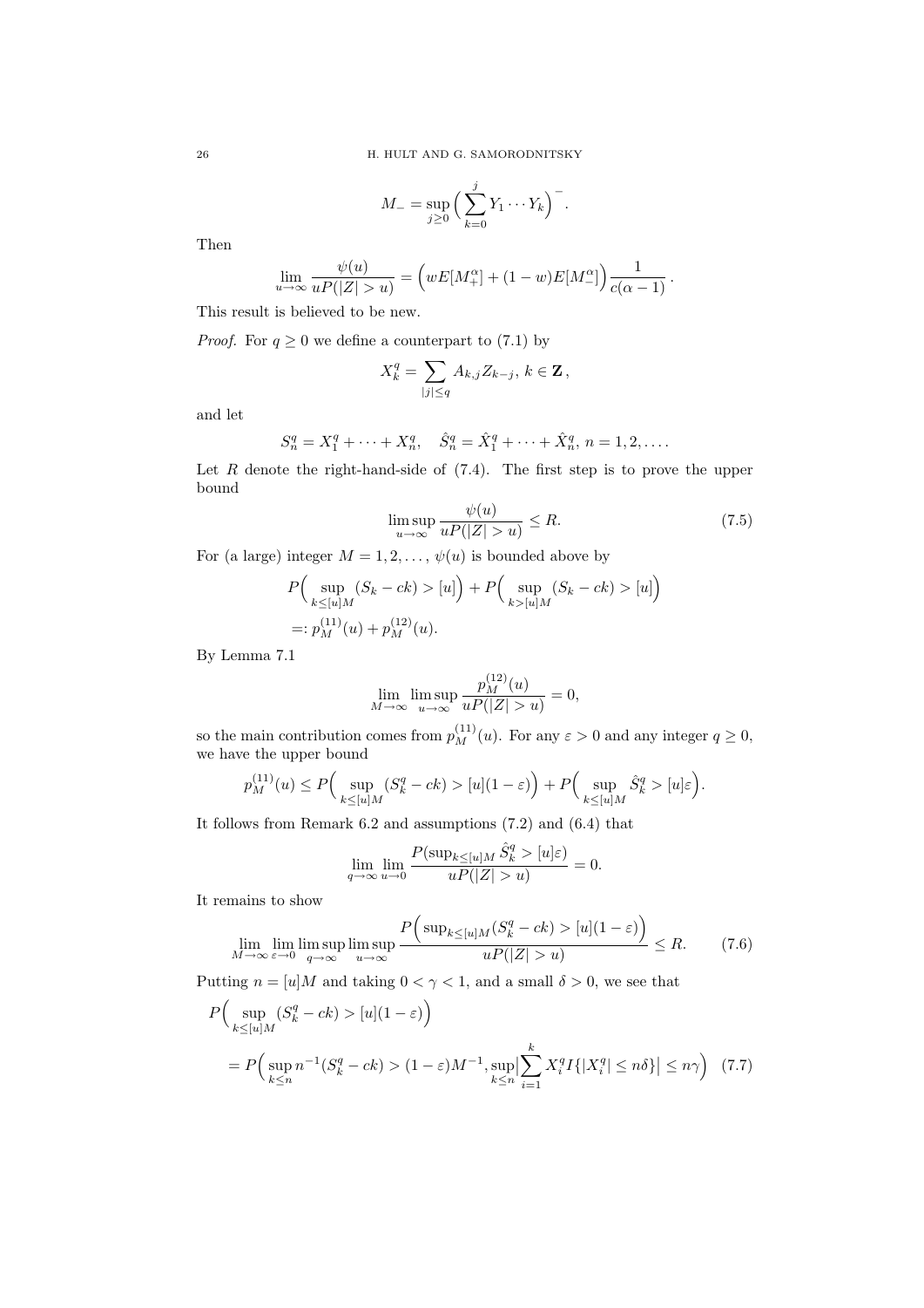$$M_- = \sup_{j\geq 0}\Big(\sum_{k=0}^{j} Y_1\cdots Y_k\Big)^-.$$

Then

$$\lim_{u\to\infty}\frac{\psi(u)}{uP(|Z|>u)} = \Big(wE[M_+^\alpha] + (1-w)E[M_-^\alpha]\Big)\frac{1}{c(\alpha-1)}\,.$$

This result is believed to be new.

*Proof.* For $q\geq 0$ we define a counterpart to (7.1) by

$$X_k^q = \sum_{|j|\leq q} A_{k,j}Z_{k-j},\; k\in\mathbf{Z}\,,$$

and let

$$S_n^q = X_1^q+\cdots+X_n^q,\quad \hat S_n^q = \hat X_1^q+\cdots+\hat X_n^q,\; n=1,2,\ldots.$$

Let $R$ denote the right-hand-side of (7.4). The first step is to prove the upper bound

$$\limsup_{u\to\infty}\frac{\psi(u)}{uP(|Z|>u)}\leq R. \tag{7.5}$$

For (a large) integer $M=1,2,\ldots$, $\psi(u)$ is bounded above by

$$\begin{aligned}
&P\Big(\sup_{k\leq [u]M}(S_k-ck)>[u]\Big) + P\Big(\sup_{k>[u]M}(S_k-ck)>[u]\Big)\\
&=: p_M^{(11)}(u)+p_M^{(12)}(u).
\end{aligned}$$

By Lemma 7.1

$$\lim_{M\to\infty}\limsup_{u\to\infty}\frac{p_M^{(12)}(u)}{uP(|Z|>u)}=0,$$

so the main contribution comes from $p_M^{(11)}(u)$. For any $\varepsilon>0$ and any integer $q\geq 0$, we have the upper bound

$$p_M^{(11)}(u)\leq P\Big(\sup_{k\leq [u]M}(S_k^q-ck)>[u](1-\varepsilon)\Big)+P\Big(\sup_{k\leq [u]M}\hat S_k^q>[u]\varepsilon\Big).$$

It follows from Remark 6.2 and assumptions (7.2) and (6.4) that

$$\lim_{q\to\infty}\lim_{u\to 0}\frac{P(\sup_{k\leq [u]M}\hat S_k^q>[u]\varepsilon)}{uP(|Z|>u)}=0.$$

It remains to show

$$\lim_{M\to\infty}\lim_{\varepsilon\to 0}\limsup_{q\to\infty}\limsup_{u\to\infty}\frac{P\Big(\sup_{k\leq [u]M}(S_k^q-ck)>[u](1-\varepsilon)\Big)}{uP(|Z|>u)}\leq R. \tag{7.6}$$

Putting $n=[u]M$ and taking $0<\gamma<1$, and a small $\delta>0$, we see that

$$\begin{aligned}
&P\Big(\sup_{k\leq [u]M}(S_k^q-ck)>[u](1-\varepsilon)\Big)\\
&=P\Big(\sup_{k\leq n}n^{-1}(S_k^q-ck)>(1-\varepsilon)M^{-1},\sup_{k\leq n}\Big|\sum_{i=1}^{k}X_i^q I\{|X_i^q|\leq n\delta\}\Big|\leq n\gamma\Big) \quad (7.7)
\end{aligned}$$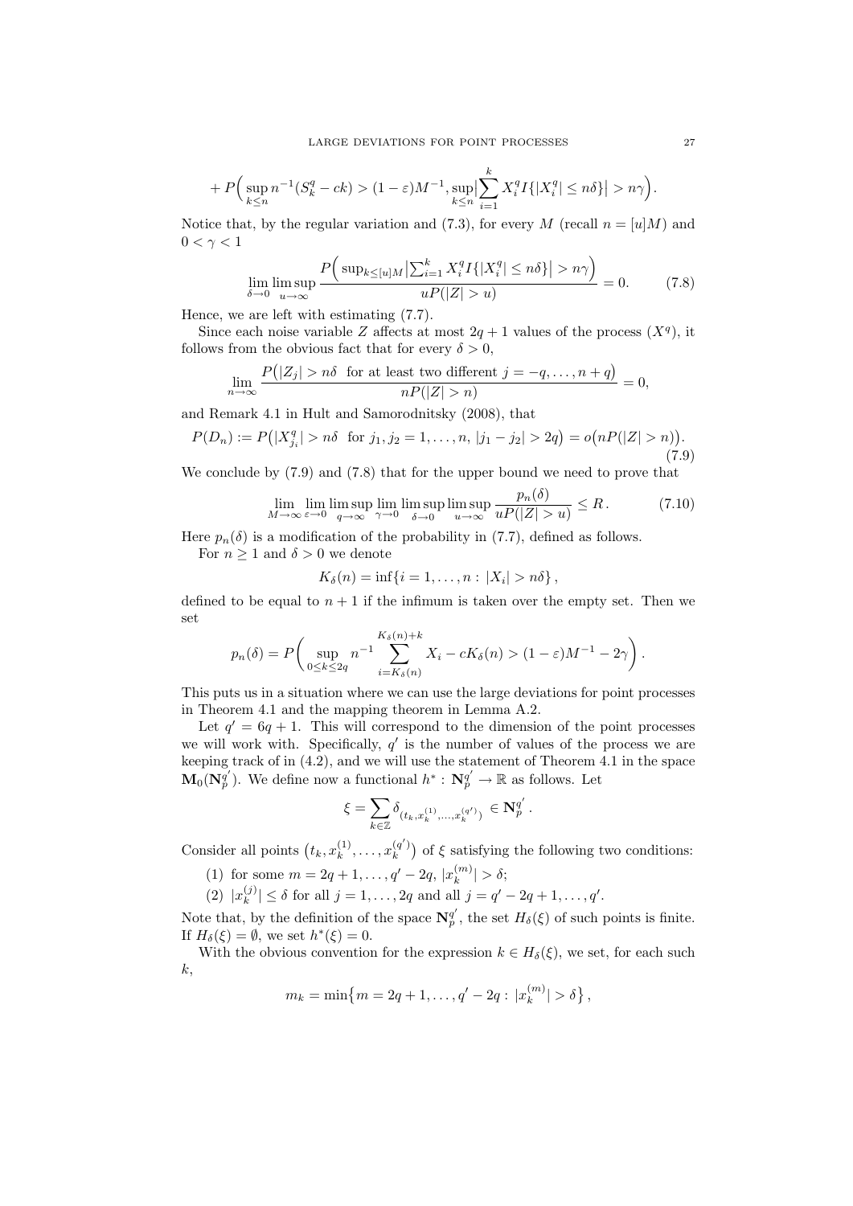$$+ P\Big( \sup_{k\le n} n^{-1}(S_k^q - ck) > (1-\varepsilon)M^{-1}, \sup_{k\le n}\Big|\sum_{i=1}^k X_i^q I\{|X_i^q| \le n\delta\}\Big| > n\gamma\Big).$$

Notice that, by the regular variation and (7.3), for every $M$ (recall $n = [u]M$) and $0 < \gamma < 1$

$$\lim_{\delta\to 0}\limsup_{u\to\infty} \frac{P\Big( \sup_{k\le [u]M}\big|\sum_{i=1}^k X_i^q I\{|X_i^q| \le n\delta\}\big| > n\gamma\Big)}{uP(|Z| > u)} = 0. \tag{7.8}$$

Hence, we are left with estimating (7.7).

Since each noise variable $Z$ affects at most $2q+1$ values of the process $(X^q)$, it follows from the obvious fact that for every $\delta > 0$,

$$\lim_{n\to\infty} \frac{P\big(|Z_j| > n\delta \text{ for at least two different } j = -q, \ldots, n+q\big)}{nP(|Z| > n)} = 0,$$

and Remark 4.1 in Hult and Samorodnitsky (2008), that

$$P(D_n) := P\big(|X_{j_i}^q| > n\delta \text{ for } j_1, j_2 = 1, \ldots, n,\ |j_1 - j_2| > 2q\big) = o\big(nP(|Z| > n)\big). \tag{7.9}$$

We conclude by (7.9) and (7.8) that for the upper bound we need to prove that

$$\lim_{M\to\infty}\lim_{\varepsilon\to 0}\limsup_{q\to\infty}\lim_{\gamma\to 0}\limsup_{\delta\to 0}\limsup_{u\to\infty} \frac{p_n(\delta)}{uP(|Z| > u)} \le R\,. \tag{7.10}$$

Here $p_n(\delta)$ is a modification of the probability in (7.7), defined as follows.

For $n \ge 1$ and $\delta > 0$ we denote

$$K_\delta(n) = \inf\{i = 1, \ldots, n : |X_i| > n\delta\}\,,$$

defined to be equal to $n+1$ if the infimum is taken over the empty set. Then we set

$$p_n(\delta) = P\left( \sup_{0\le k\le 2q} n^{-1} \sum_{i=K_\delta(n)}^{K_\delta(n)+k} X_i - cK_\delta(n) > (1-\varepsilon)M^{-1} - 2\gamma \right).$$

This puts us in a situation where we can use the large deviations for point processes in Theorem 4.1 and the mapping theorem in Lemma A.2.

Let $q' = 6q+1$. This will correspond to the dimension of the point processes we will work with. Specifically, $q'$ is the number of values of the process we are keeping track of in (4.2), and we will use the statement of Theorem 4.1 in the space $\mathbf{M}_0(\mathbf{N}_p^{q'})$. We define now a functional $h^* : \mathbf{N}_p^{q'} \to \mathbb{R}$ as follows. Let

$$\xi = \sum_{k\in\mathbb{Z}} \delta_{(t_k, x_k^{(1)}, \ldots, x_k^{(q')})} \in \mathbf{N}_p^{q'}\,.$$

Consider all points $\big(t_k, x_k^{(1)}, \ldots, x_k^{(q')}\big)$ of $\xi$ satisfying the following two conditions:

(1) for some $m = 2q+1, \ldots, q'-2q$, $|x_k^{(m)}| > \delta$;

(2) $|x_k^{(j)}| \le \delta$ for all $j = 1, \ldots, 2q$ and all $j = q'-2q+1, \ldots, q'$.

Note that, by the definition of the space $\mathbf{N}_p^{q'}$, the set $H_\delta(\xi)$ of such points is finite. If $H_\delta(\xi) = \emptyset$, we set $h^*(\xi) = 0$.

With the obvious convention for the expression $k \in H_\delta(\xi)$, we set, for each such $k$,

$$m_k = \min\big\{m = 2q+1, \ldots, q'-2q : |x_k^{(m)}| > \delta\big\}\,,$$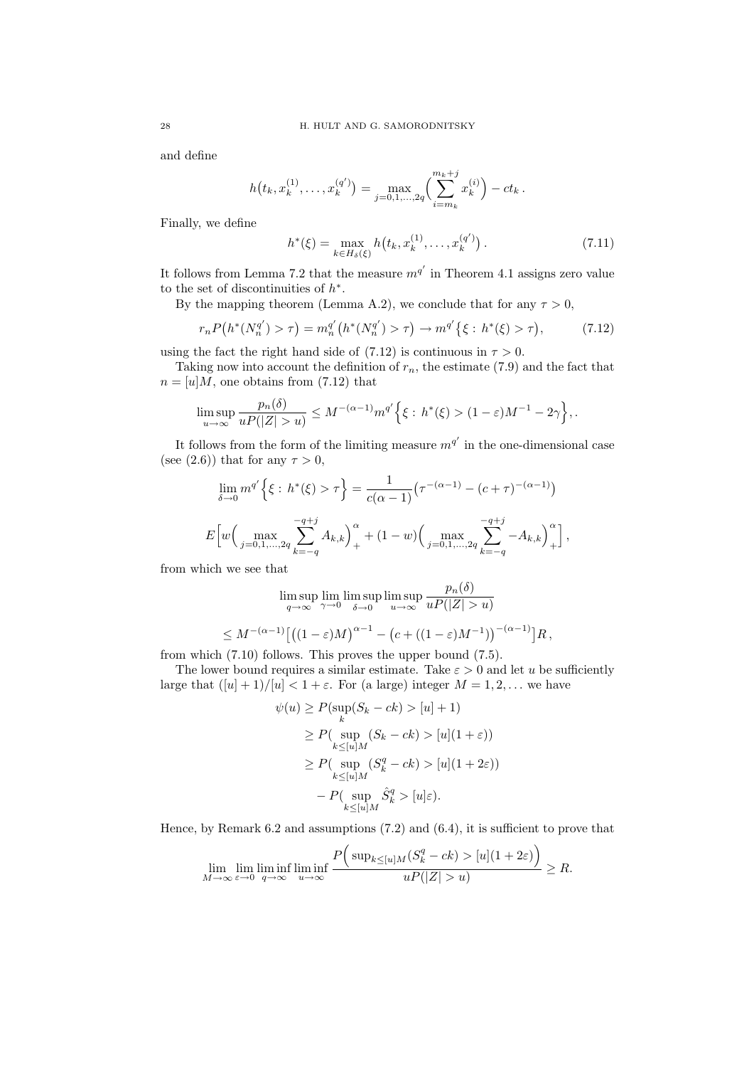and define

$$h\big(t_k, x_k^{(1)}, \dots, x_k^{(q')}\big) = \max_{j=0,1,\dots,2q} \Big( \sum_{i=m_k}^{m_k+j} x_k^{(i)} \Big) - ct_k \,.$$

Finally, we define

$$h^*(\xi) = \max_{k \in H_\delta(\xi)} h\big(t_k, x_k^{(1)}, \dots, x_k^{(q')}\big) \,. \tag{7.11}$$

It follows from Lemma 7.2 that the measure $m^{q'}$ in Theorem 4.1 assigns zero value to the set of discontinuities of $h^*$.

By the mapping theorem (Lemma A.2), we conclude that for any $\tau > 0$,

$$r_n P\big(h^*(N_n^{q'}) > \tau\big) = m_n^{q'}\big(h^*(N_n^{q'}) > \tau\big) \to m^{q'}\big\{\xi : h^*(\xi) > \tau\big), \tag{7.12}$$

using the fact the right hand side of (7.12) is continuous in $\tau > 0$.

Taking now into account the definition of $r_n$, the estimate (7.9) and the fact that $n = [u]M$, one obtains from (7.12) that

$$\limsup_{u\to\infty} \frac{p_n(\delta)}{uP(|Z| > u)} \le M^{-(\alpha-1)} m^{q'} \Big\{ \xi : h^*(\xi) > (1-\varepsilon)M^{-1} - 2\gamma \Big\}, .$$

It follows from the form of the limiting measure $m^{q'}$ in the one-dimensional case (see (2.6)) that for any $\tau > 0$,

$$\lim_{\delta\to 0} m^{q'} \Big\{ \xi : h^*(\xi) > \tau \Big\} = \frac{1}{c(\alpha-1)} \big(\tau^{-(\alpha-1)} - (c+\tau)^{-(\alpha-1)}\big)$$

$$E\Big[ w \Big( \max_{j=0,1,\dots,2q} \sum_{k=-q}^{-q+j} A_{k,k} \Big)_+^\alpha + (1-w) \Big( \max_{j=0,1,\dots,2q} \sum_{k=-q}^{-q+j} -A_{k,k} \Big)_+^\alpha \Big] ,$$

from which we see that

$$\limsup_{q\to\infty} \lim_{\gamma\to 0} \limsup_{\delta\to 0} \limsup_{u\to\infty} \frac{p_n(\delta)}{uP(|Z| > u)}$$

$$\le M^{-(\alpha-1)} \big[ \big((1-\varepsilon)M\big)^{\alpha-1} - \big(c + ((1-\varepsilon)M^{-1})\big)^{-(\alpha-1)} \big] R \,,$$

from which (7.10) follows. This proves the upper bound (7.5).

The lower bound requires a similar estimate. Take $\varepsilon > 0$ and let $u$ be sufficiently large that $([u]+1)/[u] < 1 + \varepsilon$. For (a large) integer $M = 1, 2, \dots$ we have

$$\begin{aligned}
\psi(u) &\ge P(\sup_k (S_k - ck) > [u] + 1) \\
&\ge P(\sup_{k \le [u]M} (S_k - ck) > [u](1+\varepsilon)) \\
&\ge P(\sup_{k \le [u]M} (S_k^q - ck) > [u](1+2\varepsilon)) \\
&\quad - P(\sup_{k \le [u]M} \hat{S}_k^q > [u]\varepsilon).
\end{aligned}$$

Hence, by Remark 6.2 and assumptions (7.2) and (6.4), it is sufficient to prove that

$$\lim_{M\to\infty} \lim_{\varepsilon\to 0} \liminf_{q\to\infty} \liminf_{u\to\infty} \frac{P\Big( \sup_{k \le [u]M} (S_k^q - ck) > [u](1+2\varepsilon) \Big)}{uP(|Z| > u)} \ge R.$$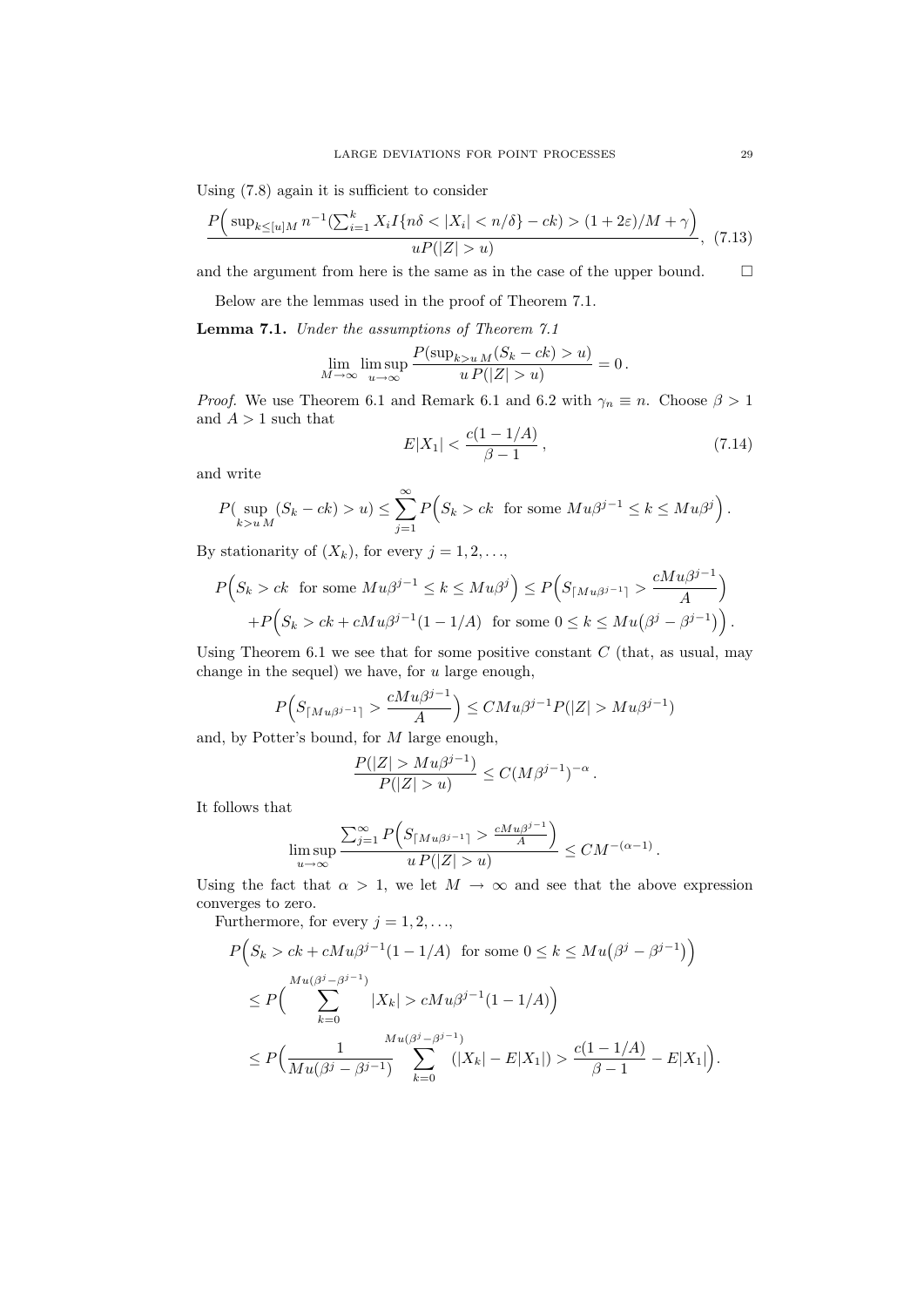Using (7.8) again it is sufficient to consider

$$\frac{P\Big( \sup_{k\le [u]M} n^{-1}(\sum_{i=1}^k X_i I\{n\delta < |X_i| < n/\delta\} - ck) > (1+2\varepsilon)/M + \gamma\Big)}{uP(|Z|>u)}, \quad (7.13)$$

and the argument from here is the same as in the case of the upper bound. □

Below are the lemmas used in the proof of Theorem 7.1.

**Lemma 7.1.** *Under the assumptions of Theorem 7.1*

$$\lim_{M\to\infty} \limsup_{u\to\infty} \frac{P(\sup_{k>u\,M}(S_k - ck) > u)}{u\,P(|Z|>u)} = 0\,.$$

*Proof.* We use Theorem 6.1 and Remark 6.1 and 6.2 with $\gamma_n \equiv n$. Choose $\beta > 1$ and $A > 1$ such that

$$E|X_1| < \frac{c(1-1/A)}{\beta - 1}\,, \quad (7.14)$$

and write

$$P(\sup_{k>u\,M}(S_k - ck) > u) \le \sum_{j=1}^\infty P\Big(S_k > ck \;\text{ for some } Mu\beta^{j-1} \le k \le Mu\beta^j\Big)\,.$$

By stationarity of $(X_k)$, for every $j = 1, 2, \ldots$,

$$P\Big(S_k > ck \;\text{ for some } Mu\beta^{j-1} \le k \le Mu\beta^j\Big) \le P\Big(S_{\lceil Mu\beta^{j-1}\rceil} > \frac{cMu\beta^{j-1}}{A}\Big)$$
$$+P\Big(S_k > ck + cMu\beta^{j-1}(1-1/A) \;\text{ for some } 0 \le k \le Mu\big(\beta^j - \beta^{j-1}\big)\Big)\,.$$

Using Theorem 6.1 we see that for some positive constant $C$ (that, as usual, may change in the sequel) we have, for $u$ large enough,

$$P\Big(S_{\lceil Mu\beta^{j-1}\rceil} > \frac{cMu\beta^{j-1}}{A}\Big) \le CMu\beta^{j-1}P(|Z| > Mu\beta^{j-1})$$

and, by Potter's bound, for $M$ large enough,

$$\frac{P(|Z| > Mu\beta^{j-1})}{P(|Z|>u)} \le C(M\beta^{j-1})^{-\alpha}\,.$$

It follows that

$$\limsup_{u\to\infty} \frac{\sum_{j=1}^\infty P\Big(S_{\lceil Mu\beta^{j-1}\rceil} > \frac{cMu\beta^{j-1}}{A}\Big)}{u\,P(|Z|>u)} \le CM^{-(\alpha-1)}\,.$$

Using the fact that $\alpha > 1$, we let $M \to \infty$ and see that the above expression converges to zero.

Furthermore, for every $j = 1, 2, \ldots$,

$$P\Big(S_k > ck + cMu\beta^{j-1}(1-1/A) \;\text{ for some } 0 \le k \le Mu\big(\beta^j - \beta^{j-1}\big)\Big)$$
$$\le P\Big(\sum_{k=0}^{Mu(\beta^j-\beta^{j-1})} |X_k| > cMu\beta^{j-1}(1-1/A)\Big)$$
$$\le P\Big(\frac{1}{Mu(\beta^j - \beta^{j-1})} \sum_{k=0}^{Mu(\beta^j-\beta^{j-1})} (|X_k| - E|X_1|) > \frac{c(1-1/A)}{\beta-1} - E|X_1|\Big)\,.$$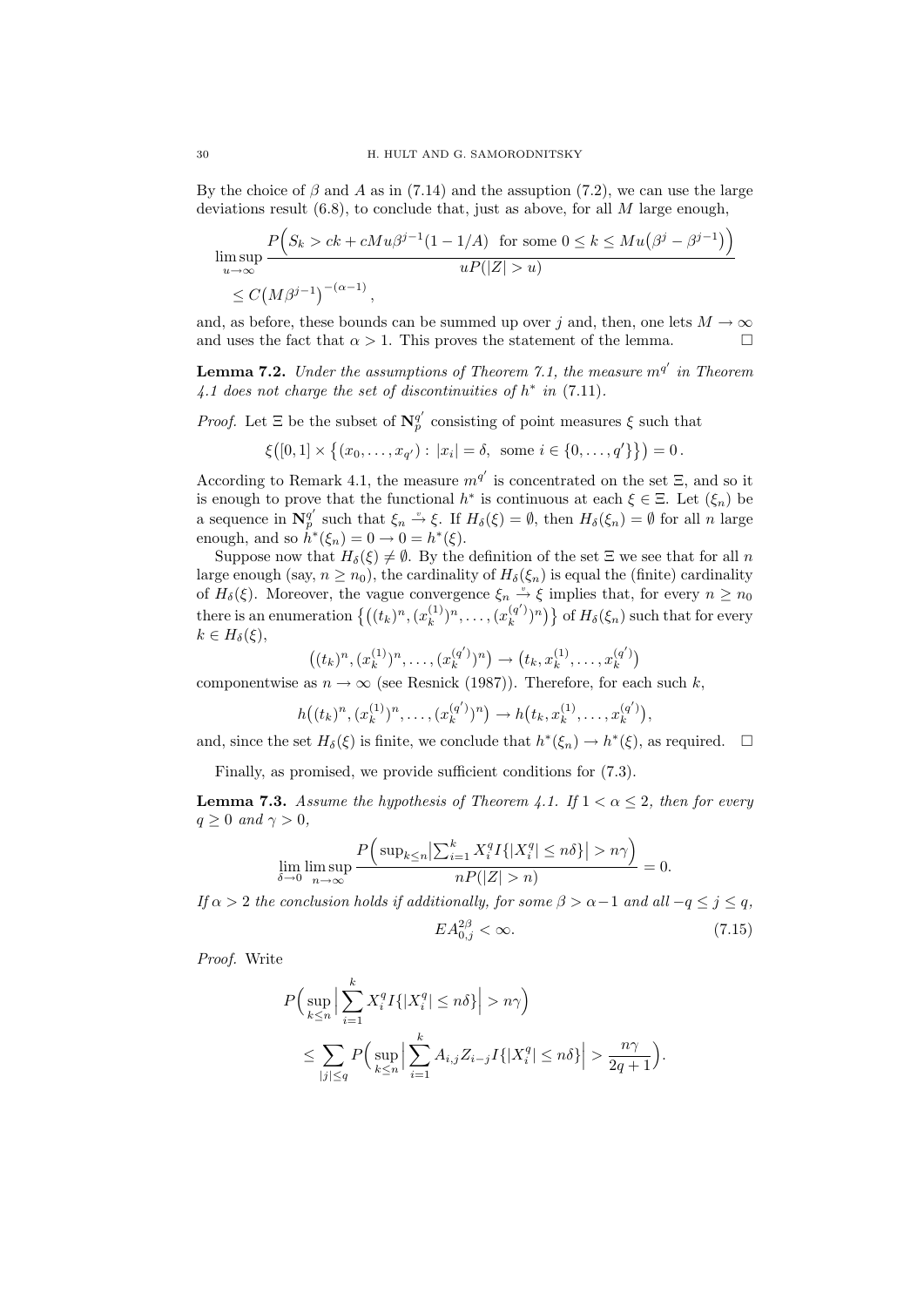By the choice of $\beta$ and $A$ as in (7.14) and the assuption (7.2), we can use the large deviations result (6.8), to conclude that, just as above, for all $M$ large enough,

$$\limsup_{u\to\infty} \frac{P\Big(S_k > ck + cMu\beta^{j-1}(1-1/A) \ \text{ for some } 0 \le k \le Mu\big(\beta^j - \beta^{j-1}\big)\Big)}{uP(|Z|>u)}$$
$$\le C\big(M\beta^{j-1}\big)^{-(\alpha-1)},$$

and, as before, these bounds can be summed up over $j$ and, then, one lets $M \to \infty$ and uses the fact that $\alpha > 1$. This proves the statement of the lemma. $\square$

**Lemma 7.2.** *Under the assumptions of Theorem 7.1, the measure $m^{q'}$ in Theorem 4.1 does not charge the set of discontinuities of $h^*$ in* (7.11).

*Proof.* Let $\Xi$ be the subset of $\mathbf{N}_p^{q'}$ consisting of point measures $\xi$ such that

$$\xi\big([0,1] \times \big\{(x_0,\dots,x_{q'}) : \, |x_i| = \delta, \ \text{some } i \in \{0,\dots,q'\}\big\}\big) = 0\,.$$

According to Remark 4.1, the measure $m^{q'}$ is concentrated on the set $\Xi$, and so it is enough to prove that the functional $h^*$ is continuous at each $\xi \in \Xi$. Let $(\xi_n)$ be a sequence in $\mathbf{N}_p^{q'}$ such that $\xi_n \xrightarrow{v} \xi$. If $H_\delta(\xi) = \emptyset$, then $H_\delta(\xi_n) = \emptyset$ for all $n$ large enough, and so $h^*(\xi_n) = 0 \to 0 = h^*(\xi)$.

Suppose now that $H_\delta(\xi) \neq \emptyset$. By the definition of the set $\Xi$ we see that for all $n$ large enough (say, $n \ge n_0$), the cardinality of $H_\delta(\xi_n)$ is equal the (finite) cardinality of $H_\delta(\xi)$. Moreover, the vague convergence $\xi_n \xrightarrow{v} \xi$ implies that, for every $n \ge n_0$ there is an enumeration $\big\{\big((t_k)^n, (x_k^{(1)})^n, \dots, (x_k^{(q')})^n\big)\big\}$ of $H_\delta(\xi_n)$ such that for every $k \in H_\delta(\xi)$,

$$\big((t_k)^n, (x_k^{(1)})^n, \dots, (x_k^{(q')})^n\big) \to \big(t_k, x_k^{(1)}, \dots, x_k^{(q')}\big)$$

componentwise as $n \to \infty$ (see Resnick (1987)). Therefore, for each such $k$,

$$h\big((t_k)^n, (x_k^{(1)})^n, \dots, (x_k^{(q')})^n\big) \to h\big(t_k, x_k^{(1)}, \dots, x_k^{(q')}\big),$$

and, since the set $H_\delta(\xi)$ is finite, we conclude that $h^*(\xi_n) \to h^*(\xi)$, as required. $\square$

Finally, as promised, we provide sufficient conditions for (7.3).

**Lemma 7.3.** *Assume the hypothesis of Theorem 4.1. If $1 < \alpha \le 2$, then for every $q \ge 0$ and $\gamma > 0$,*

$$\lim_{\delta\to 0}\limsup_{n\to\infty} \frac{P\Big(\sup_{k\le n}\big|\sum_{i=1}^k X_i^q I\{|X_i^q| \le n\delta\}\big| > n\gamma\Big)}{nP(|Z|>n)} = 0.$$

*If $\alpha > 2$ the conclusion holds if additionally, for some $\beta > \alpha - 1$ and all $-q \le j \le q$,*

$$EA_{0,j}^{2\beta} < \infty. \tag{7.15}$$

*Proof.* Write

$$P\Big(\sup_{k\le n}\Big|\sum_{i=1}^k X_i^q I\{|X_i^q| \le n\delta\}\Big| > n\gamma\Big)$$
$$\le \sum_{|j|\le q} P\Big(\sup_{k\le n}\Big|\sum_{i=1}^k A_{i,j}Z_{i-j} I\{|X_i^q| \le n\delta\}\Big| > \frac{n\gamma}{2q+1}\Big).$$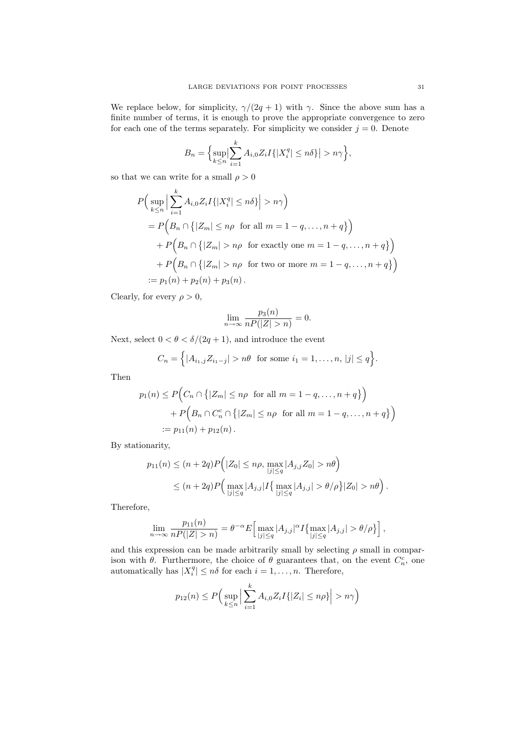We replace below, for simplicity, $\gamma/(2q+1)$ with $\gamma$. Since the above sum has a finite number of terms, it is enough to prove the appropriate convergence to zero for each one of the terms separately. For simplicity we consider $j=0$. Denote

$$B_n = \Big\{ \sup_{k\le n} \Big| \sum_{i=1}^{k} A_{i,0} Z_i I\{|X_i^q| \le n\delta\}\Big| > n\gamma \Big\},$$

so that we can write for a small $\rho > 0$

$$\begin{aligned}
P\Big( \sup_{k\le n} \Big| \sum_{i=1}^{k} A_{i,0} Z_i I\{|X_i^q| \le n\delta\}\Big| > n\gamma \Big) \\
&= P\Big( B_n \cap \big\{ |Z_m| \le n\rho \ \text{ for all } m = 1-q,\dots,n+q \big\}\Big) \\
&\quad + P\Big( B_n \cap \big\{ |Z_m| > n\rho \ \text{ for exactly one } m = 1-q,\dots,n+q \big\}\Big) \\
&\quad + P\Big( B_n \cap \big\{ |Z_m| > n\rho \ \text{ for two or more } m = 1-q,\dots,n+q \big\}\Big) \\
&:= p_1(n) + p_2(n) + p_3(n)\,.
\end{aligned}$$

Clearly, for every $\rho > 0$,

$$\lim_{n\to\infty} \frac{p_3(n)}{nP(|Z|>n)} = 0.$$

Next, select $0 < \theta < \delta/(2q+1)$, and introduce the event

$$C_n = \Big\{ |A_{i_1,j} Z_{i_1-j}| > n\theta \ \text{ for some } i_1 = 1,\dots,n,\ |j| \le q \Big\}.$$

Then

$$\begin{aligned}
p_1(n) &\le P\Big( C_n \cap \big\{ |Z_m| \le n\rho \ \text{ for all } m = 1-q,\dots,n+q \big\}\Big) \\
&\quad + P\Big( B_n \cap C_n^c \cap \big\{ |Z_m| \le n\rho \ \text{ for all } m = 1-q,\dots,n+q \big\}\Big) \\
&:= p_{11}(n) + p_{12}(n)\,.
\end{aligned}$$

By stationarity,

$$\begin{aligned}
p_{11}(n) &\le (n+2q) P\Big( |Z_0| \le n\rho,\ \max_{|j|\le q} |A_{j,j} Z_0| > n\theta \Big) \\
&\le (n+2q) P\Big( \max_{|j|\le q} |A_{j,j}| I\big\{ \max_{|j|\le q} |A_{j,j}| > \theta/\rho \big\} |Z_0| > n\theta \Big)\,.
\end{aligned}$$

Therefore,

$$\lim_{n\to\infty} \frac{p_{11}(n)}{nP(|Z|>n)} = \theta^{-\alpha} E\Big[ \max_{|j|\le q} |A_{j,j}|^{\alpha} I\big\{ \max_{|j|\le q} |A_{j,j}| > \theta/\rho \big\} \Big]\,,$$

and this expression can be made arbitrarily small by selecting $\rho$ small in comparison with $\theta$. Furthermore, the choice of $\theta$ guarantees that, on the event $C_n^c$, one automatically has $|X_i^q| \le n\delta$ for each $i = 1,\dots,n$. Therefore,

$$p_{12}(n) \le P\Big( \sup_{k\le n} \Big| \sum_{i=1}^{k} A_{i,0} Z_i I\{|Z_i| \le n\rho\}\Big| > n\gamma \Big)$$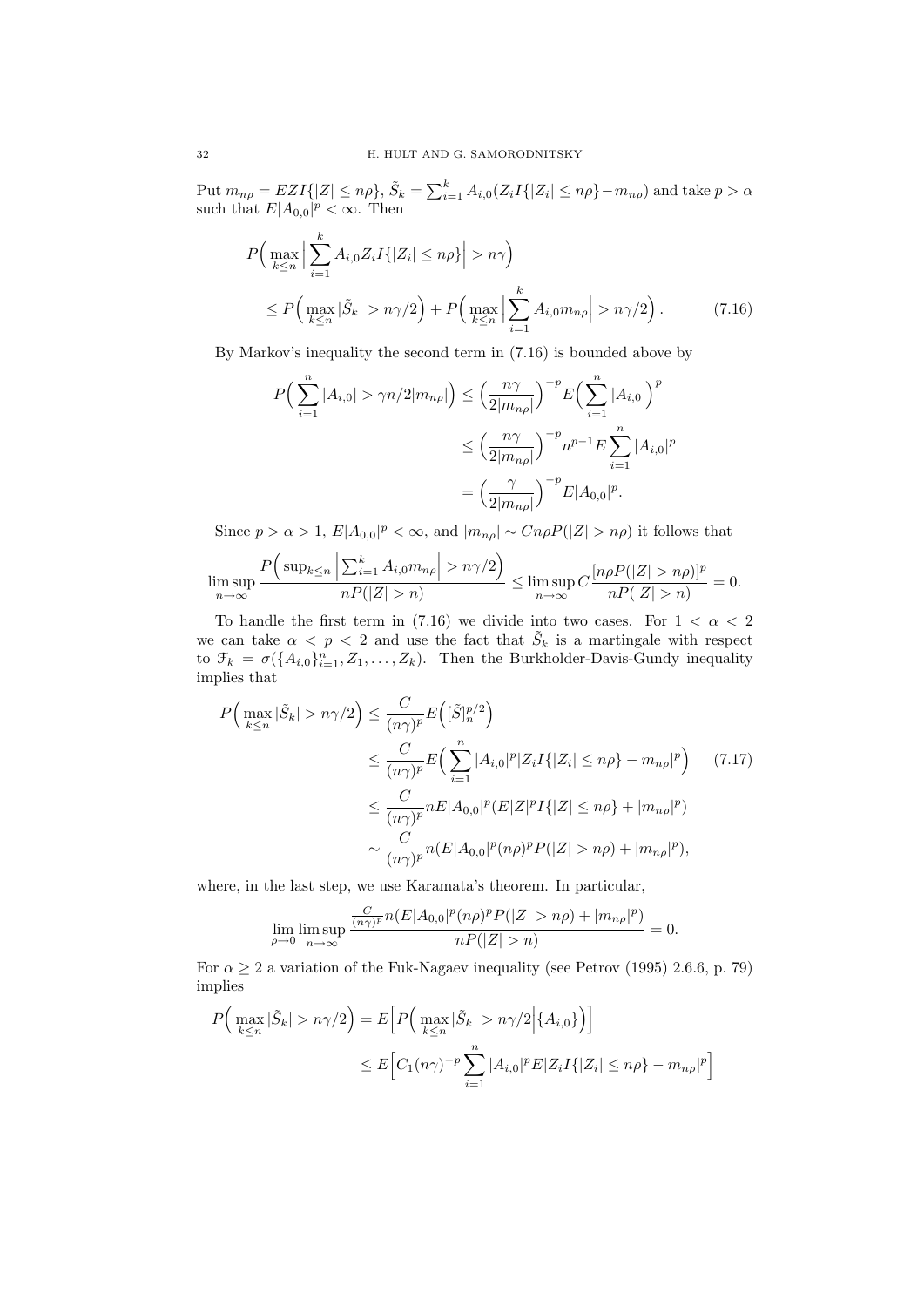Put $m_{n\rho} = EZI\{|Z| \le n\rho\}$, $\tilde{S}_k = \sum_{i=1}^k A_{i,0}(Z_i I\{|Z_i| \le n\rho\} - m_{n\rho})$ and take $p > \alpha$ such that $E|A_{0,0}|^p < \infty$. Then

$$
\begin{aligned}
P\Big( \max_{k\le n} \Big| \sum_{i=1}^k A_{i,0} Z_i I\{|Z_i| \le n\rho\}\Big| > n\gamma\Big) \\
\le P\Big( \max_{k\le n} |\tilde{S}_k| > n\gamma/2\Big) + P\Big( \max_{k\le n} \Big| \sum_{i=1}^k A_{i,0} m_{n\rho}\Big| > n\gamma/2\Big). \qquad (7.16)
\end{aligned}
$$

By Markov's inequality the second term in (7.16) is bounded above by

$$
\begin{aligned}
P\Big( \sum_{i=1}^n |A_{i,0}| > \gamma n/2|m_{n\rho}|\Big) &\le \Big(\frac{n\gamma}{2|m_{n\rho}|}\Big)^{-p} E\Big(\sum_{i=1}^n |A_{i,0}|\Big)^p \\
&\le \Big(\frac{n\gamma}{2|m_{n\rho}|}\Big)^{-p} n^{p-1} E\sum_{i=1}^n |A_{i,0}|^p \\
&= \Big(\frac{\gamma}{2|m_{n\rho}|}\Big)^{-p} E|A_{0,0}|^p.
\end{aligned}
$$

Since $p > \alpha > 1$, $E|A_{0,0}|^p < \infty$, and $|m_{n\rho}| \sim Cn\rho P(|Z| > n\rho)$ it follows that

$$
\limsup_{n\to\infty} \frac{P\Big(\sup_{k\le n}\Big|\sum_{i=1}^k A_{i,0} m_{n\rho}\Big| > n\gamma/2\Big)}{nP(|Z| > n)} \le \limsup_{n\to\infty} C\frac{[n\rho P(|Z| > n\rho)]^p}{nP(|Z| > n)} = 0.
$$

To handle the first term in (7.16) we divide into two cases. For $1 < \alpha < 2$ we can take $\alpha < p < 2$ and use the fact that $\tilde{S}_k$ is a martingale with respect to $\mathcal{F}_k = \sigma(\{A_{i,0}\}_{i=1}^n, Z_1, \dots, Z_k)$. Then the Burkholder-Davis-Gundy inequality implies that

$$
\begin{aligned}
P\Big( \max_{k\le n} |\tilde{S}_k| > n\gamma/2\Big) &\le \frac{C}{(n\gamma)^p} E\Big([\tilde{S}]_n^{p/2}\Big) \\
&\le \frac{C}{(n\gamma)^p} E\Big( \sum_{i=1}^n |A_{i,0}|^p |Z_i I\{|Z_i| \le n\rho\} - m_{n\rho}|^p\Big) \qquad (7.17) \\
&\le \frac{C}{(n\gamma)^p} nE|A_{0,0}|^p (E|Z|^p I\{|Z| \le n\rho\} + |m_{n\rho}|^p) \\
&\sim \frac{C}{(n\gamma)^p} n(E|A_{0,0}|^p (n\rho)^p P(|Z| > n\rho) + |m_{n\rho}|^p),
\end{aligned}
$$

where, in the last step, we use Karamata's theorem. In particular,

$$
\lim_{\rho\to 0}\limsup_{n\to\infty} \frac{\frac{C}{(n\gamma)^p} n(E|A_{0,0}|^p (n\rho)^p P(|Z| > n\rho) + |m_{n\rho}|^p)}{nP(|Z| > n)} = 0.
$$

For $\alpha \ge 2$ a variation of the Fuk-Nagaev inequality (see Petrov (1995) 2.6.6, p. 79) implies

$$
\begin{aligned}
P\Big( \max_{k\le n} |\tilde{S}_k| > n\gamma/2\Big) &= E\Big[ P\Big( \max_{k\le n} |\tilde{S}_k| > n\gamma/2 \Big| \{A_{i,0}\}\Big)\Big] \\
&\le E\Big[ C_1 (n\gamma)^{-p} \sum_{i=1}^n |A_{i,0}|^p E|Z_i I\{|Z_i| \le n\rho\} - m_{n\rho}|^p\Big]
\end{aligned}
$$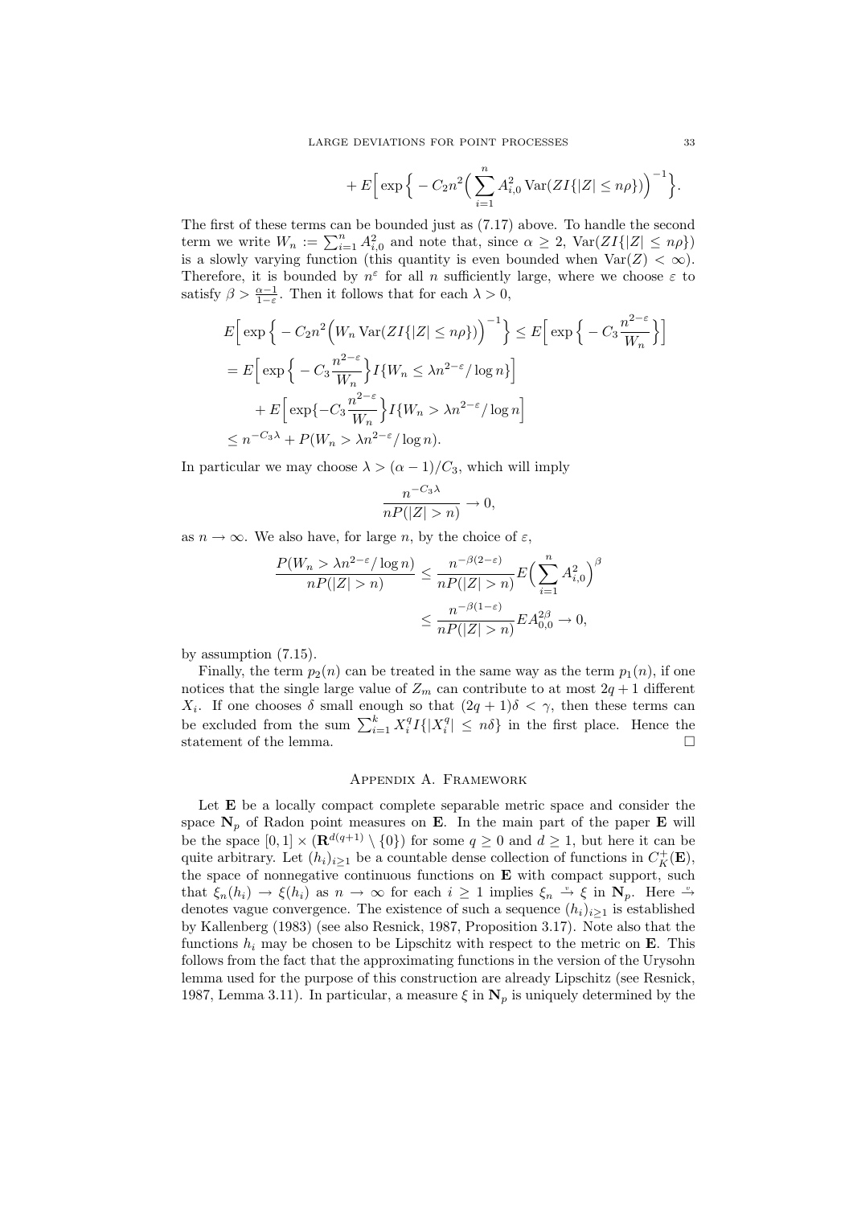$$+ E\Big[ \exp\Big\{ - C_2 n^2 \Big( \sum_{i=1}^n A_{i,0}^2 \operatorname{Var}(ZI\{|Z| \le n\rho\}) \Big)^{-1} \Big\}.$$

The first of these terms can be bounded just as (7.17) above. To handle the second term we write $W_n := \sum_{i=1}^n A_{i,0}^2$ and note that, since $\alpha \geq 2$, $\operatorname{Var}(ZI\{|Z| \le n\rho\})$ is a slowly varying function (this quantity is even bounded when $\operatorname{Var}(Z) < \infty$). Therefore, it is bounded by $n^\varepsilon$ for all $n$ sufficiently large, where we choose $\varepsilon$ to satisfy $\beta > \frac{\alpha-1}{1-\varepsilon}$. Then it follows that for each $\lambda > 0$,

$$\begin{aligned}
E\Big[ \exp\Big\{ - C_2 n^2 \Big( W_n \operatorname{Var}(ZI\{|Z| \le n\rho\}) \Big)^{-1} \Big\} &\le E\Big[ \exp\Big\{ - C_3 \frac{n^{2-\varepsilon}}{W_n} \Big\} \Big] \\
= E\Big[ \exp\Big\{ - C_3 \frac{n^{2-\varepsilon}}{W_n} \Big\} I\{W_n \le \lambda n^{2-\varepsilon}/\log n\} \Big] & \\
+ E\Big[ \exp\{ - C_3 \frac{n^{2-\varepsilon}}{W_n} \Big\} I\{W_n > \lambda n^{2-\varepsilon}/\log n \Big] & \\
\le n^{-C_3 \lambda} + P(W_n > \lambda n^{2-\varepsilon}/\log n). &
\end{aligned}$$

In particular we may choose $\lambda > (\alpha-1)/C_3$, which will imply

$$\frac{n^{-C_3\lambda}}{nP(|Z| > n)} \to 0,$$

as $n \to \infty$. We also have, for large $n$, by the choice of $\varepsilon$,

$$\begin{aligned}
\frac{P(W_n > \lambda n^{2-\varepsilon}/\log n)}{nP(|Z| > n)} &\le \frac{n^{-\beta(2-\varepsilon)}}{nP(|Z|>n)} E\Big( \sum_{i=1}^n A_{i,0}^2 \Big)^\beta \\
&\le \frac{n^{-\beta(1-\varepsilon)}}{nP(|Z|>n)} E A_{0,0}^{2\beta} \to 0,
\end{aligned}$$

by assumption (7.15).

Finally, the term $p_2(n)$ can be treated in the same way as the term $p_1(n)$, if one notices that the single large value of $Z_m$ can contribute to at most $2q+1$ different $X_i$. If one chooses $\delta$ small enough so that $(2q+1)\delta < \gamma$, then these terms can be excluded from the sum $\sum_{i=1}^k X_i^q I\{|X_i^q| \le n\delta\}$ in the first place. Hence the statement of the lemma. $\square$

## Appendix A. Framework

Let $\mathbf{E}$ be a locally compact complete separable metric space and consider the space $\mathbf{N}_p$ of Radon point measures on $\mathbf{E}$. In the main part of the paper $\mathbf{E}$ will be the space $[0,1] \times (\mathbf{R}^{d(q+1)} \setminus \{0\})$ for some $q \geq 0$ and $d \geq 1$, but here it can be quite arbitrary. Let $(h_i)_{i \geq 1}$ be a countable dense collection of functions in $C_K^+(\mathbf{E})$, the space of nonnegative continuous functions on $\mathbf{E}$ with compact support, such that $\xi_n(h_i) \to \xi(h_i)$ as $n \to \infty$ for each $i \geq 1$ implies $\xi_n \xrightarrow{v} \xi$ in $\mathbf{N}_p$. Here $\xrightarrow{v}$ denotes vague convergence. The existence of such a sequence $(h_i)_{i \geq 1}$ is established by Kallenberg (1983) (see also Resnick, 1987, Proposition 3.17). Note also that the functions $h_i$ may be chosen to be Lipschitz with respect to the metric on $\mathbf{E}$. This follows from the fact that the approximating functions in the version of the Urysohn lemma used for the purpose of this construction are already Lipschitz (see Resnick, 1987, Lemma 3.11). In particular, a measure $\xi$ in $\mathbf{N}_p$ is uniquely determined by the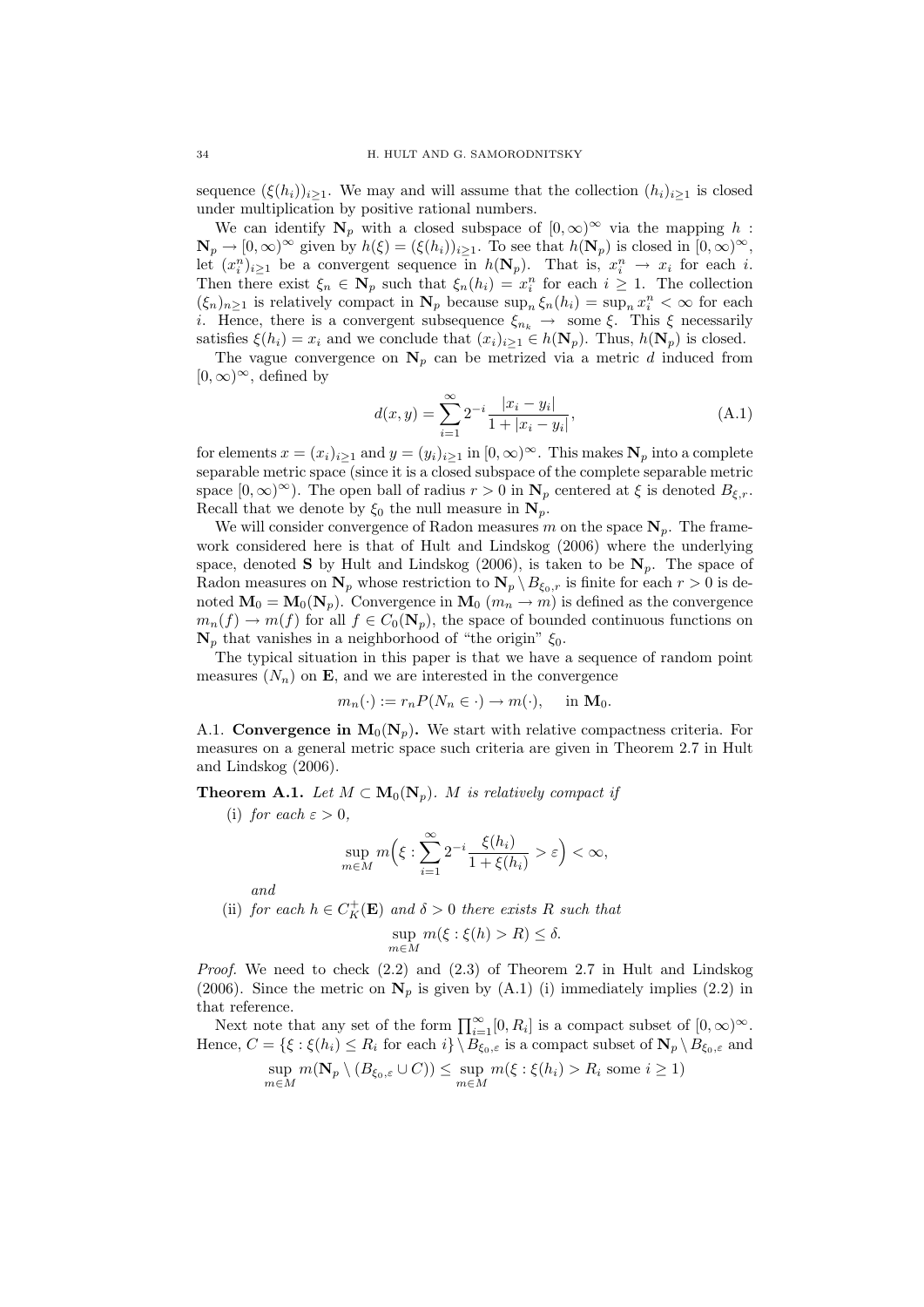sequence $(\xi(h_i))_{i\geq 1}$. We may and will assume that the collection $(h_i)_{i\geq 1}$ is closed under multiplication by positive rational numbers.

We can identify $\mathbf{N}_p$ with a closed subspace of $[0,\infty)^\infty$ via the mapping $h : \mathbf{N}_p \to [0,\infty)^\infty$ given by $h(\xi) = (\xi(h_i))_{i\geq 1}$. To see that $h(\mathbf{N}_p)$ is closed in $[0,\infty)^\infty$, let $(x_i^n)_{i\geq 1}$ be a convergent sequence in $h(\mathbf{N}_p)$. That is, $x_i^n \to x_i$ for each $i$. Then there exist $\xi_n \in \mathbf{N}_p$ such that $\xi_n(h_i) = x_i^n$ for each $i \geq 1$. The collection $(\xi_n)_{n\geq 1}$ is relatively compact in $\mathbf{N}_p$ because $\sup_n \xi_n(h_i) = \sup_n x_i^n < \infty$ for each $i$. Hence, there is a convergent subsequence $\xi_{n_k} \to$ some $\xi$. This $\xi$ necessarily satisfies $\xi(h_i) = x_i$ and we conclude that $(x_i)_{i\geq 1} \in h(\mathbf{N}_p)$. Thus, $h(\mathbf{N}_p)$ is closed.

The vague convergence on $\mathbf{N}_p$ can be metrized via a metric $d$ induced from $[0,\infty)^\infty$, defined by

$$d(x,y) = \sum_{i=1}^{\infty} 2^{-i} \frac{|x_i - y_i|}{1 + |x_i - y_i|}, \tag{A.1}$$

for elements $x = (x_i)_{i\geq 1}$ and $y = (y_i)_{i\geq 1}$ in $[0,\infty)^\infty$. This makes $\mathbf{N}_p$ into a complete separable metric space (since it is a closed subspace of the complete separable metric space $[0,\infty)^\infty$). The open ball of radius $r > 0$ in $\mathbf{N}_p$ centered at $\xi$ is denoted $B_{\xi,r}$. Recall that we denote by $\xi_0$ the null measure in $\mathbf{N}_p$.

We will consider convergence of Radon measures $m$ on the space $\mathbf{N}_p$. The framework considered here is that of Hult and Lindskog (2006) where the underlying space, denoted $\mathbf{S}$ by Hult and Lindskog (2006), is taken to be $\mathbf{N}_p$. The space of Radon measures on $\mathbf{N}_p$ whose restriction to $\mathbf{N}_p \setminus B_{\xi_0,r}$ is finite for each $r > 0$ is denoted $\mathbf{M}_0 = \mathbf{M}_0(\mathbf{N}_p)$. Convergence in $\mathbf{M}_0$ ($m_n \to m$) is defined as the convergence $m_n(f) \to m(f)$ for all $f \in C_0(\mathbf{N}_p)$, the space of bounded continuous functions on $\mathbf{N}_p$ that vanishes in a neighborhood of "the origin" $\xi_0$.

The typical situation in this paper is that we have a sequence of random point measures $(N_n)$ on $\mathbf{E}$, and we are interested in the convergence

$$m_n(\cdot) := r_n P(N_n \in \cdot) \to m(\cdot), \quad \text{in } \mathbf{M}_0.$$

A.1. **Convergence in $\mathbf{M}_0(\mathbf{N}_p)$.** We start with relative compactness criteria. For measures on a general metric space such criteria are given in Theorem 2.7 in Hult and Lindskog (2006).

**Theorem A.1.** *Let $M \subset \mathbf{M}_0(\mathbf{N}_p)$. $M$ is relatively compact if*

(i) *for each $\varepsilon > 0$,*

$$\sup_{m\in M} m\Big(\xi : \sum_{i=1}^{\infty} 2^{-i} \frac{\xi(h_i)}{1+\xi(h_i)} > \varepsilon\Big) < \infty,$$

*and*

(ii) *for each $h \in C_K^+(\mathbf{E})$ and $\delta > 0$ there exists $R$ such that*

$$\sup_{m\in M} m(\xi : \xi(h) > R) \leq \delta.$$

*Proof.* We need to check (2.2) and (2.3) of Theorem 2.7 in Hult and Lindskog (2006). Since the metric on $\mathbf{N}_p$ is given by (A.1) (i) immediately implies (2.2) in that reference.

Next note that any set of the form $\prod_{i=1}^{\infty}[0, R_i]$ is a compact subset of $[0,\infty)^\infty$. Hence, $C = \{\xi : \xi(h_i) \leq R_i \text{ for each } i\} \setminus B_{\xi_0,\varepsilon}$ is a compact subset of $\mathbf{N}_p \setminus B_{\xi_0,\varepsilon}$ and

$$\sup_{m\in M} m(\mathbf{N}_p \setminus (B_{\xi_0,\varepsilon} \cup C)) \leq \sup_{m\in M} m(\xi : \xi(h_i) > R_i \text{ some } i \geq 1)$$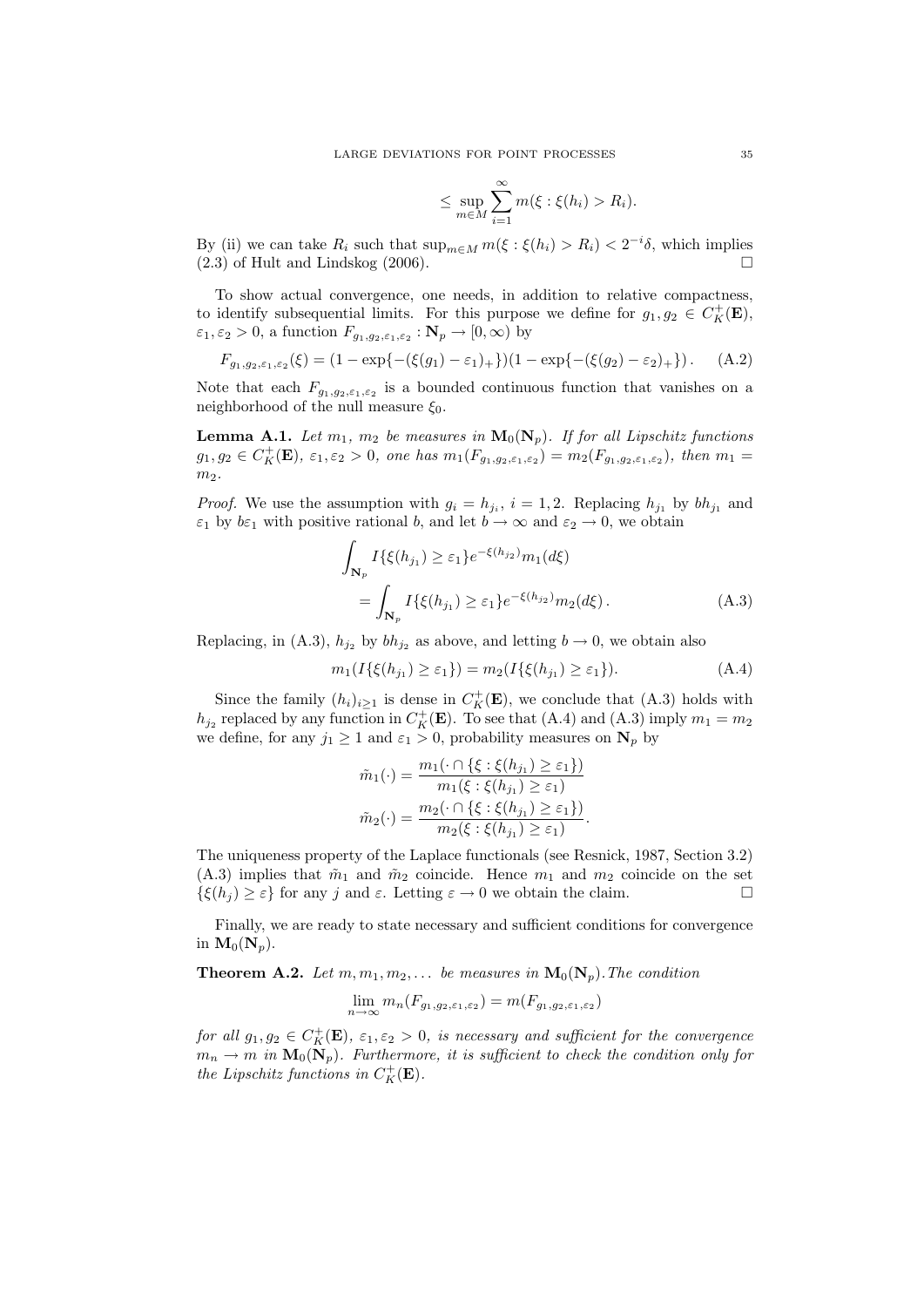$$\leq \sup_{m \in M} \sum_{i=1}^{\infty} m(\xi : \xi(h_i) > R_i).$$

By (ii) we can take $R_i$ such that $\sup_{m \in M} m(\xi : \xi(h_i) > R_i) < 2^{-i}\delta$, which implies (2.3) of Hult and Lindskog (2006). $\square$

To show actual convergence, one needs, in addition to relative compactness, to identify subsequential limits. For this purpose we define for $g_1, g_2 \in C_K^+(\mathbf{E})$, $\varepsilon_1, \varepsilon_2 > 0$, a function $F_{g_1,g_2,\varepsilon_1,\varepsilon_2} : \mathbf{N}_p \to [0, \infty)$ by

$$F_{g_1,g_2,\varepsilon_1,\varepsilon_2}(\xi) = (1 - \exp\{-(\xi(g_1) - \varepsilon_1)_+\})(1 - \exp\{-(\xi(g_2) - \varepsilon_2)_+\}) . \quad \text{(A.2)}$$

Note that each $F_{g_1,g_2,\varepsilon_1,\varepsilon_2}$ is a bounded continuous function that vanishes on a neighborhood of the null measure $\xi_0$.

**Lemma A.1.** *Let $m_1$, $m_2$ be measures in $\mathbf{M}_0(\mathbf{N}_p)$. If for all Lipschitz functions $g_1, g_2 \in C_K^+(\mathbf{E})$, $\varepsilon_1, \varepsilon_2 > 0$, one has $m_1(F_{g_1,g_2,\varepsilon_1,\varepsilon_2}) = m_2(F_{g_1,g_2,\varepsilon_1,\varepsilon_2})$, then $m_1 = m_2$.*

*Proof.* We use the assumption with $g_i = h_{j_i}$, $i = 1, 2$. Replacing $h_{j_1}$ by $bh_{j_1}$ and $\varepsilon_1$ by $b\varepsilon_1$ with positive rational $b$, and let $b \to \infty$ and $\varepsilon_2 \to 0$, we obtain

$$\int_{\mathbf{N}_p} I\{\xi(h_{j_1}) \geq \varepsilon_1\} e^{-\xi(h_{j_2})} m_1(d\xi) = \int_{\mathbf{N}_p} I\{\xi(h_{j_1}) \geq \varepsilon_1\} e^{-\xi(h_{j_2})} m_2(d\xi) . \quad \text{(A.3)}$$

Replacing, in (A.3), $h_{j_2}$ by $bh_{j_2}$ as above, and letting $b \to 0$, we obtain also

$$m_1(I\{\xi(h_{j_1}) \geq \varepsilon_1\}) = m_2(I\{\xi(h_{j_1}) \geq \varepsilon_1\}). \quad \text{(A.4)}$$

Since the family $(h_i)_{i \geq 1}$ is dense in $C_K^+(\mathbf{E})$, we conclude that (A.3) holds with $h_{j_2}$ replaced by any function in $C_K^+(\mathbf{E})$. To see that (A.4) and (A.3) imply $m_1 = m_2$ we define, for any $j_1 \geq 1$ and $\varepsilon_1 > 0$, probability measures on $\mathbf{N}_p$ by

$$\tilde{m}_1(\cdot) = \frac{m_1(\cdot \cap \{\xi : \xi(h_{j_1}) \geq \varepsilon_1\})}{m_1(\xi : \xi(h_{j_1}) \geq \varepsilon_1)}$$

$$\tilde{m}_2(\cdot) = \frac{m_2(\cdot \cap \{\xi : \xi(h_{j_1}) \geq \varepsilon_1\})}{m_2(\xi : \xi(h_{j_1}) \geq \varepsilon_1)} .$$

The uniqueness property of the Laplace functionals (see Resnick, 1987, Section 3.2) (A.3) implies that $\tilde{m}_1$ and $\tilde{m}_2$ coincide. Hence $m_1$ and $m_2$ coincide on the set $\{\xi(h_j) \geq \varepsilon\}$ for any $j$ and $\varepsilon$. Letting $\varepsilon \to 0$ we obtain the claim. $\square$

Finally, we are ready to state necessary and sufficient conditions for convergence in $\mathbf{M}_0(\mathbf{N}_p)$.

**Theorem A.2.** *Let $m, m_1, m_2, \ldots$ be measures in $\mathbf{M}_0(\mathbf{N}_p)$. The condition*

$$\lim_{n \to \infty} m_n(F_{g_1,g_2,\varepsilon_1,\varepsilon_2}) = m(F_{g_1,g_2,\varepsilon_1,\varepsilon_2})$$

*for all $g_1, g_2 \in C_K^+(\mathbf{E})$, $\varepsilon_1, \varepsilon_2 > 0$, is necessary and sufficient for the convergence $m_n \to m$ in $\mathbf{M}_0(\mathbf{N}_p)$. Furthermore, it is sufficient to check the condition only for the Lipschitz functions in $C_K^+(\mathbf{E})$.*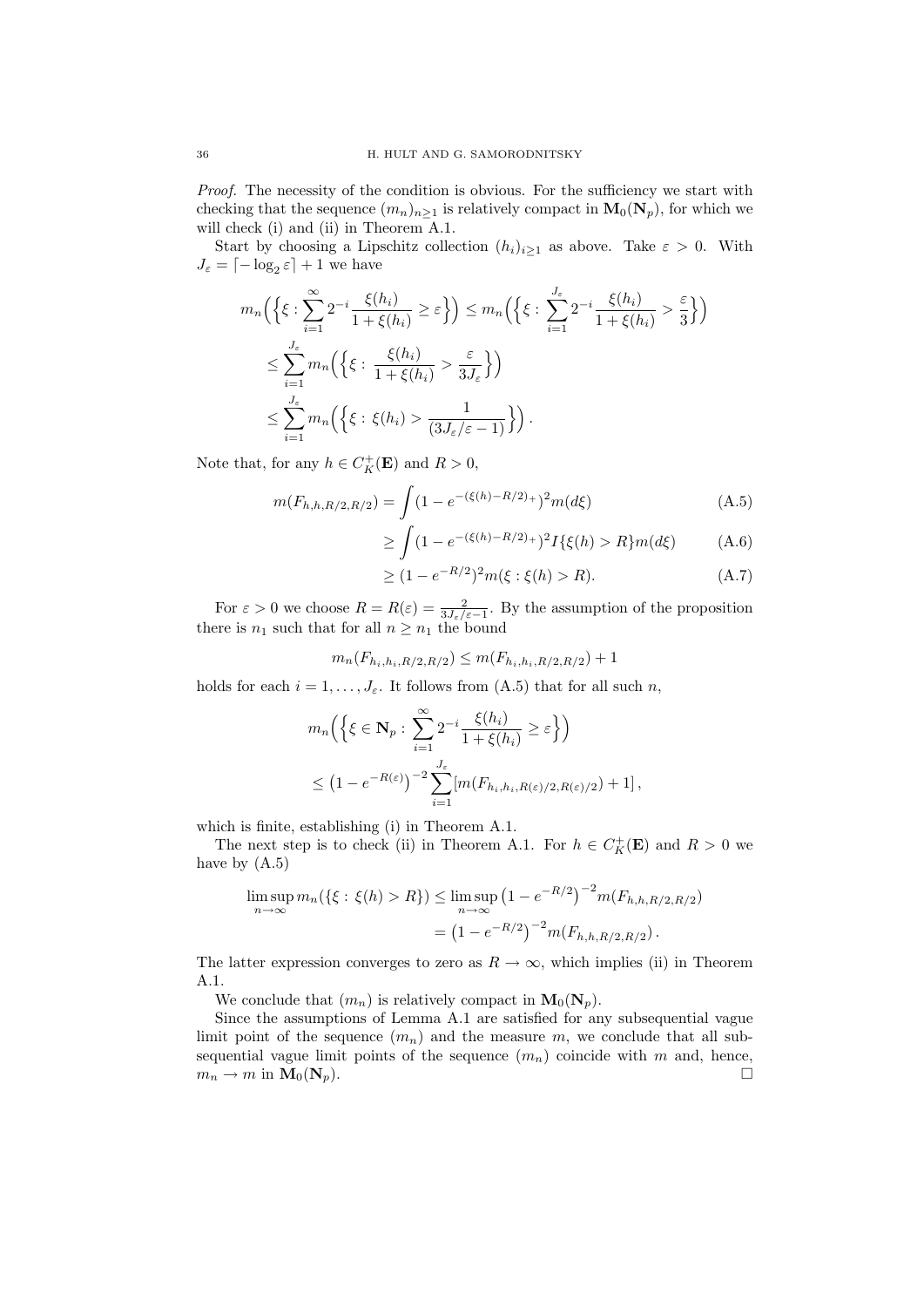*Proof.* The necessity of the condition is obvious. For the sufficiency we start with checking that the sequence $(m_n)_{n\geq 1}$ is relatively compact in $\mathbf{M}_0(\mathbf{N}_p)$, for which we will check (i) and (ii) in Theorem A.1.

Start by choosing a Lipschitz collection $(h_i)_{i\geq 1}$ as above. Take $\varepsilon > 0$. With $J_\varepsilon = \lceil -\log_2 \varepsilon \rceil + 1$ we have

$$
\begin{aligned}
m_n\Big(\Big\{\xi : \sum_{i=1}^{\infty} 2^{-i} \frac{\xi(h_i)}{1+\xi(h_i)} \geq \varepsilon\Big\}\Big) &\leq m_n\Big(\Big\{\xi : \sum_{i=1}^{J_\varepsilon} 2^{-i} \frac{\xi(h_i)}{1+\xi(h_i)} > \frac{\varepsilon}{3}\Big\}\Big) \\
&\leq \sum_{i=1}^{J_\varepsilon} m_n\Big(\Big\{\xi : \frac{\xi(h_i)}{1+\xi(h_i)} > \frac{\varepsilon}{3J_\varepsilon}\Big\}\Big) \\
&\leq \sum_{i=1}^{J_\varepsilon} m_n\Big(\Big\{\xi : \xi(h_i) > \frac{1}{(3J_\varepsilon/\varepsilon - 1)}\Big\}\Big) .
\end{aligned}
$$

Note that, for any $h \in C_K^+(\mathbf{E})$ and $R > 0$,

$$
\begin{aligned}
m(F_{h,h,R/2,R/2}) &= \int (1 - e^{-(\xi(h)-R/2)_+})^2 m(d\xi) && \text{(A.5)} \\
&\geq \int (1 - e^{-(\xi(h)-R/2)_+})^2 I\{\xi(h) > R\} m(d\xi) && \text{(A.6)} \\
&\geq (1 - e^{-R/2})^2 m(\xi : \xi(h) > R). && \text{(A.7)}
\end{aligned}
$$

For $\varepsilon > 0$ we choose $R = R(\varepsilon) = \frac{2}{3J_\varepsilon/\varepsilon - 1}$. By the assumption of the proposition there is $n_1$ such that for all $n \geq n_1$ the bound

$$
m_n(F_{h_i,h_i,R/2,R/2}) \leq m(F_{h_i,h_i,R/2,R/2}) + 1
$$

holds for each $i = 1, \ldots, J_\varepsilon$. It follows from (A.5) that for all such $n$,

$$
\begin{aligned}
&m_n\Big(\Big\{\xi \in \mathbf{N}_p : \sum_{i=1}^{\infty} 2^{-i} \frac{\xi(h_i)}{1+\xi(h_i)} \geq \varepsilon\Big\}\Big) \\
&\leq \big(1 - e^{-R(\varepsilon)}\big)^{-2} \sum_{i=1}^{J_\varepsilon} [m(F_{h_i,h_i,R(\varepsilon)/2,R(\varepsilon)/2}) + 1] ,
\end{aligned}
$$

which is finite, establishing (i) in Theorem A.1.

The next step is to check (ii) in Theorem A.1. For $h \in C_K^+(\mathbf{E})$ and $R > 0$ we have by (A.5)

$$
\begin{aligned}
\limsup_{n\to\infty} m_n(\{\xi : \xi(h) > R\}) &\leq \limsup_{n\to\infty} \big(1 - e^{-R/2}\big)^{-2} m(F_{h,h,R/2,R/2}) \\
&= \big(1 - e^{-R/2}\big)^{-2} m(F_{h,h,R/2,R/2}) .
\end{aligned}
$$

The latter expression converges to zero as $R \to \infty$, which implies (ii) in Theorem A.1.

We conclude that $(m_n)$ is relatively compact in $\mathbf{M}_0(\mathbf{N}_p)$.

Since the assumptions of Lemma A.1 are satisfied for any subsequential vague limit point of the sequence $(m_n)$ and the measure $m$, we conclude that all subsequential vague limit points of the sequence $(m_n)$ coincide with $m$ and, hence, $m_n \to m$ in $\mathbf{M}_0(\mathbf{N}_p)$. □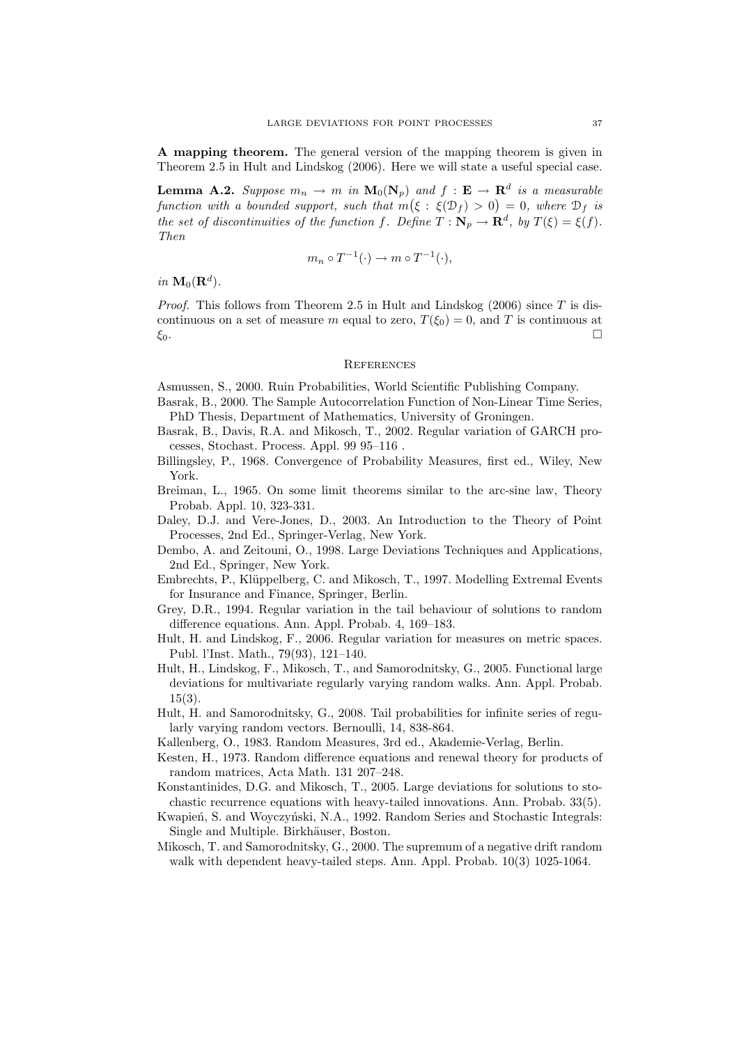**A mapping theorem.** The general version of the mapping theorem is given in Theorem 2.5 in Hult and Lindskog (2006). Here we will state a useful special case.

**Lemma A.2.** *Suppose $m_n \to m$ in $\mathbf{M}_0(\mathbf{N}_p)$ and $f : \mathbf{E} \to \mathbf{R}^d$ is a measurable function with a bounded support, such that $m\big(\xi : \xi(\mathcal{D}_f) > 0\big) = 0$, where $\mathcal{D}_f$ is the set of discontinuities of the function $f$. Define $T : \mathbf{N}_p \to \mathbf{R}^d$, by $T(\xi) = \xi(f)$. Then*

$$m_n \circ T^{-1}(\cdot) \to m \circ T^{-1}(\cdot),$$

*in $\mathbf{M}_0(\mathbf{R}^d)$.*

*Proof.* This follows from Theorem 2.5 in Hult and Lindskog (2006) since $T$ is discontinuous on a set of measure $m$ equal to zero, $T(\xi_0) = 0$, and $T$ is continuous at $\xi_0$. □

## References

Asmussen, S., 2000. Ruin Probabilities, World Scientific Publishing Company.

Basrak, B., 2000. The Sample Autocorrelation Function of Non-Linear Time Series, PhD Thesis, Department of Mathematics, University of Groningen.

Basrak, B., Davis, R.A. and Mikosch, T., 2002. Regular variation of GARCH processes, Stochast. Process. Appl. 99 95–116 .

Billingsley, P., 1968. Convergence of Probability Measures, first ed., Wiley, New York.

Breiman, L., 1965. On some limit theorems similar to the arc-sine law, Theory Probab. Appl. 10, 323-331.

Daley, D.J. and Vere-Jones, D., 2003. An Introduction to the Theory of Point Processes, 2nd Ed., Springer-Verlag, New York.

Dembo, A. and Zeitouni, O., 1998. Large Deviations Techniques and Applications, 2nd Ed., Springer, New York.

Embrechts, P., Klüppelberg, C. and Mikosch, T., 1997. Modelling Extremal Events for Insurance and Finance, Springer, Berlin.

Grey, D.R., 1994. Regular variation in the tail behaviour of solutions to random difference equations. Ann. Appl. Probab. 4, 169–183.

Hult, H. and Lindskog, F., 2006. Regular variation for measures on metric spaces. Publ. l'Inst. Math., 79(93), 121–140.

Hult, H., Lindskog, F., Mikosch, T., and Samorodnitsky, G., 2005. Functional large deviations for multivariate regularly varying random walks. Ann. Appl. Probab. 15(3).

Hult, H. and Samorodnitsky, G., 2008. Tail probabilities for infinite series of regularly varying random vectors. Bernoulli, 14, 838-864.

Kallenberg, O., 1983. Random Measures, 3rd ed., Akademie-Verlag, Berlin.

Kesten, H., 1973. Random difference equations and renewal theory for products of random matrices, Acta Math. 131 207–248.

Konstantinides, D.G. and Mikosch, T., 2005. Large deviations for solutions to stochastic recurrence equations with heavy-tailed innovations. Ann. Probab. 33(5).

Kwapień, S. and Woyczyński, N.A., 1992. Random Series and Stochastic Integrals: Single and Multiple. Birkhäuser, Boston.

Mikosch, T. and Samorodnitsky, G., 2000. The supremum of a negative drift random walk with dependent heavy-tailed steps. Ann. Appl. Probab. 10(3) 1025-1064.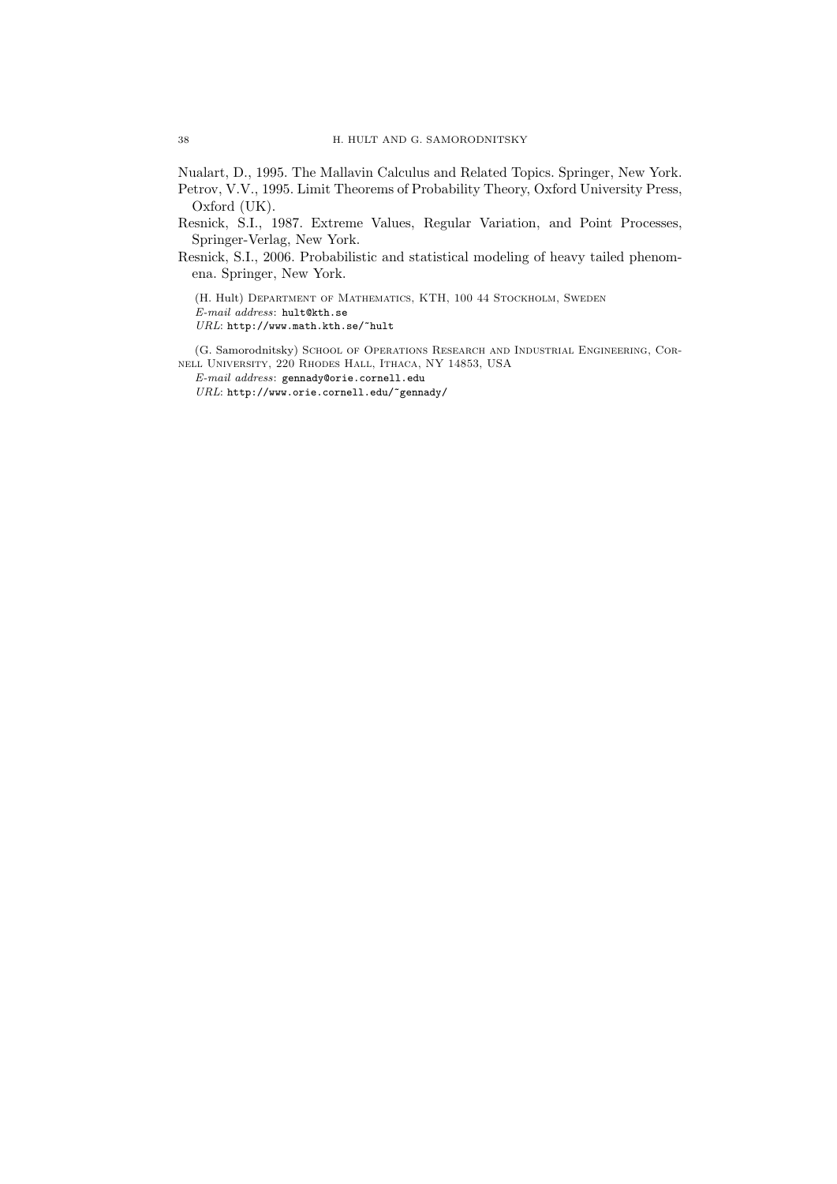Nualart, D., 1995. The Mallavin Calculus and Related Topics. Springer, New York.

Petrov, V.V., 1995. Limit Theorems of Probability Theory, Oxford University Press, Oxford (UK).

Resnick, S.I., 1987. Extreme Values, Regular Variation, and Point Processes, Springer-Verlag, New York.

Resnick, S.I., 2006. Probabilistic and statistical modeling of heavy tailed phenomena. Springer, New York.

(H. Hult) Department of Mathematics, KTH, 100 44 Stockholm, Sweden
*E-mail address*: hult@kth.se
*URL*: http://www.math.kth.se/~hult

(G. Samorodnitsky) School of Operations Research and Industrial Engineering, Cornell University, 220 Rhodes Hall, Ithaca, NY 14853, USA
*E-mail address*: gennady@orie.cornell.edu
*URL*: http://www.orie.cornell.edu/~gennady/